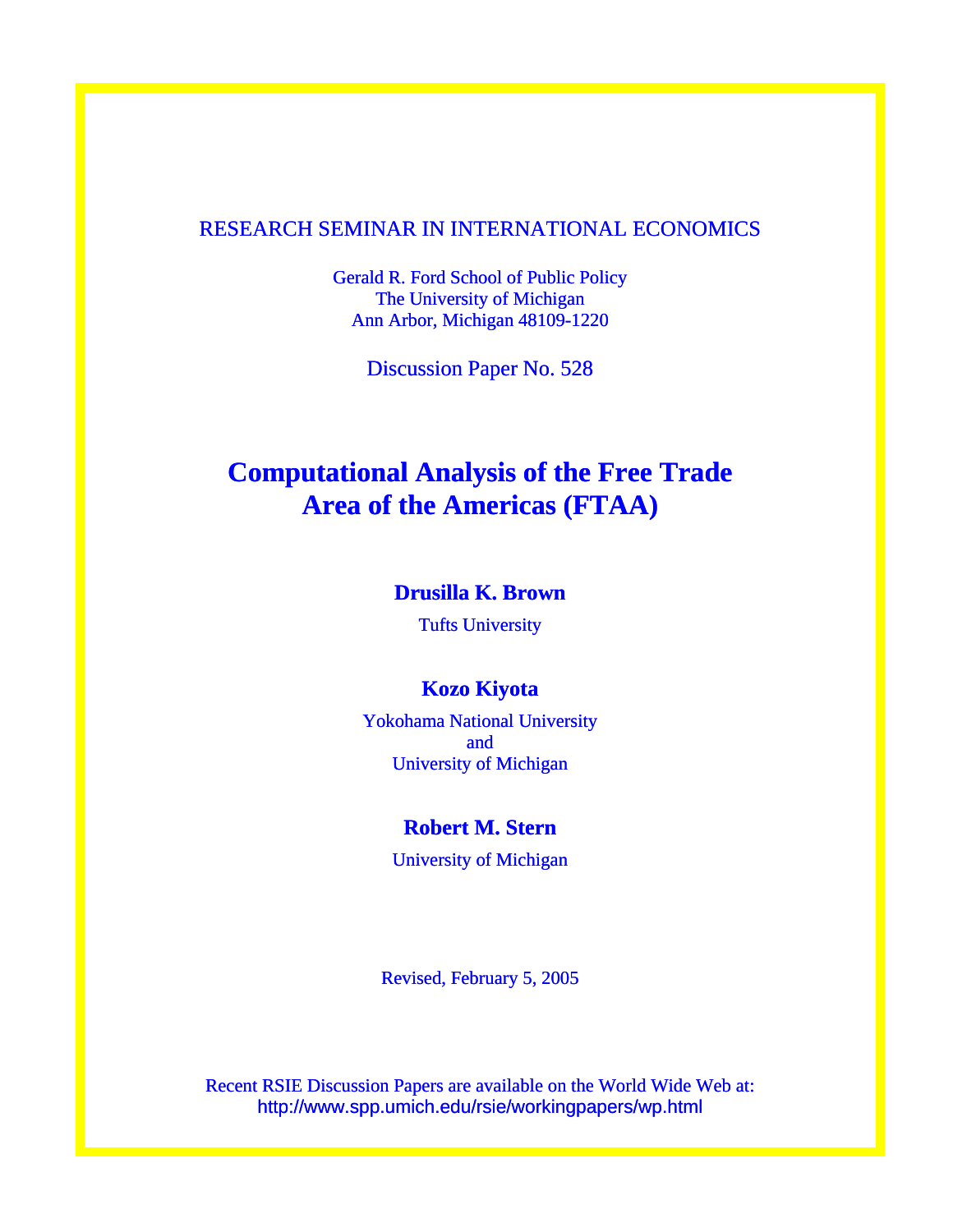RESEARCH SEMINAR IN INTERNATIONAL ECONOMICS

Gerald R. Ford School of Public Policy
The University of Michigan
Ann Arbor, Michigan 48109-1220

Discussion Paper No. 528

# Computational Analysis of the Free Trade Area of the Americas (FTAA)

**Drusilla K. Brown**

Tufts University

**Kozo Kiyota**

Yokohama National University
and
University of Michigan

**Robert M. Stern**

University of Michigan

Revised, February 5, 2005

Recent RSIE Discussion Papers are available on the World Wide Web at:
http://www.spp.umich.edu/rsie/workingpapers/wp.html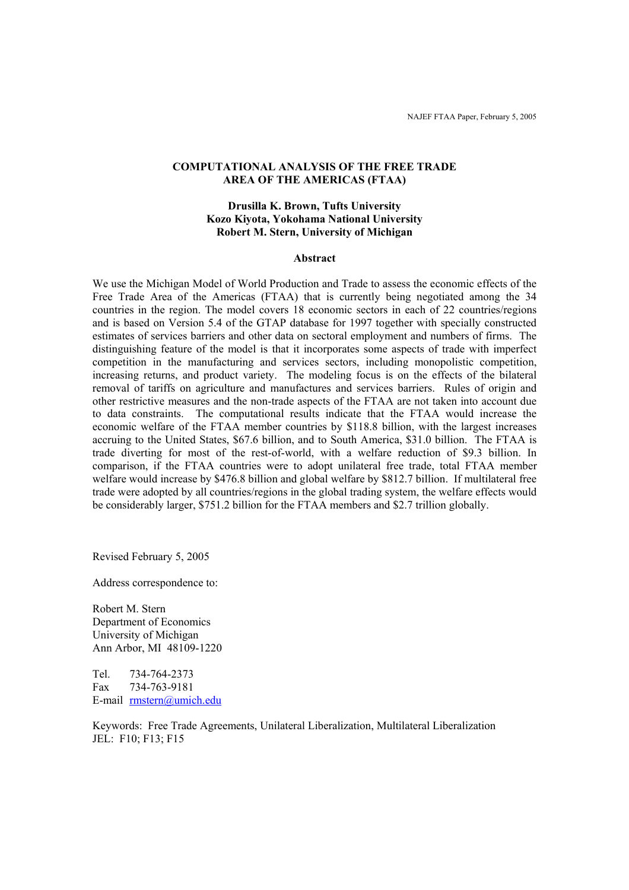# COMPUTATIONAL ANALYSIS OF THE FREE TRADE AREA OF THE AMERICAS (FTAA)

**Drusilla K. Brown, Tufts University**
**Kozo Kiyota, Yokohama National University**
**Robert M. Stern, University of Michigan**

## Abstract

We use the Michigan Model of World Production and Trade to assess the economic effects of the Free Trade Area of the Americas (FTAA) that is currently being negotiated among the 34 countries in the region. The model covers 18 economic sectors in each of 22 countries/regions and is based on Version 5.4 of the GTAP database for 1997 together with specially constructed estimates of services barriers and other data on sectoral employment and numbers of firms. The distinguishing feature of the model is that it incorporates some aspects of trade with imperfect competition in the manufacturing and services sectors, including monopolistic competition, increasing returns, and product variety. The modeling focus is on the effects of the bilateral removal of tariffs on agriculture and manufactures and services barriers. Rules of origin and other restrictive measures and the non-trade aspects of the FTAA are not taken into account due to data constraints. The computational results indicate that the FTAA would increase the economic welfare of the FTAA member countries by \$118.8 billion, with the largest increases accruing to the United States, \$67.6 billion, and to South America, \$31.0 billion. The FTAA is trade diverting for most of the rest-of-world, with a welfare reduction of \$9.3 billion. In comparison, if the FTAA countries were to adopt unilateral free trade, total FTAA member welfare would increase by \$476.8 billion and global welfare by \$812.7 billion. If multilateral free trade were adopted by all countries/regions in the global trading system, the welfare effects would be considerably larger, \$751.2 billion for the FTAA members and \$2.7 trillion globally.

Revised February 5, 2005

Address correspondence to:

Robert M. Stern
Department of Economics
University of Michigan
Ann Arbor, MI 48109-1220

Tel. 734-764-2373
Fax 734-763-9181
E-mail rmstern@umich.edu

Keywords: Free Trade Agreements, Unilateral Liberalization, Multilateral Liberalization
JEL: F10; F13; F15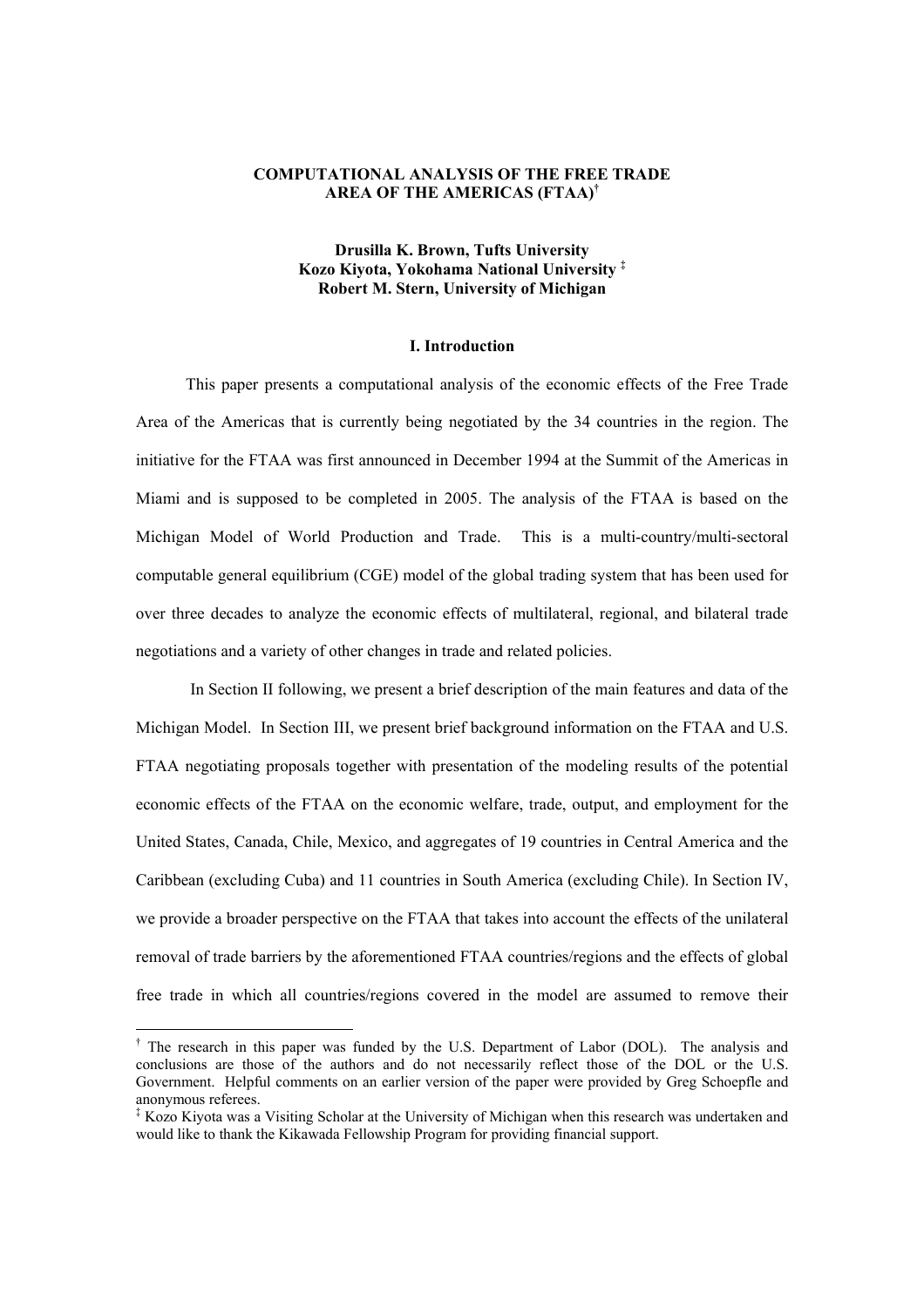**COMPUTATIONAL ANALYSIS OF THE FREE TRADE AREA OF THE AMERICAS (FTAA)[†]**

**Drusilla K. Brown, Tufts University**
**Kozo Kiyota, Yokohama National University [‡]**
**Robert M. Stern, University of Michigan**

## I. Introduction

This paper presents a computational analysis of the economic effects of the Free Trade Area of the Americas that is currently being negotiated by the 34 countries in the region. The initiative for the FTAA was first announced in December 1994 at the Summit of the Americas in Miami and is supposed to be completed in 2005. The analysis of the FTAA is based on the Michigan Model of World Production and Trade. This is a multi-country/multi-sectoral computable general equilibrium (CGE) model of the global trading system that has been used for over three decades to analyze the economic effects of multilateral, regional, and bilateral trade negotiations and a variety of other changes in trade and related policies.

In Section II following, we present a brief description of the main features and data of the Michigan Model. In Section III, we present brief background information on the FTAA and U.S. FTAA negotiating proposals together with presentation of the modeling results of the potential economic effects of the FTAA on the economic welfare, trade, output, and employment for the United States, Canada, Chile, Mexico, and aggregates of 19 countries in Central America and the Caribbean (excluding Cuba) and 11 countries in South America (excluding Chile). In Section IV, we provide a broader perspective on the FTAA that takes into account the effects of the unilateral removal of trade barriers by the aforementioned FTAA countries/regions and the effects of global free trade in which all countries/regions covered in the model are assumed to remove their

---

[†] The research in this paper was funded by the U.S. Department of Labor (DOL). The analysis and conclusions are those of the authors and do not necessarily reflect those of the DOL or the U.S. Government. Helpful comments on an earlier version of the paper were provided by Greg Schoepfle and anonymous referees.

[‡] Kozo Kiyota was a Visiting Scholar at the University of Michigan when this research was undertaken and would like to thank the Kikawada Fellowship Program for providing financial support.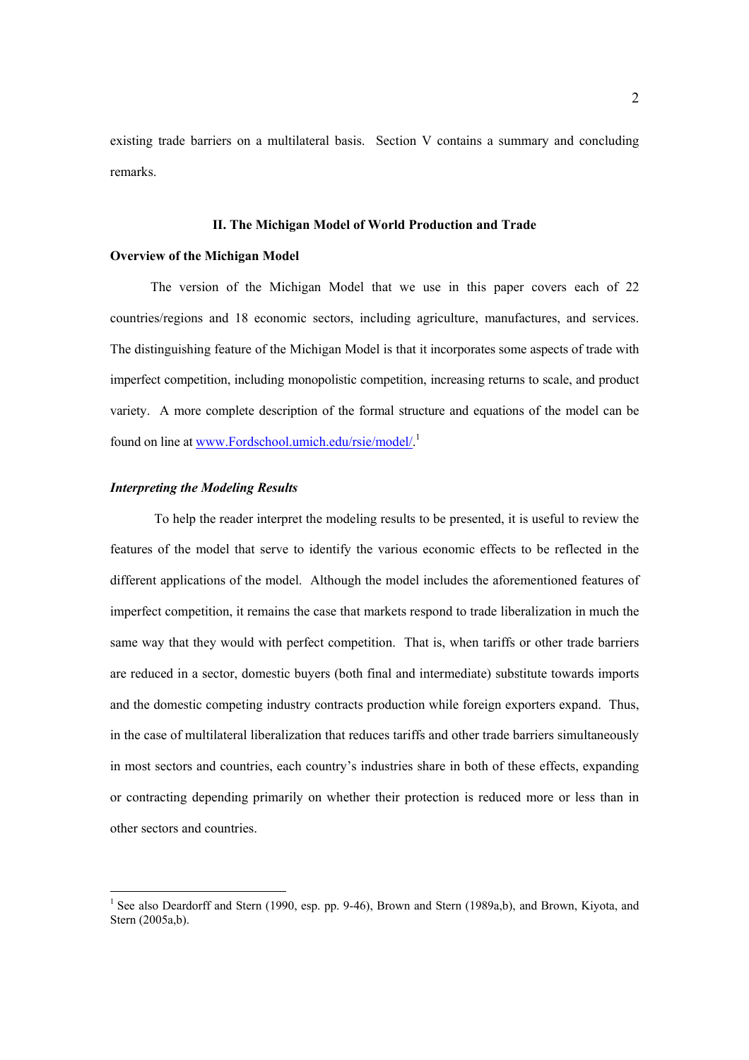existing trade barriers on a multilateral basis. Section V contains a summary and concluding remarks.

## II. The Michigan Model of World Production and Trade

### Overview of the Michigan Model

The version of the Michigan Model that we use in this paper covers each of 22 countries/regions and 18 economic sectors, including agriculture, manufactures, and services. The distinguishing feature of the Michigan Model is that it incorporates some aspects of trade with imperfect competition, including monopolistic competition, increasing returns to scale, and product variety. A more complete description of the formal structure and equations of the model can be found on line at [www.Fordschool.umich.edu/rsie/model/](http://www.Fordschool.umich.edu/rsie/model/).[1]

### *Interpreting the Modeling Results*

To help the reader interpret the modeling results to be presented, it is useful to review the features of the model that serve to identify the various economic effects to be reflected in the different applications of the model. Although the model includes the aforementioned features of imperfect competition, it remains the case that markets respond to trade liberalization in much the same way that they would with perfect competition. That is, when tariffs or other trade barriers are reduced in a sector, domestic buyers (both final and intermediate) substitute towards imports and the domestic competing industry contracts production while foreign exporters expand. Thus, in the case of multilateral liberalization that reduces tariffs and other trade barriers simultaneously in most sectors and countries, each country's industries share in both of these effects, expanding or contracting depending primarily on whether their protection is reduced more or less than in other sectors and countries.

---

[1] See also Deardorff and Stern (1990, esp. pp. 9-46), Brown and Stern (1989a,b), and Brown, Kiyota, and Stern (2005a,b).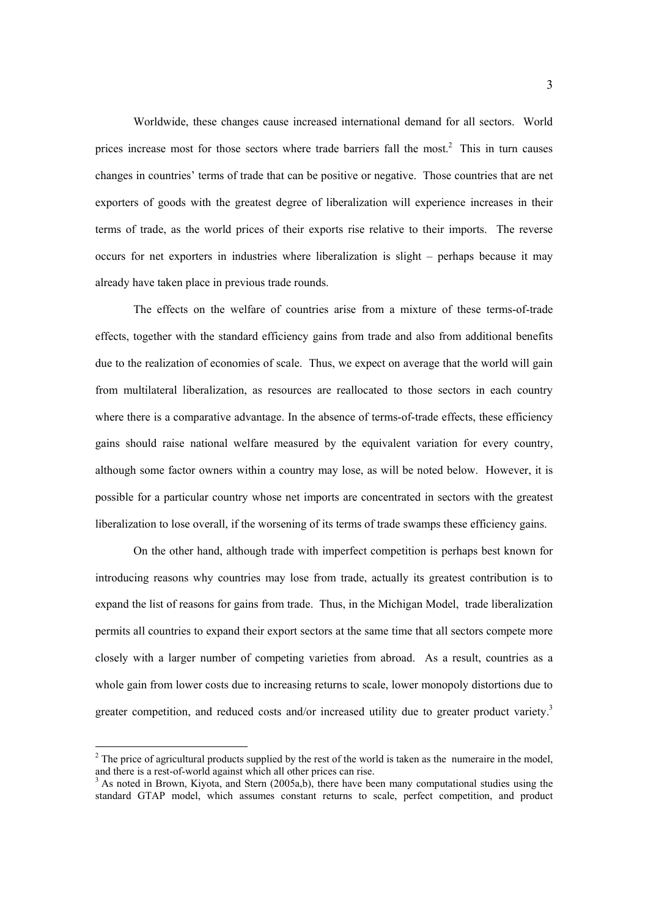Worldwide, these changes cause increased international demand for all sectors. World prices increase most for those sectors where trade barriers fall the most.[2] This in turn causes changes in countries' terms of trade that can be positive or negative. Those countries that are net exporters of goods with the greatest degree of liberalization will experience increases in their terms of trade, as the world prices of their exports rise relative to their imports. The reverse occurs for net exporters in industries where liberalization is slight – perhaps because it may already have taken place in previous trade rounds.

The effects on the welfare of countries arise from a mixture of these terms-of-trade effects, together with the standard efficiency gains from trade and also from additional benefits due to the realization of economies of scale. Thus, we expect on average that the world will gain from multilateral liberalization, as resources are reallocated to those sectors in each country where there is a comparative advantage. In the absence of terms-of-trade effects, these efficiency gains should raise national welfare measured by the equivalent variation for every country, although some factor owners within a country may lose, as will be noted below. However, it is possible for a particular country whose net imports are concentrated in sectors with the greatest liberalization to lose overall, if the worsening of its terms of trade swamps these efficiency gains.

On the other hand, although trade with imperfect competition is perhaps best known for introducing reasons why countries may lose from trade, actually its greatest contribution is to expand the list of reasons for gains from trade. Thus, in the Michigan Model, trade liberalization permits all countries to expand their export sectors at the same time that all sectors compete more closely with a larger number of competing varieties from abroad. As a result, countries as a whole gain from lower costs due to increasing returns to scale, lower monopoly distortions due to greater competition, and reduced costs and/or increased utility due to greater product variety.[3]

[2] The price of agricultural products supplied by the rest of the world is taken as the numeraire in the model, and there is a rest-of-world against which all other prices can rise.

[3] As noted in Brown, Kiyota, and Stern (2005a,b), there have been many computational studies using the standard GTAP model, which assumes constant returns to scale, perfect competition, and product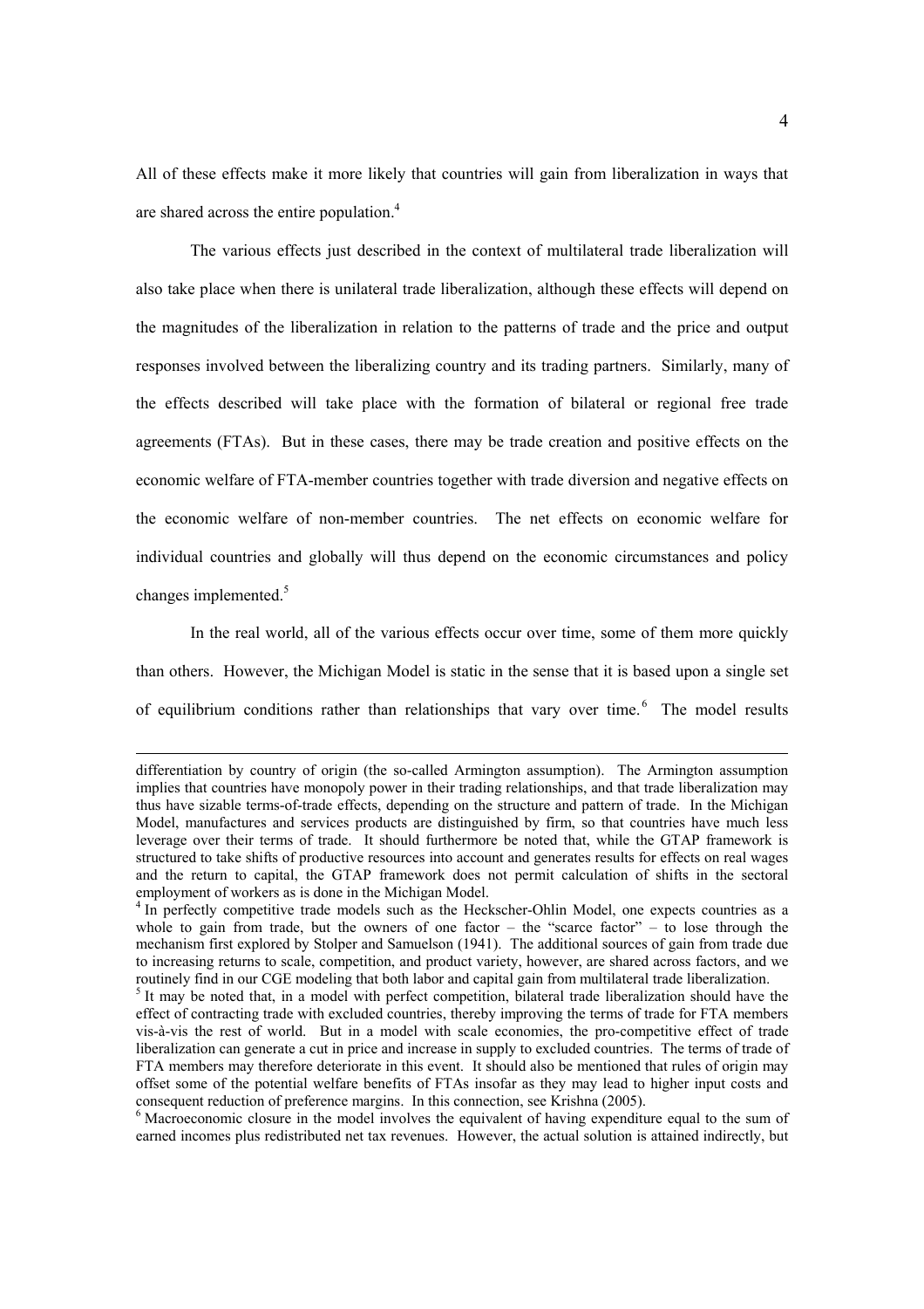All of these effects make it more likely that countries will gain from liberalization in ways that are shared across the entire population.[4]

The various effects just described in the context of multilateral trade liberalization will also take place when there is unilateral trade liberalization, although these effects will depend on the magnitudes of the liberalization in relation to the patterns of trade and the price and output responses involved between the liberalizing country and its trading partners. Similarly, many of the effects described will take place with the formation of bilateral or regional free trade agreements (FTAs). But in these cases, there may be trade creation and positive effects on the economic welfare of FTA-member countries together with trade diversion and negative effects on the economic welfare of non-member countries. The net effects on economic welfare for individual countries and globally will thus depend on the economic circumstances and policy changes implemented.[5]

In the real world, all of the various effects occur over time, some of them more quickly than others. However, the Michigan Model is static in the sense that it is based upon a single set of equilibrium conditions rather than relationships that vary over time.[6] The model results

---

differentiation by country of origin (the so-called Armington assumption). The Armington assumption implies that countries have monopoly power in their trading relationships, and that trade liberalization may thus have sizable terms-of-trade effects, depending on the structure and pattern of trade. In the Michigan Model, manufactures and services products are distinguished by firm, so that countries have much less leverage over their terms of trade. It should furthermore be noted that, while the GTAP framework is structured to take shifts of productive resources into account and generates results for effects on real wages and the return to capital, the GTAP framework does not permit calculation of shifts in the sectoral employment of workers as is done in the Michigan Model.

[4] In perfectly competitive trade models such as the Heckscher-Ohlin Model, one expects countries as a whole to gain from trade, but the owners of one factor – the "scarce factor" – to lose through the mechanism first explored by Stolper and Samuelson (1941). The additional sources of gain from trade due to increasing returns to scale, competition, and product variety, however, are shared across factors, and we routinely find in our CGE modeling that both labor and capital gain from multilateral trade liberalization.

[5] It may be noted that, in a model with perfect competition, bilateral trade liberalization should have the effect of contracting trade with excluded countries, thereby improving the terms of trade for FTA members vis-à-vis the rest of world. But in a model with scale economies, the pro-competitive effect of trade liberalization can generate a cut in price and increase in supply to excluded countries. The terms of trade of FTA members may therefore deteriorate in this event. It should also be mentioned that rules of origin may offset some of the potential welfare benefits of FTAs insofar as they may lead to higher input costs and consequent reduction of preference margins. In this connection, see Krishna (2005).

[6] Macroeconomic closure in the model involves the equivalent of having expenditure equal to the sum of earned incomes plus redistributed net tax revenues. However, the actual solution is attained indirectly, but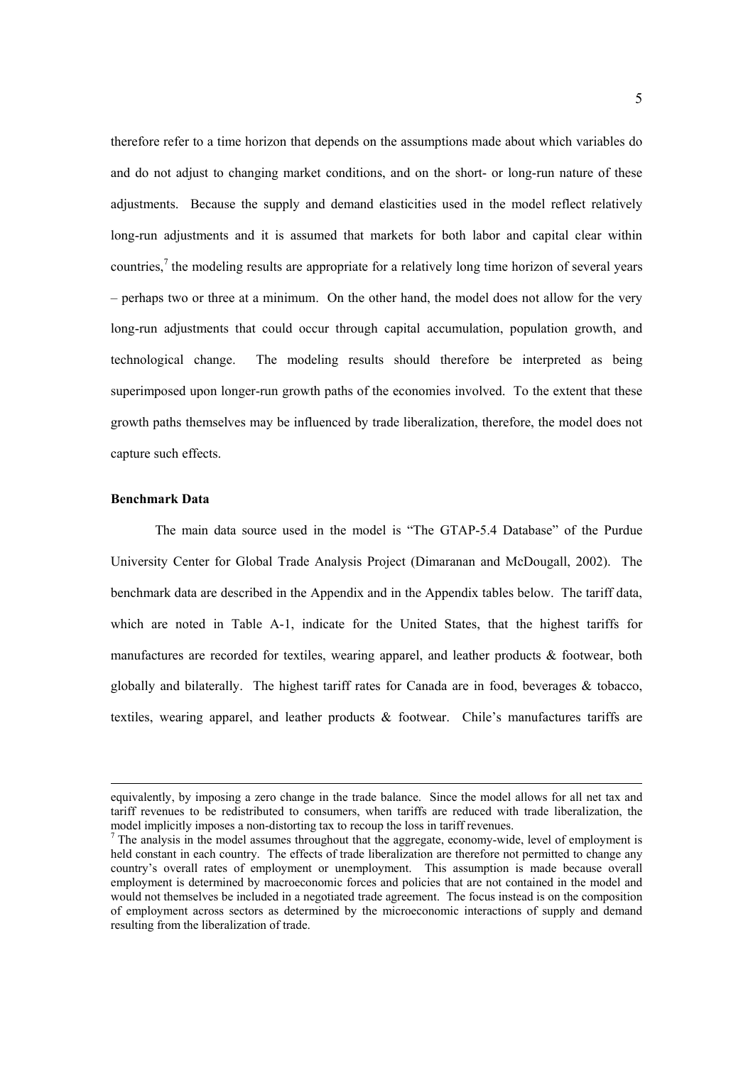therefore refer to a time horizon that depends on the assumptions made about which variables do and do not adjust to changing market conditions, and on the short- or long-run nature of these adjustments. Because the supply and demand elasticities used in the model reflect relatively long-run adjustments and it is assumed that markets for both labor and capital clear within countries,[7] the modeling results are appropriate for a relatively long time horizon of several years – perhaps two or three at a minimum. On the other hand, the model does not allow for the very long-run adjustments that could occur through capital accumulation, population growth, and technological change. The modeling results should therefore be interpreted as being superimposed upon longer-run growth paths of the economies involved. To the extent that these growth paths themselves may be influenced by trade liberalization, therefore, the model does not capture such effects.

**Benchmark Data**

The main data source used in the model is "The GTAP-5.4 Database" of the Purdue University Center for Global Trade Analysis Project (Dimaranan and McDougall, 2002). The benchmark data are described in the Appendix and in the Appendix tables below. The tariff data, which are noted in Table A-1, indicate for the United States, that the highest tariffs for manufactures are recorded for textiles, wearing apparel, and leather products & footwear, both globally and bilaterally. The highest tariff rates for Canada are in food, beverages & tobacco, textiles, wearing apparel, and leather products & footwear. Chile's manufactures tariffs are

---

equivalently, by imposing a zero change in the trade balance. Since the model allows for all net tax and tariff revenues to be redistributed to consumers, when tariffs are reduced with trade liberalization, the model implicitly imposes a non-distorting tax to recoup the loss in tariff revenues.

[7] The analysis in the model assumes throughout that the aggregate, economy-wide, level of employment is held constant in each country. The effects of trade liberalization are therefore not permitted to change any country's overall rates of employment or unemployment. This assumption is made because overall employment is determined by macroeconomic forces and policies that are not contained in the model and would not themselves be included in a negotiated trade agreement. The focus instead is on the composition of employment across sectors as determined by the microeconomic interactions of supply and demand resulting from the liberalization of trade.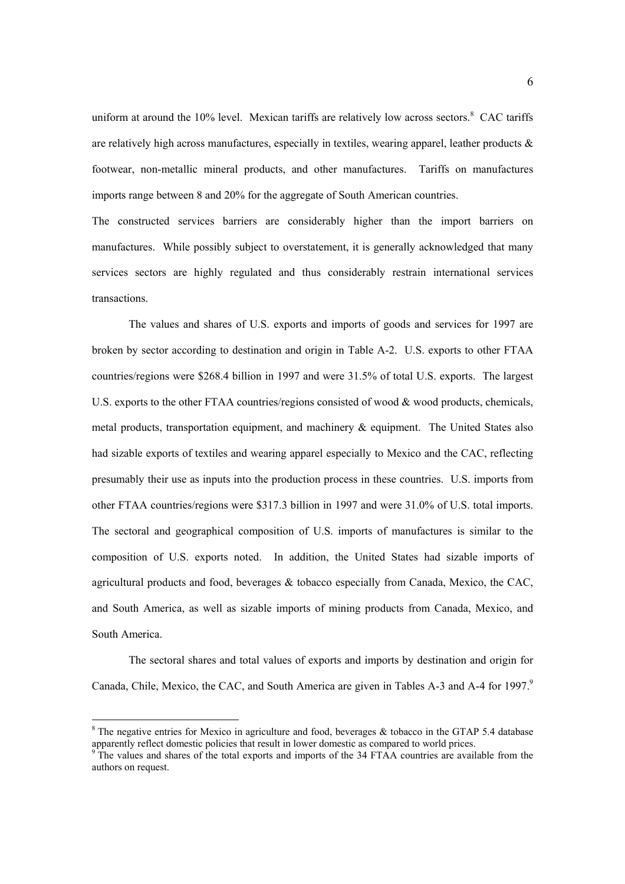uniform at around the 10% level. Mexican tariffs are relatively low across sectors.[8] CAC tariffs are relatively high across manufactures, especially in textiles, wearing apparel, leather products & footwear, non-metallic mineral products, and other manufactures. Tariffs on manufactures imports range between 8 and 20% for the aggregate of South American countries.

The constructed services barriers are considerably higher than the import barriers on manufactures. While possibly subject to overstatement, it is generally acknowledged that many services sectors are highly regulated and thus considerably restrain international services transactions.

The values and shares of U.S. exports and imports of goods and services for 1997 are broken by sector according to destination and origin in Table A-2. U.S. exports to other FTAA countries/regions were \$268.4 billion in 1997 and were 31.5% of total U.S. exports. The largest U.S. exports to the other FTAA countries/regions consisted of wood & wood products, chemicals, metal products, transportation equipment, and machinery & equipment. The United States also had sizable exports of textiles and wearing apparel especially to Mexico and the CAC, reflecting presumably their use as inputs into the production process in these countries. U.S. imports from other FTAA countries/regions were \$317.3 billion in 1997 and were 31.0% of U.S. total imports. The sectoral and geographical composition of U.S. imports of manufactures is similar to the composition of U.S. exports noted. In addition, the United States had sizable imports of agricultural products and food, beverages & tobacco especially from Canada, Mexico, the CAC, and South America, as well as sizable imports of mining products from Canada, Mexico, and South America.

The sectoral shares and total values of exports and imports by destination and origin for Canada, Chile, Mexico, the CAC, and South America are given in Tables A-3 and A-4 for 1997.[9]

---

[8] The negative entries for Mexico in agriculture and food, beverages & tobacco in the GTAP 5.4 database apparently reflect domestic policies that result in lower domestic as compared to world prices.

[9] The values and shares of the total exports and imports of the 34 FTAA countries are available from the authors on request.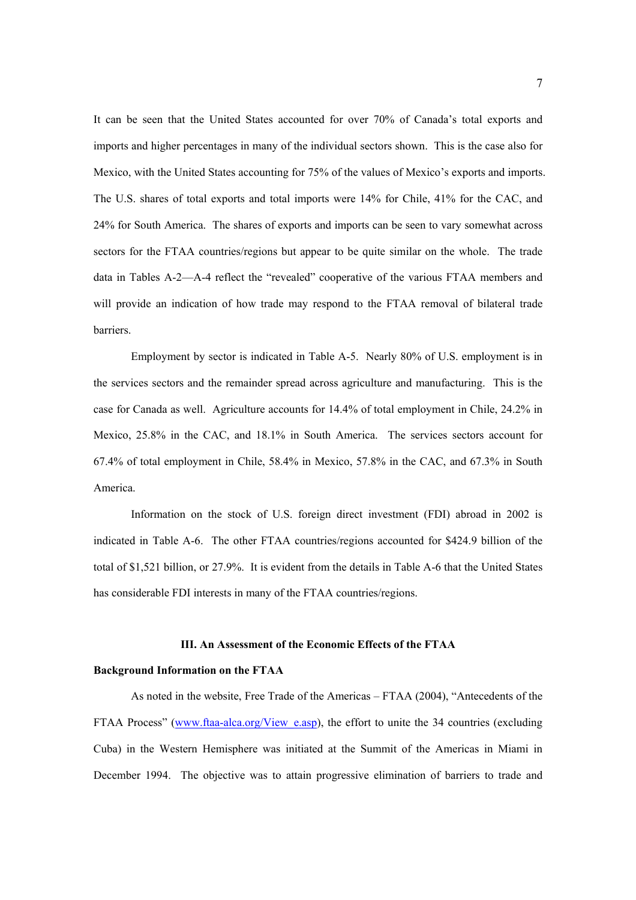It can be seen that the United States accounted for over 70% of Canada's total exports and imports and higher percentages in many of the individual sectors shown. This is the case also for Mexico, with the United States accounting for 75% of the values of Mexico's exports and imports. The U.S. shares of total exports and total imports were 14% for Chile, 41% for the CAC, and 24% for South America. The shares of exports and imports can be seen to vary somewhat across sectors for the FTAA countries/regions but appear to be quite similar on the whole. The trade data in Tables A-2—A-4 reflect the "revealed" cooperative of the various FTAA members and will provide an indication of how trade may respond to the FTAA removal of bilateral trade barriers.

Employment by sector is indicated in Table A-5. Nearly 80% of U.S. employment is in the services sectors and the remainder spread across agriculture and manufacturing. This is the case for Canada as well. Agriculture accounts for 14.4% of total employment in Chile, 24.2% in Mexico, 25.8% in the CAC, and 18.1% in South America. The services sectors account for 67.4% of total employment in Chile, 58.4% in Mexico, 57.8% in the CAC, and 67.3% in South America.

Information on the stock of U.S. foreign direct investment (FDI) abroad in 2002 is indicated in Table A-6. The other FTAA countries/regions accounted for $424.9 billion of the total of $1,521 billion, or 27.9%. It is evident from the details in Table A-6 that the United States has considerable FDI interests in many of the FTAA countries/regions.

## III. An Assessment of the Economic Effects of the FTAA

### Background Information on the FTAA

As noted in the website, Free Trade of the Americas – FTAA (2004), "Antecedents of the FTAA Process" (www.ftaa-alca.org/View_e.asp), the effort to unite the 34 countries (excluding Cuba) in the Western Hemisphere was initiated at the Summit of the Americas in Miami in December 1994. The objective was to attain progressive elimination of barriers to trade and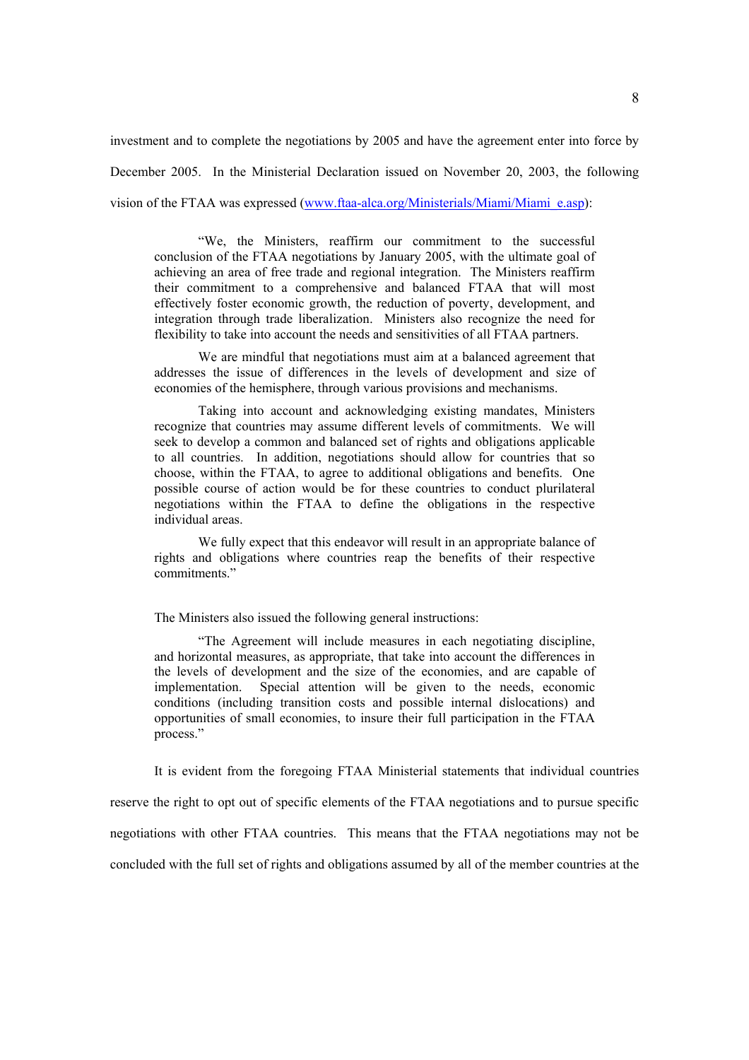investment and to complete the negotiations by 2005 and have the agreement enter into force by December 2005. In the Ministerial Declaration issued on November 20, 2003, the following vision of the FTAA was expressed (www.ftaa-alca.org/Ministerials/Miami/Miami_e.asp):

> "We, the Ministers, reaffirm our commitment to the successful conclusion of the FTAA negotiations by January 2005, with the ultimate goal of achieving an area of free trade and regional integration. The Ministers reaffirm their commitment to a comprehensive and balanced FTAA that will most effectively foster economic growth, the reduction of poverty, development, and integration through trade liberalization. Ministers also recognize the need for flexibility to take into account the needs and sensitivities of all FTAA partners.
>
> We are mindful that negotiations must aim at a balanced agreement that addresses the issue of differences in the levels of development and size of economies of the hemisphere, through various provisions and mechanisms.
>
> Taking into account and acknowledging existing mandates, Ministers recognize that countries may assume different levels of commitments. We will seek to develop a common and balanced set of rights and obligations applicable to all countries. In addition, negotiations should allow for countries that so choose, within the FTAA, to agree to additional obligations and benefits. One possible course of action would be for these countries to conduct plurilateral negotiations within the FTAA to define the obligations in the respective individual areas.
>
> We fully expect that this endeavor will result in an appropriate balance of rights and obligations where countries reap the benefits of their respective commitments."

The Ministers also issued the following general instructions:

> "The Agreement will include measures in each negotiating discipline, and horizontal measures, as appropriate, that take into account the differences in the levels of development and the size of the economies, and are capable of implementation. Special attention will be given to the needs, economic conditions (including transition costs and possible internal dislocations) and opportunities of small economies, to insure their full participation in the FTAA process."

It is evident from the foregoing FTAA Ministerial statements that individual countries reserve the right to opt out of specific elements of the FTAA negotiations and to pursue specific negotiations with other FTAA countries. This means that the FTAA negotiations may not be concluded with the full set of rights and obligations assumed by all of the member countries at the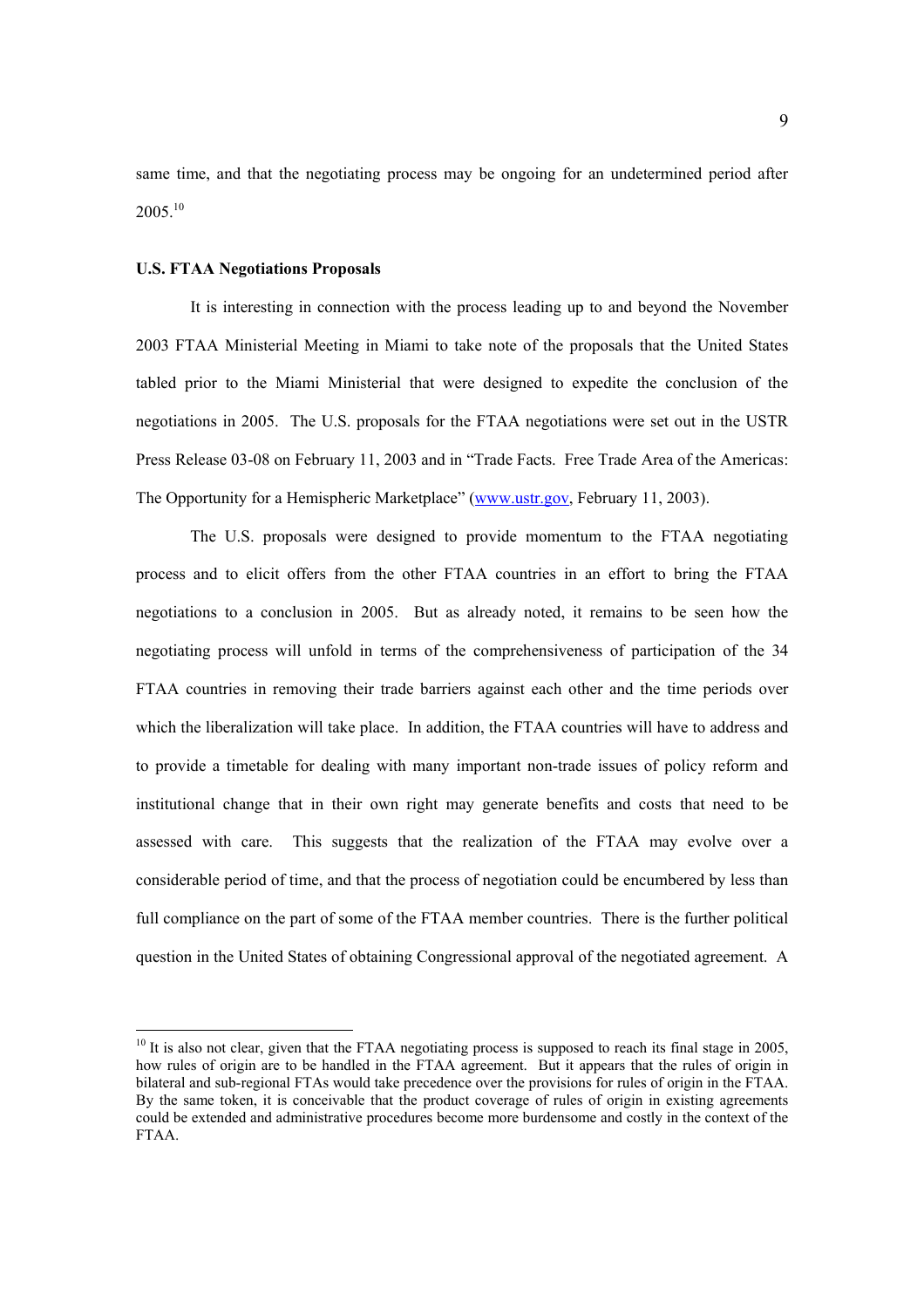same time, and that the negotiating process may be ongoing for an undetermined period after 2005.[10]

**U.S. FTAA Negotiations Proposals**

It is interesting in connection with the process leading up to and beyond the November 2003 FTAA Ministerial Meeting in Miami to take note of the proposals that the United States tabled prior to the Miami Ministerial that were designed to expedite the conclusion of the negotiations in 2005. The U.S. proposals for the FTAA negotiations were set out in the USTR Press Release 03-08 on February 11, 2003 and in "Trade Facts. Free Trade Area of the Americas: The Opportunity for a Hemispheric Marketplace" (www.ustr.gov, February 11, 2003).

The U.S. proposals were designed to provide momentum to the FTAA negotiating process and to elicit offers from the other FTAA countries in an effort to bring the FTAA negotiations to a conclusion in 2005. But as already noted, it remains to be seen how the negotiating process will unfold in terms of the comprehensiveness of participation of the 34 FTAA countries in removing their trade barriers against each other and the time periods over which the liberalization will take place. In addition, the FTAA countries will have to address and to provide a timetable for dealing with many important non-trade issues of policy reform and institutional change that in their own right may generate benefits and costs that need to be assessed with care. This suggests that the realization of the FTAA may evolve over a considerable period of time, and that the process of negotiation could be encumbered by less than full compliance on the part of some of the FTAA member countries. There is the further political question in the United States of obtaining Congressional approval of the negotiated agreement. A

[10] It is also not clear, given that the FTAA negotiating process is supposed to reach its final stage in 2005, how rules of origin are to be handled in the FTAA agreement. But it appears that the rules of origin in bilateral and sub-regional FTAs would take precedence over the provisions for rules of origin in the FTAA. By the same token, it is conceivable that the product coverage of rules of origin in existing agreements could be extended and administrative procedures become more burdensome and costly in the context of the FTAA.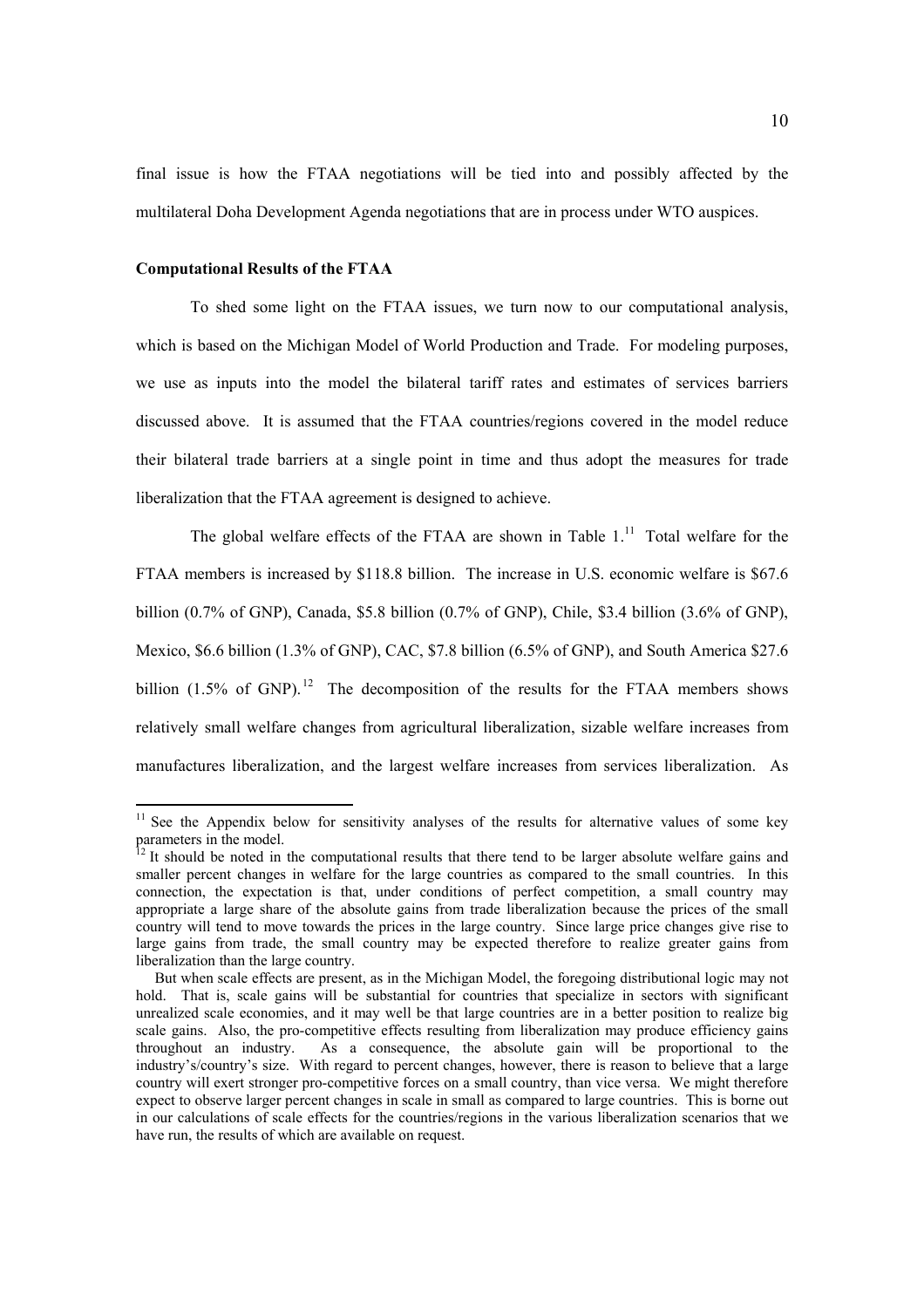final issue is how the FTAA negotiations will be tied into and possibly affected by the multilateral Doha Development Agenda negotiations that are in process under WTO auspices.

**Computational Results of the FTAA**

To shed some light on the FTAA issues, we turn now to our computational analysis, which is based on the Michigan Model of World Production and Trade. For modeling purposes, we use as inputs into the model the bilateral tariff rates and estimates of services barriers discussed above. It is assumed that the FTAA countries/regions covered in the model reduce their bilateral trade barriers at a single point in time and thus adopt the measures for trade liberalization that the FTAA agreement is designed to achieve.

The global welfare effects of the FTAA are shown in Table 1.[11] Total welfare for the FTAA members is increased by $118.8 billion. The increase in U.S. economic welfare is $67.6 billion (0.7% of GNP), Canada, $5.8 billion (0.7% of GNP), Chile, $3.4 billion (3.6% of GNP), Mexico, $6.6 billion (1.3% of GNP), CAC, $7.8 billion (6.5% of GNP), and South America $27.6 billion (1.5% of GNP).[12] The decomposition of the results for the FTAA members shows relatively small welfare changes from agricultural liberalization, sizable welfare increases from manufactures liberalization, and the largest welfare increases from services liberalization. As

---

[11] See the Appendix below for sensitivity analyses of the results for alternative values of some key parameters in the model.

[12] It should be noted in the computational results that there tend to be larger absolute welfare gains and smaller percent changes in welfare for the large countries as compared to the small countries. In this connection, the expectation is that, under conditions of perfect competition, a small country may appropriate a large share of the absolute gains from trade liberalization because the prices of the small country will tend to move towards the prices in the large country. Since large price changes give rise to large gains from trade, the small country may be expected therefore to realize greater gains from liberalization than the large country.

But when scale effects are present, as in the Michigan Model, the foregoing distributional logic may not hold. That is, scale gains will be substantial for countries that specialize in sectors with significant unrealized scale economies, and it may well be that large countries are in a better position to realize big scale gains. Also, the pro-competitive effects resulting from liberalization may produce efficiency gains throughout an industry. As a consequence, the absolute gain will be proportional to the industry's/country's size. With regard to percent changes, however, there is reason to believe that a large country will exert stronger pro-competitive forces on a small country, than vice versa. We might therefore expect to observe larger percent changes in scale in small as compared to large countries. This is borne out in our calculations of scale effects for the countries/regions in the various liberalization scenarios that we have run, the results of which are available on request.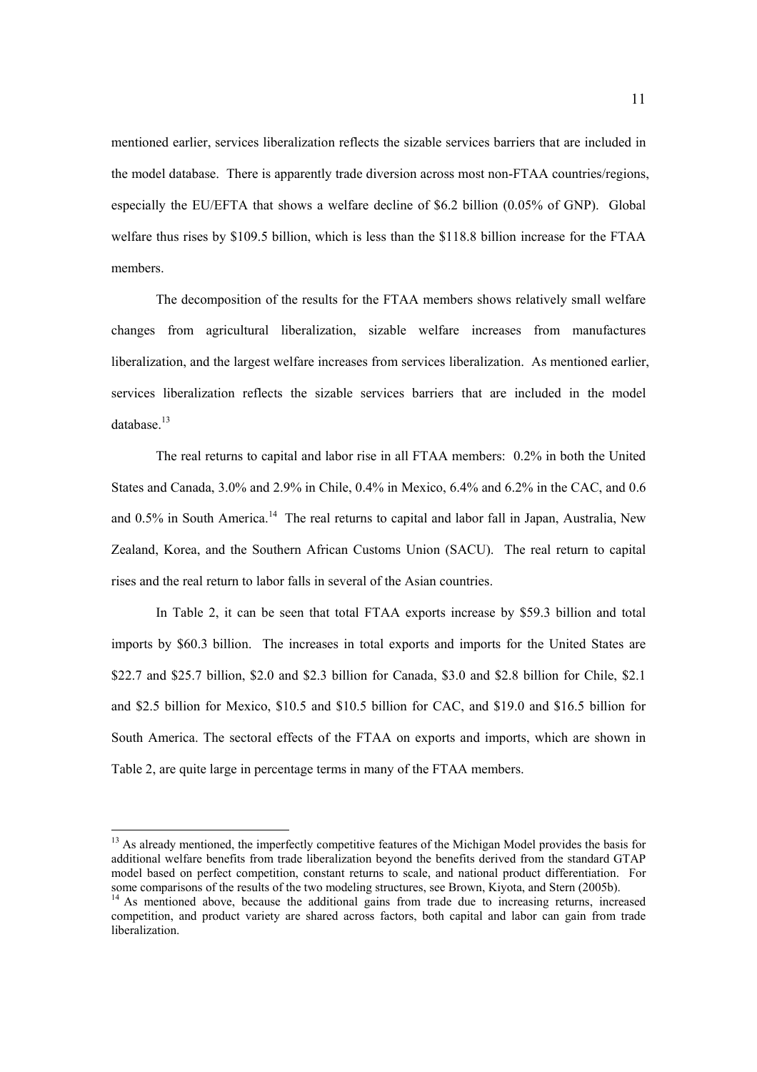mentioned earlier, services liberalization reflects the sizable services barriers that are included in the model database. There is apparently trade diversion across most non-FTAA countries/regions, especially the EU/EFTA that shows a welfare decline of \$6.2 billion (0.05% of GNP). Global welfare thus rises by \$109.5 billion, which is less than the \$118.8 billion increase for the FTAA members.

The decomposition of the results for the FTAA members shows relatively small welfare changes from agricultural liberalization, sizable welfare increases from manufactures liberalization, and the largest welfare increases from services liberalization. As mentioned earlier, services liberalization reflects the sizable services barriers that are included in the model database.[13]

The real returns to capital and labor rise in all FTAA members: 0.2% in both the United States and Canada, 3.0% and 2.9% in Chile, 0.4% in Mexico, 6.4% and 6.2% in the CAC, and 0.6 and 0.5% in South America.[14] The real returns to capital and labor fall in Japan, Australia, New Zealand, Korea, and the Southern African Customs Union (SACU). The real return to capital rises and the real return to labor falls in several of the Asian countries.

In Table 2, it can be seen that total FTAA exports increase by \$59.3 billion and total imports by \$60.3 billion. The increases in total exports and imports for the United States are \$22.7 and \$25.7 billion, \$2.0 and \$2.3 billion for Canada, \$3.0 and \$2.8 billion for Chile, \$2.1 and \$2.5 billion for Mexico, \$10.5 and \$10.5 billion for CAC, and \$19.0 and \$16.5 billion for South America. The sectoral effects of the FTAA on exports and imports, which are shown in Table 2, are quite large in percentage terms in many of the FTAA members.

---

[13] As already mentioned, the imperfectly competitive features of the Michigan Model provides the basis for additional welfare benefits from trade liberalization beyond the benefits derived from the standard GTAP model based on perfect competition, constant returns to scale, and national product differentiation. For some comparisons of the results of the two modeling structures, see Brown, Kiyota, and Stern (2005b).

[14] As mentioned above, because the additional gains from trade due to increasing returns, increased competition, and product variety are shared across factors, both capital and labor can gain from trade liberalization.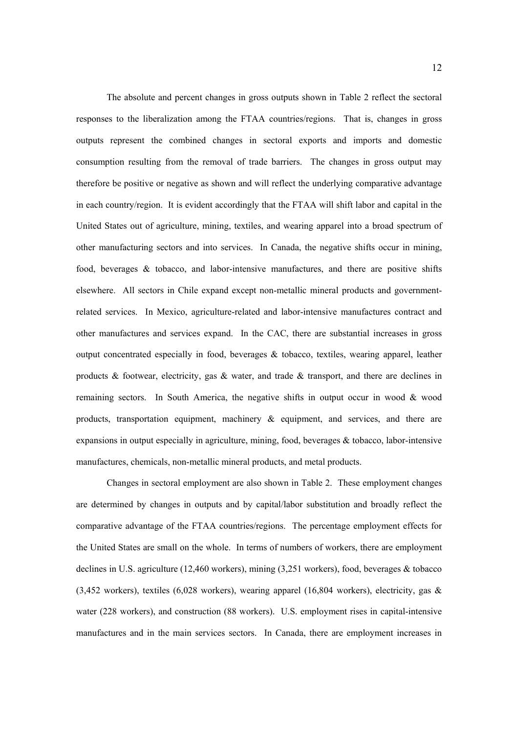The absolute and percent changes in gross outputs shown in Table 2 reflect the sectoral responses to the liberalization among the FTAA countries/regions. That is, changes in gross outputs represent the combined changes in sectoral exports and imports and domestic consumption resulting from the removal of trade barriers. The changes in gross output may therefore be positive or negative as shown and will reflect the underlying comparative advantage in each country/region. It is evident accordingly that the FTAA will shift labor and capital in the United States out of agriculture, mining, textiles, and wearing apparel into a broad spectrum of other manufacturing sectors and into services. In Canada, the negative shifts occur in mining, food, beverages & tobacco, and labor-intensive manufactures, and there are positive shifts elsewhere. All sectors in Chile expand except non-metallic mineral products and government-related services. In Mexico, agriculture-related and labor-intensive manufactures contract and other manufactures and services expand. In the CAC, there are substantial increases in gross output concentrated especially in food, beverages & tobacco, textiles, wearing apparel, leather products & footwear, electricity, gas & water, and trade & transport, and there are declines in remaining sectors. In South America, the negative shifts in output occur in wood & wood products, transportation equipment, machinery & equipment, and services, and there are expansions in output especially in agriculture, mining, food, beverages & tobacco, labor-intensive manufactures, chemicals, non-metallic mineral products, and metal products.

Changes in sectoral employment are also shown in Table 2. These employment changes are determined by changes in outputs and by capital/labor substitution and broadly reflect the comparative advantage of the FTAA countries/regions. The percentage employment effects for the United States are small on the whole. In terms of numbers of workers, there are employment declines in U.S. agriculture (12,460 workers), mining (3,251 workers), food, beverages & tobacco (3,452 workers), textiles (6,028 workers), wearing apparel (16,804 workers), electricity, gas & water (228 workers), and construction (88 workers). U.S. employment rises in capital-intensive manufactures and in the main services sectors. In Canada, there are employment increases in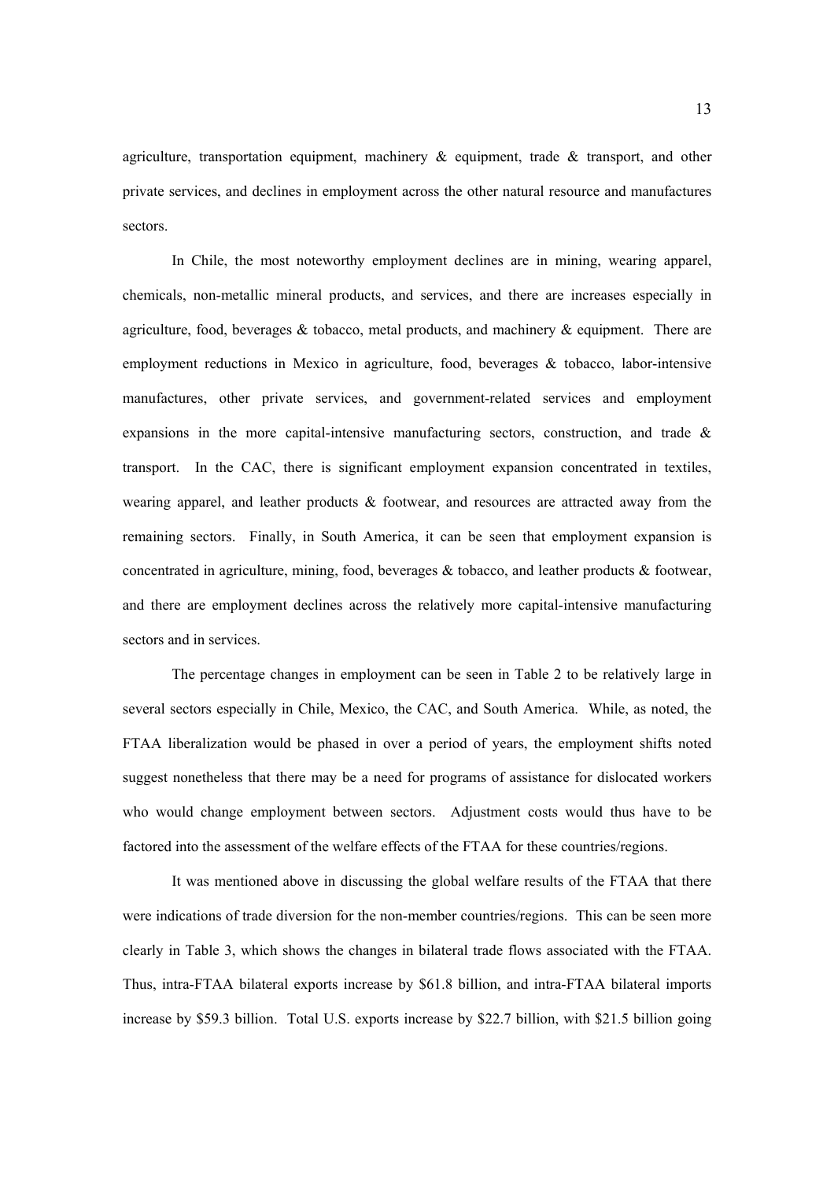agriculture, transportation equipment, machinery & equipment, trade & transport, and other private services, and declines in employment across the other natural resource and manufactures sectors.

In Chile, the most noteworthy employment declines are in mining, wearing apparel, chemicals, non-metallic mineral products, and services, and there are increases especially in agriculture, food, beverages & tobacco, metal products, and machinery & equipment. There are employment reductions in Mexico in agriculture, food, beverages & tobacco, labor-intensive manufactures, other private services, and government-related services and employment expansions in the more capital-intensive manufacturing sectors, construction, and trade & transport. In the CAC, there is significant employment expansion concentrated in textiles, wearing apparel, and leather products & footwear, and resources are attracted away from the remaining sectors. Finally, in South America, it can be seen that employment expansion is concentrated in agriculture, mining, food, beverages & tobacco, and leather products & footwear, and there are employment declines across the relatively more capital-intensive manufacturing sectors and in services.

The percentage changes in employment can be seen in Table 2 to be relatively large in several sectors especially in Chile, Mexico, the CAC, and South America. While, as noted, the FTAA liberalization would be phased in over a period of years, the employment shifts noted suggest nonetheless that there may be a need for programs of assistance for dislocated workers who would change employment between sectors. Adjustment costs would thus have to be factored into the assessment of the welfare effects of the FTAA for these countries/regions.

It was mentioned above in discussing the global welfare results of the FTAA that there were indications of trade diversion for the non-member countries/regions. This can be seen more clearly in Table 3, which shows the changes in bilateral trade flows associated with the FTAA. Thus, intra-FTAA bilateral exports increase by $61.8 billion, and intra-FTAA bilateral imports increase by $59.3 billion. Total U.S. exports increase by $22.7 billion, with $21.5 billion going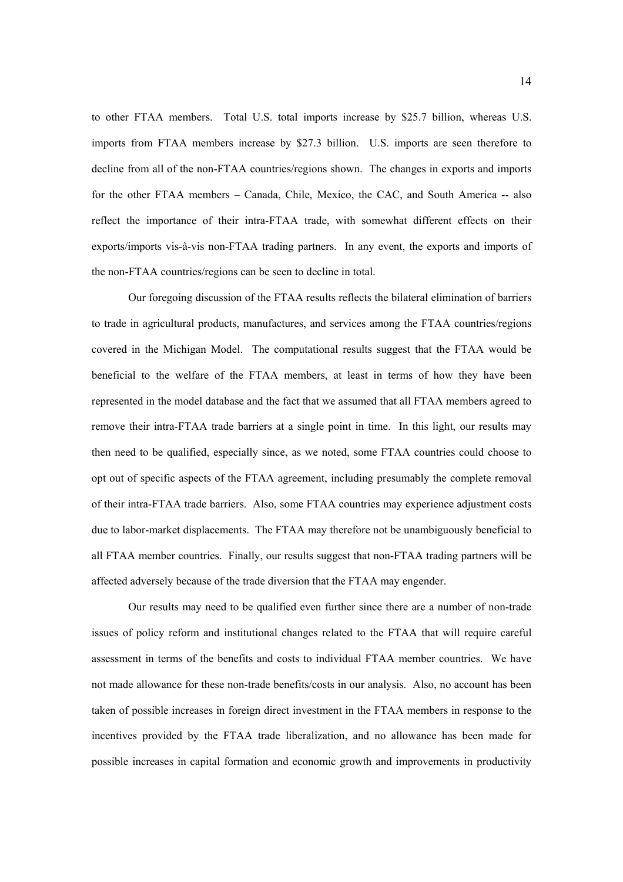to other FTAA members. Total U.S. total imports increase by $25.7 billion, whereas U.S. imports from FTAA members increase by $27.3 billion. U.S. imports are seen therefore to decline from all of the non-FTAA countries/regions shown. The changes in exports and imports for the other FTAA members – Canada, Chile, Mexico, the CAC, and South America -- also reflect the importance of their intra-FTAA trade, with somewhat different effects on their exports/imports vis-à-vis non-FTAA trading partners. In any event, the exports and imports of the non-FTAA countries/regions can be seen to decline in total.

Our foregoing discussion of the FTAA results reflects the bilateral elimination of barriers to trade in agricultural products, manufactures, and services among the FTAA countries/regions covered in the Michigan Model. The computational results suggest that the FTAA would be beneficial to the welfare of the FTAA members, at least in terms of how they have been represented in the model database and the fact that we assumed that all FTAA members agreed to remove their intra-FTAA trade barriers at a single point in time. In this light, our results may then need to be qualified, especially since, as we noted, some FTAA countries could choose to opt out of specific aspects of the FTAA agreement, including presumably the complete removal of their intra-FTAA trade barriers. Also, some FTAA countries may experience adjustment costs due to labor-market displacements. The FTAA may therefore not be unambiguously beneficial to all FTAA member countries. Finally, our results suggest that non-FTAA trading partners will be affected adversely because of the trade diversion that the FTAA may engender.

Our results may need to be qualified even further since there are a number of non-trade issues of policy reform and institutional changes related to the FTAA that will require careful assessment in terms of the benefits and costs to individual FTAA member countries. We have not made allowance for these non-trade benefits/costs in our analysis. Also, no account has been taken of possible increases in foreign direct investment in the FTAA members in response to the incentives provided by the FTAA trade liberalization, and no allowance has been made for possible increases in capital formation and economic growth and improvements in productivity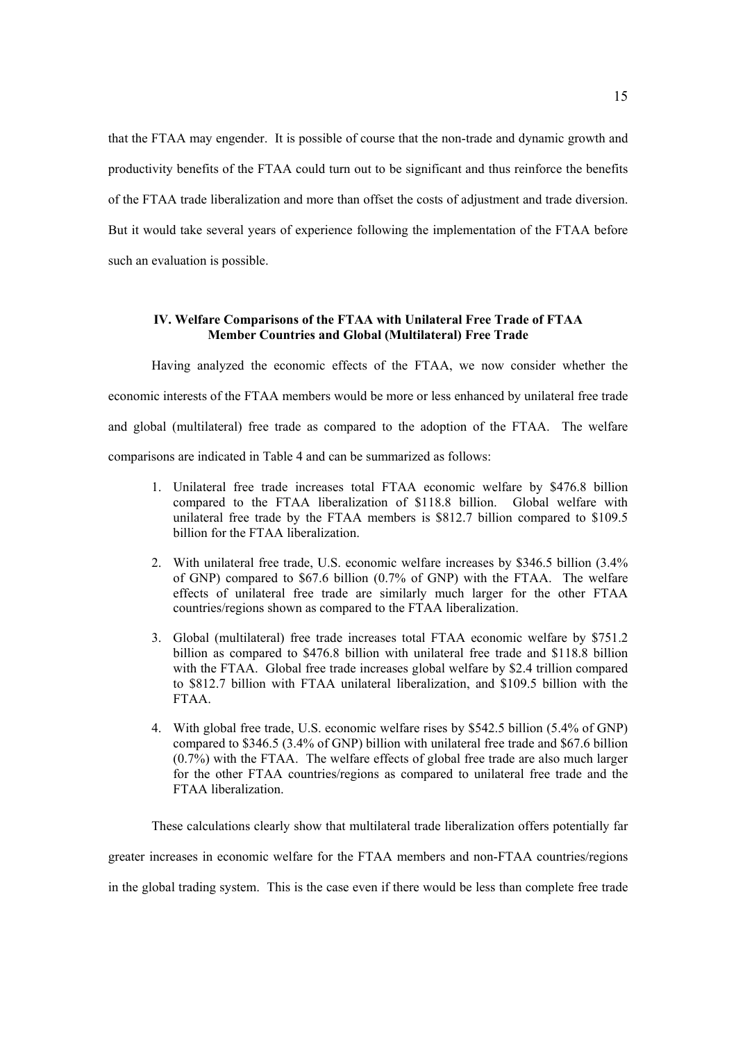that the FTAA may engender. It is possible of course that the non-trade and dynamic growth and productivity benefits of the FTAA could turn out to be significant and thus reinforce the benefits of the FTAA trade liberalization and more than offset the costs of adjustment and trade diversion. But it would take several years of experience following the implementation of the FTAA before such an evaluation is possible.

### IV. Welfare Comparisons of the FTAA with Unilateral Free Trade of FTAA Member Countries and Global (Multilateral) Free Trade

Having analyzed the economic effects of the FTAA, we now consider whether the economic interests of the FTAA members would be more or less enhanced by unilateral free trade and global (multilateral) free trade as compared to the adoption of the FTAA. The welfare comparisons are indicated in Table 4 and can be summarized as follows:

1. Unilateral free trade increases total FTAA economic welfare by $476.8 billion compared to the FTAA liberalization of $118.8 billion. Global welfare with unilateral free trade by the FTAA members is $812.7 billion compared to $109.5 billion for the FTAA liberalization.

2. With unilateral free trade, U.S. economic welfare increases by $346.5 billion (3.4% of GNP) compared to $67.6 billion (0.7% of GNP) with the FTAA. The welfare effects of unilateral free trade are similarly much larger for the other FTAA countries/regions shown as compared to the FTAA liberalization.

3. Global (multilateral) free trade increases total FTAA economic welfare by $751.2 billion as compared to $476.8 billion with unilateral free trade and $118.8 billion with the FTAA. Global free trade increases global welfare by $2.4 trillion compared to $812.7 billion with FTAA unilateral liberalization, and $109.5 billion with the FTAA.

4. With global free trade, U.S. economic welfare rises by $542.5 billion (5.4% of GNP) compared to $346.5 (3.4% of GNP) billion with unilateral free trade and $67.6 billion (0.7%) with the FTAA. The welfare effects of global free trade are also much larger for the other FTAA countries/regions as compared to unilateral free trade and the FTAA liberalization.

These calculations clearly show that multilateral trade liberalization offers potentially far greater increases in economic welfare for the FTAA members and non-FTAA countries/regions in the global trading system. This is the case even if there would be less than complete free trade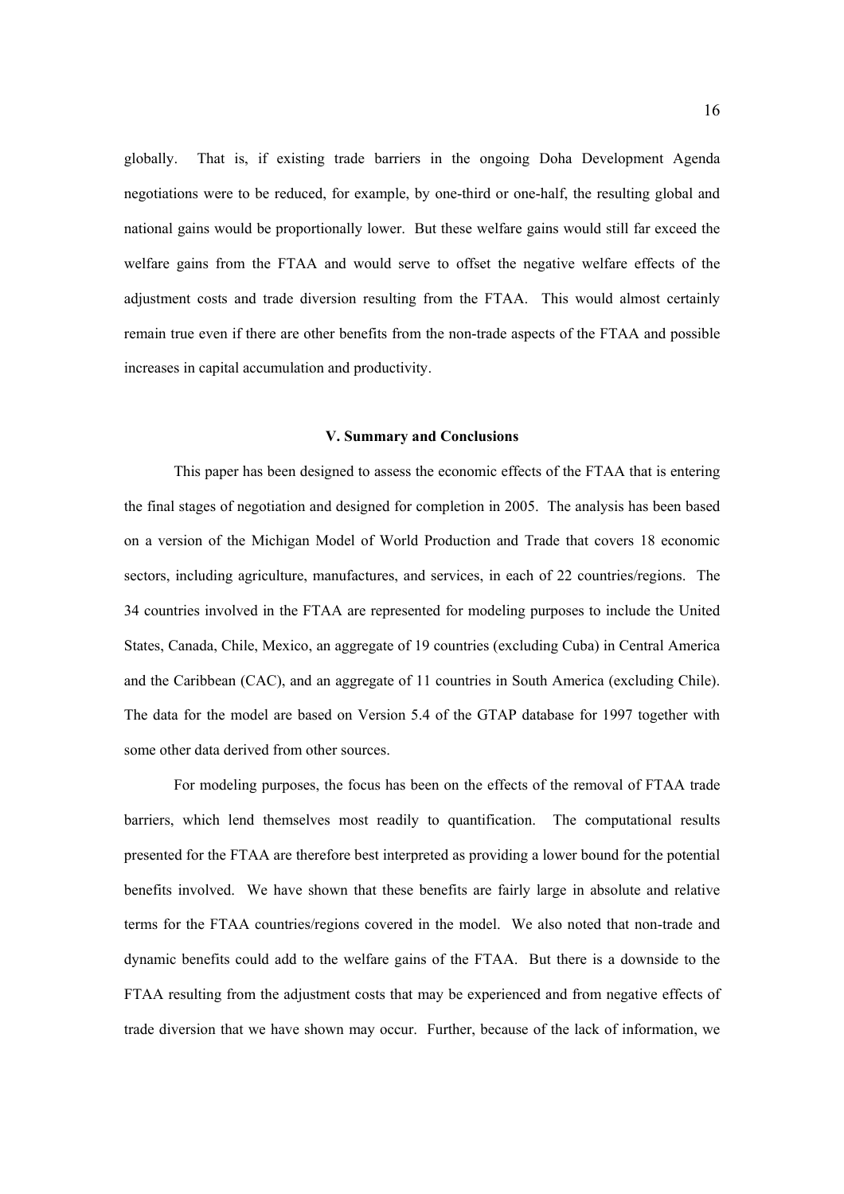globally. That is, if existing trade barriers in the ongoing Doha Development Agenda negotiations were to be reduced, for example, by one-third or one-half, the resulting global and national gains would be proportionally lower. But these welfare gains would still far exceed the welfare gains from the FTAA and would serve to offset the negative welfare effects of the adjustment costs and trade diversion resulting from the FTAA. This would almost certainly remain true even if there are other benefits from the non-trade aspects of the FTAA and possible increases in capital accumulation and productivity.

## V. Summary and Conclusions

This paper has been designed to assess the economic effects of the FTAA that is entering the final stages of negotiation and designed for completion in 2005. The analysis has been based on a version of the Michigan Model of World Production and Trade that covers 18 economic sectors, including agriculture, manufactures, and services, in each of 22 countries/regions. The 34 countries involved in the FTAA are represented for modeling purposes to include the United States, Canada, Chile, Mexico, an aggregate of 19 countries (excluding Cuba) in Central America and the Caribbean (CAC), and an aggregate of 11 countries in South America (excluding Chile). The data for the model are based on Version 5.4 of the GTAP database for 1997 together with some other data derived from other sources.

For modeling purposes, the focus has been on the effects of the removal of FTAA trade barriers, which lend themselves most readily to quantification. The computational results presented for the FTAA are therefore best interpreted as providing a lower bound for the potential benefits involved. We have shown that these benefits are fairly large in absolute and relative terms for the FTAA countries/regions covered in the model. We also noted that non-trade and dynamic benefits could add to the welfare gains of the FTAA. But there is a downside to the FTAA resulting from the adjustment costs that may be experienced and from negative effects of trade diversion that we have shown may occur. Further, because of the lack of information, we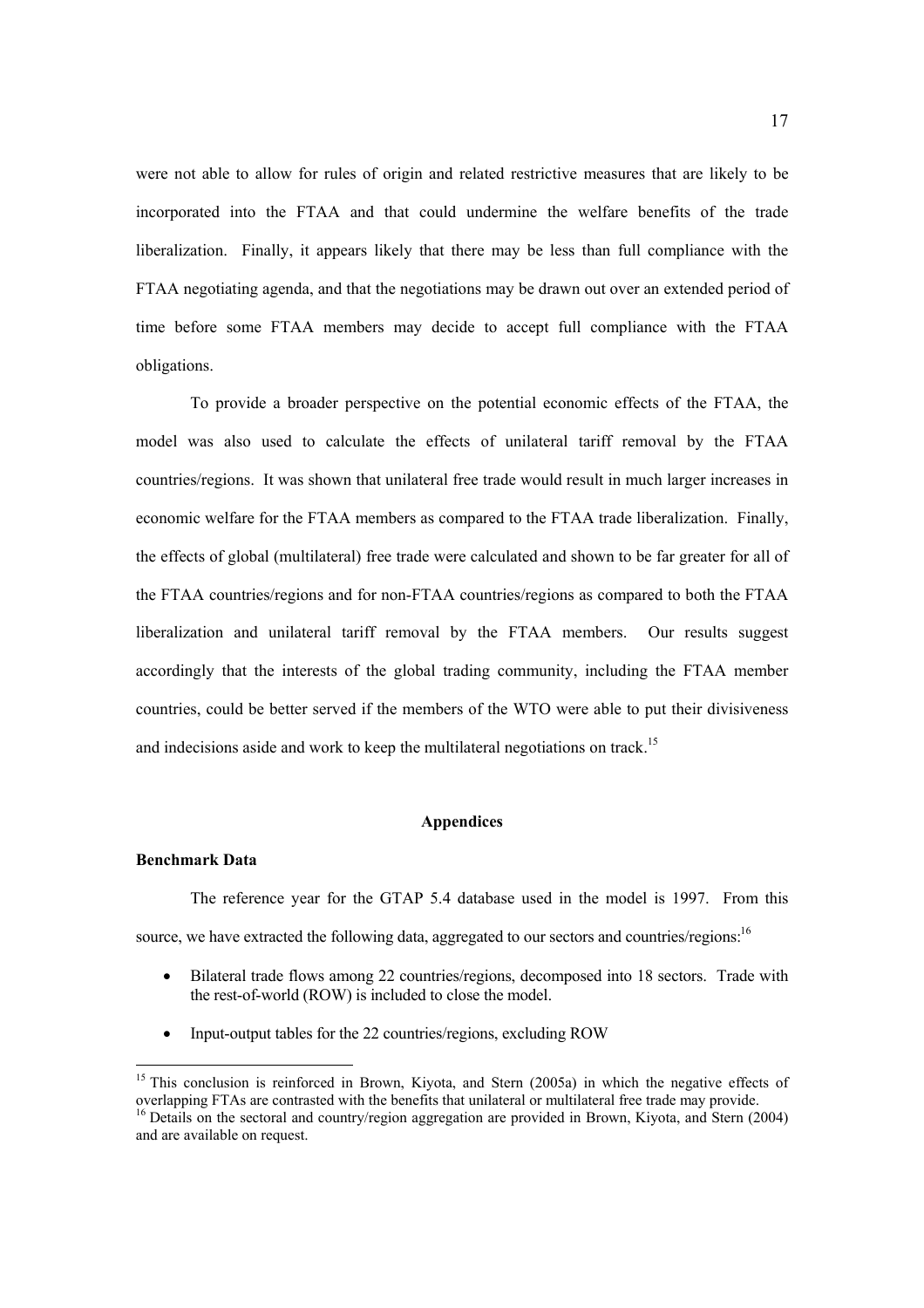were not able to allow for rules of origin and related restrictive measures that are likely to be incorporated into the FTAA and that could undermine the welfare benefits of the trade liberalization. Finally, it appears likely that there may be less than full compliance with the FTAA negotiating agenda, and that the negotiations may be drawn out over an extended period of time before some FTAA members may decide to accept full compliance with the FTAA obligations.

To provide a broader perspective on the potential economic effects of the FTAA, the model was also used to calculate the effects of unilateral tariff removal by the FTAA countries/regions. It was shown that unilateral free trade would result in much larger increases in economic welfare for the FTAA members as compared to the FTAA trade liberalization. Finally, the effects of global (multilateral) free trade were calculated and shown to be far greater for all of the FTAA countries/regions and for non-FTAA countries/regions as compared to both the FTAA liberalization and unilateral tariff removal by the FTAA members. Our results suggest accordingly that the interests of the global trading community, including the FTAA member countries, could be better served if the members of the WTO were able to put their divisiveness and indecisions aside and work to keep the multilateral negotiations on track.[15]

## Appendices

### Benchmark Data

The reference year for the GTAP 5.4 database used in the model is 1997. From this source, we have extracted the following data, aggregated to our sectors and countries/regions:[16]

- Bilateral trade flows among 22 countries/regions, decomposed into 18 sectors. Trade with the rest-of-world (ROW) is included to close the model.
- Input-output tables for the 22 countries/regions, excluding ROW

[15] This conclusion is reinforced in Brown, Kiyota, and Stern (2005a) in which the negative effects of overlapping FTAs are contrasted with the benefits that unilateral or multilateral free trade may provide.

[16] Details on the sectoral and country/region aggregation are provided in Brown, Kiyota, and Stern (2004) and are available on request.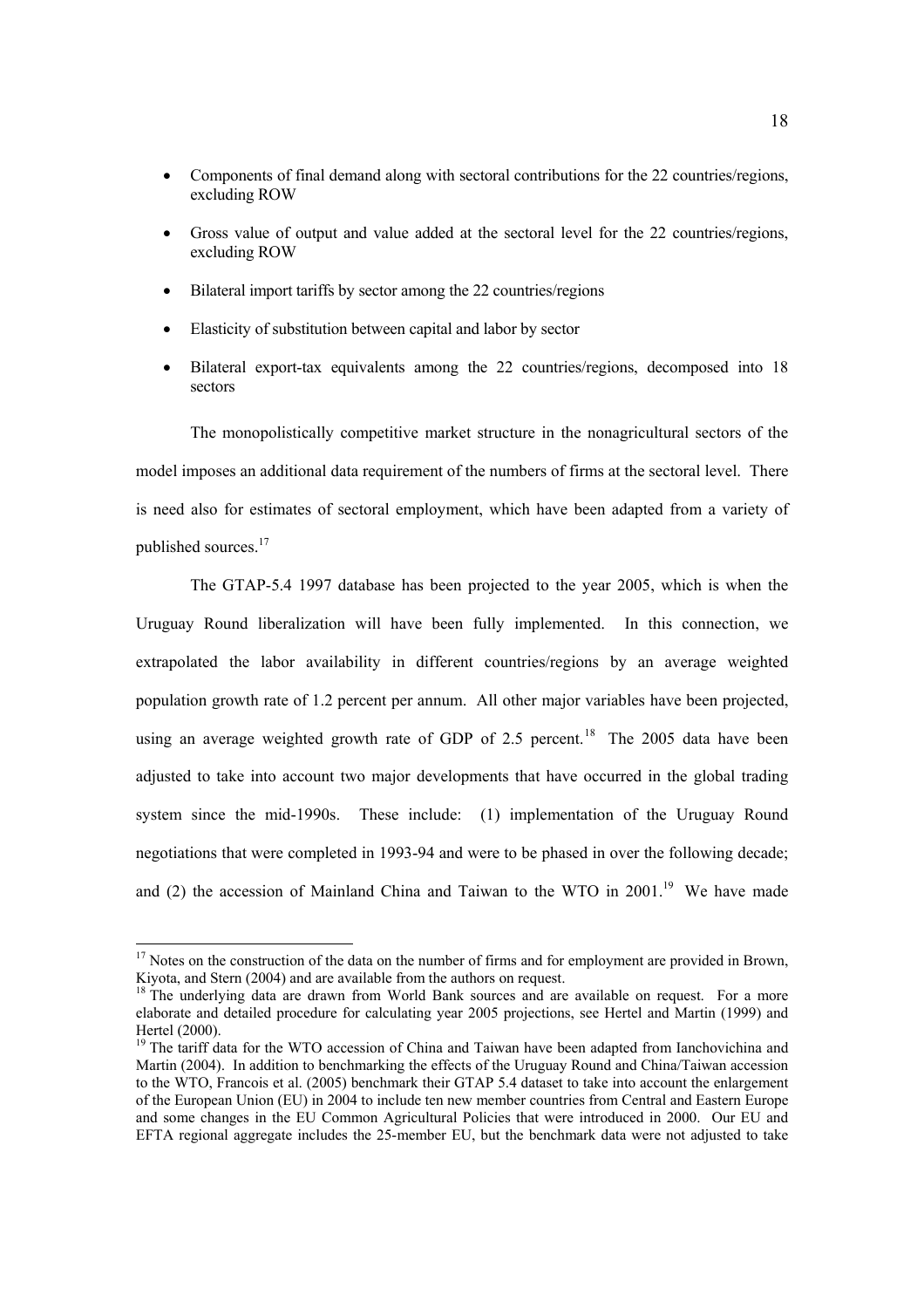- Components of final demand along with sectoral contributions for the 22 countries/regions, excluding ROW
- Gross value of output and value added at the sectoral level for the 22 countries/regions, excluding ROW
- Bilateral import tariffs by sector among the 22 countries/regions
- Elasticity of substitution between capital and labor by sector
- Bilateral export-tax equivalents among the 22 countries/regions, decomposed into 18 sectors

The monopolistically competitive market structure in the nonagricultural sectors of the model imposes an additional data requirement of the numbers of firms at the sectoral level. There is need also for estimates of sectoral employment, which have been adapted from a variety of published sources.[17]

The GTAP-5.4 1997 database has been projected to the year 2005, which is when the Uruguay Round liberalization will have been fully implemented. In this connection, we extrapolated the labor availability in different countries/regions by an average weighted population growth rate of 1.2 percent per annum. All other major variables have been projected, using an average weighted growth rate of GDP of 2.5 percent.[18] The 2005 data have been adjusted to take into account two major developments that have occurred in the global trading system since the mid-1990s. These include: (1) implementation of the Uruguay Round negotiations that were completed in 1993-94 and were to be phased in over the following decade; and (2) the accession of Mainland China and Taiwan to the WTO in 2001.[19] We have made

---

[17] Notes on the construction of the data on the number of firms and for employment are provided in Brown, Kiyota, and Stern (2004) and are available from the authors on request.

[18] The underlying data are drawn from World Bank sources and are available on request. For a more elaborate and detailed procedure for calculating year 2005 projections, see Hertel and Martin (1999) and Hertel (2000).

[19] The tariff data for the WTO accession of China and Taiwan have been adapted from Ianchovichina and Martin (2004). In addition to benchmarking the effects of the Uruguay Round and China/Taiwan accession to the WTO, Francois et al. (2005) benchmark their GTAP 5.4 dataset to take into account the enlargement of the European Union (EU) in 2004 to include ten new member countries from Central and Eastern Europe and some changes in the EU Common Agricultural Policies that were introduced in 2000. Our EU and EFTA regional aggregate includes the 25-member EU, but the benchmark data were not adjusted to take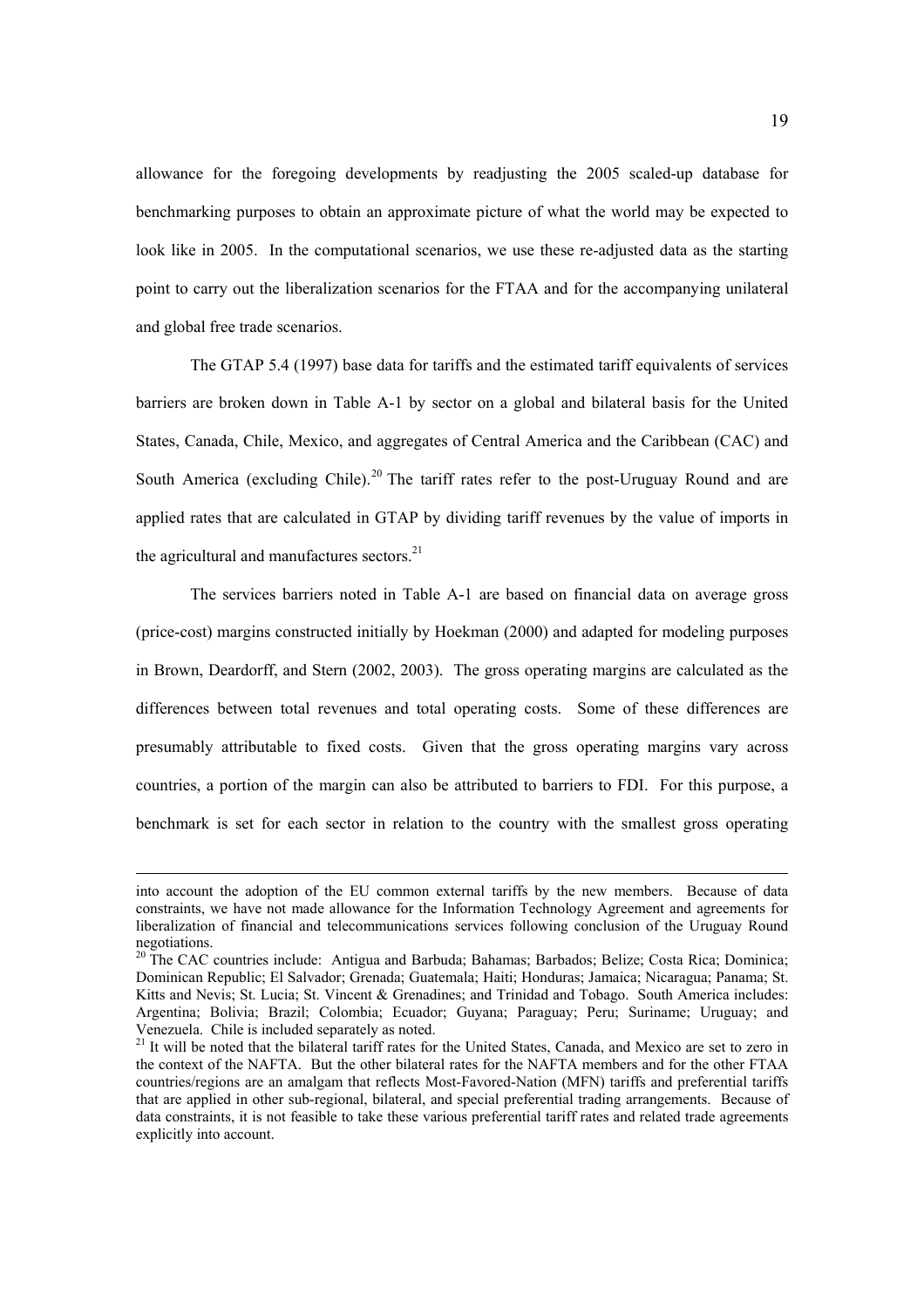allowance for the foregoing developments by readjusting the 2005 scaled-up database for benchmarking purposes to obtain an approximate picture of what the world may be expected to look like in 2005. In the computational scenarios, we use these re-adjusted data as the starting point to carry out the liberalization scenarios for the FTAA and for the accompanying unilateral and global free trade scenarios.

The GTAP 5.4 (1997) base data for tariffs and the estimated tariff equivalents of services barriers are broken down in Table A-1 by sector on a global and bilateral basis for the United States, Canada, Chile, Mexico, and aggregates of Central America and the Caribbean (CAC) and South America (excluding Chile).[20] The tariff rates refer to the post-Uruguay Round and are applied rates that are calculated in GTAP by dividing tariff revenues by the value of imports in the agricultural and manufactures sectors.[21]

The services barriers noted in Table A-1 are based on financial data on average gross (price-cost) margins constructed initially by Hoekman (2000) and adapted for modeling purposes in Brown, Deardorff, and Stern (2002, 2003). The gross operating margins are calculated as the differences between total revenues and total operating costs. Some of these differences are presumably attributable to fixed costs. Given that the gross operating margins vary across countries, a portion of the margin can also be attributed to barriers to FDI. For this purpose, a benchmark is set for each sector in relation to the country with the smallest gross operating

---

into account the adoption of the EU common external tariffs by the new members. Because of data constraints, we have not made allowance for the Information Technology Agreement and agreements for liberalization of financial and telecommunications services following conclusion of the Uruguay Round negotiations.

[20] The CAC countries include: Antigua and Barbuda; Bahamas; Barbados; Belize; Costa Rica; Dominica; Dominican Republic; El Salvador; Grenada; Guatemala; Haiti; Honduras; Jamaica; Nicaragua; Panama; St. Kitts and Nevis; St. Lucia; St. Vincent & Grenadines; and Trinidad and Tobago. South America includes: Argentina; Bolivia; Brazil; Colombia; Ecuador; Guyana; Paraguay; Peru; Suriname; Uruguay; and Venezuela. Chile is included separately as noted.

[21] It will be noted that the bilateral tariff rates for the United States, Canada, and Mexico are set to zero in the context of the NAFTA. But the other bilateral rates for the NAFTA members and for the other FTAA countries/regions are an amalgam that reflects Most-Favored-Nation (MFN) tariffs and preferential tariffs that are applied in other sub-regional, bilateral, and special preferential trading arrangements. Because of data constraints, it is not feasible to take these various preferential tariff rates and related trade agreements explicitly into account.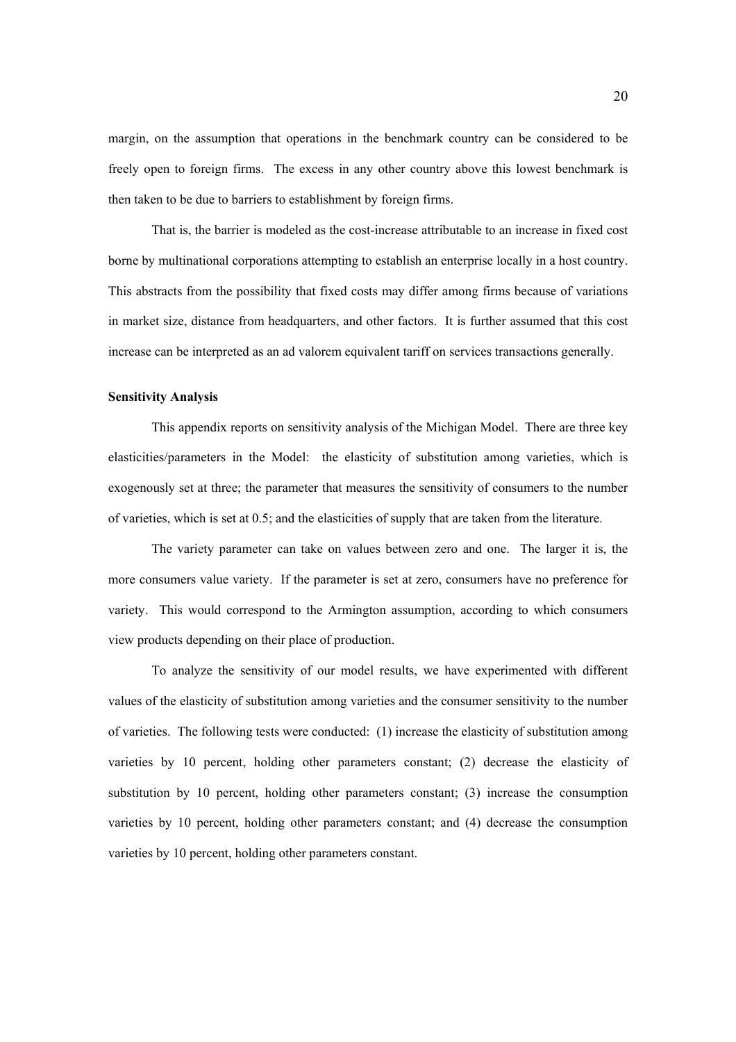margin, on the assumption that operations in the benchmark country can be considered to be freely open to foreign firms. The excess in any other country above this lowest benchmark is then taken to be due to barriers to establishment by foreign firms.

That is, the barrier is modeled as the cost-increase attributable to an increase in fixed cost borne by multinational corporations attempting to establish an enterprise locally in a host country. This abstracts from the possibility that fixed costs may differ among firms because of variations in market size, distance from headquarters, and other factors. It is further assumed that this cost increase can be interpreted as an ad valorem equivalent tariff on services transactions generally.

**Sensitivity Analysis**

This appendix reports on sensitivity analysis of the Michigan Model. There are three key elasticities/parameters in the Model: the elasticity of substitution among varieties, which is exogenously set at three; the parameter that measures the sensitivity of consumers to the number of varieties, which is set at 0.5; and the elasticities of supply that are taken from the literature.

The variety parameter can take on values between zero and one. The larger it is, the more consumers value variety. If the parameter is set at zero, consumers have no preference for variety. This would correspond to the Armington assumption, according to which consumers view products depending on their place of production.

To analyze the sensitivity of our model results, we have experimented with different values of the elasticity of substitution among varieties and the consumer sensitivity to the number of varieties. The following tests were conducted: (1) increase the elasticity of substitution among varieties by 10 percent, holding other parameters constant; (2) decrease the elasticity of substitution by 10 percent, holding other parameters constant; (3) increase the consumption varieties by 10 percent, holding other parameters constant; and (4) decrease the consumption varieties by 10 percent, holding other parameters constant.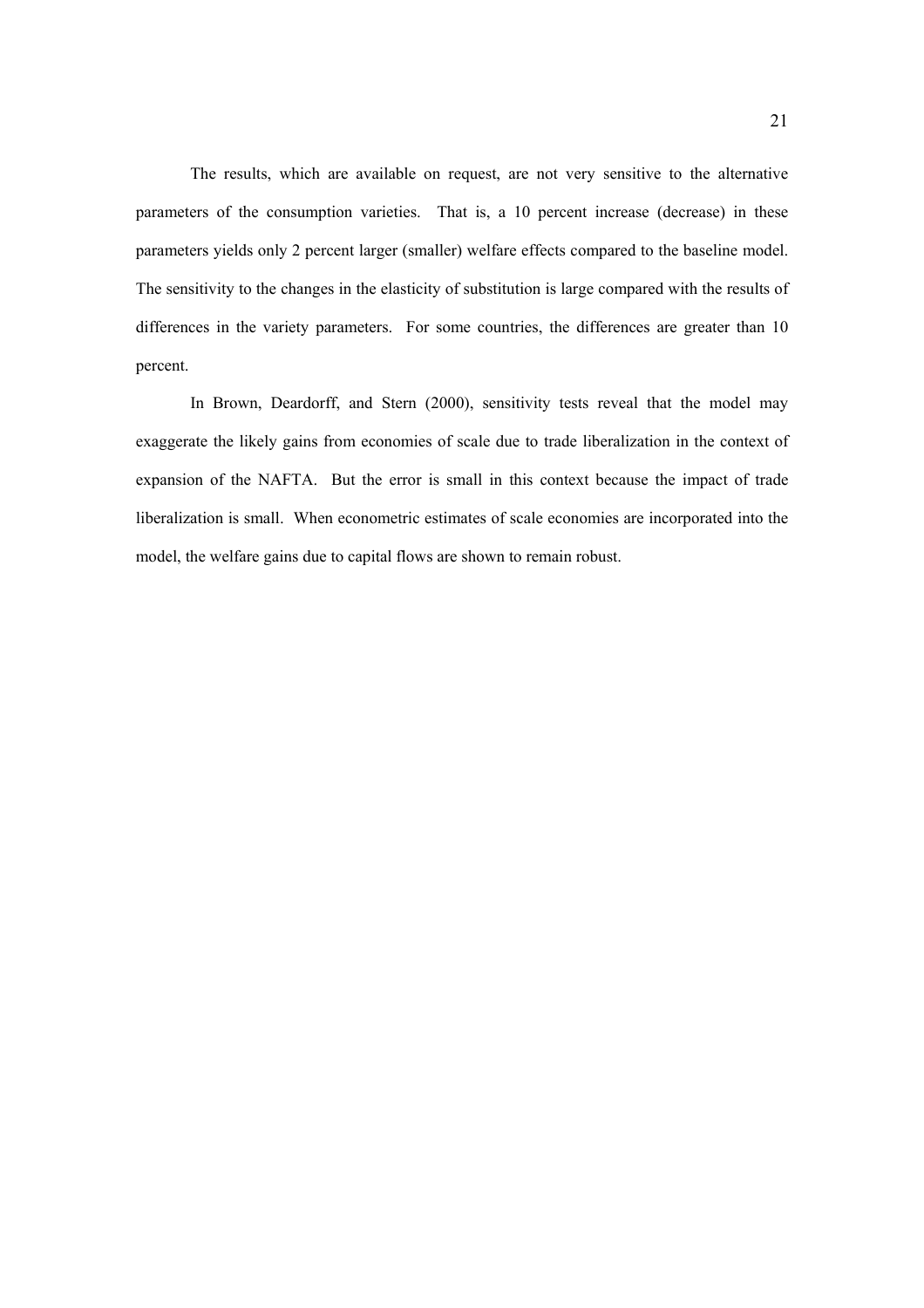The results, which are available on request, are not very sensitive to the alternative parameters of the consumption varieties. That is, a 10 percent increase (decrease) in these parameters yields only 2 percent larger (smaller) welfare effects compared to the baseline model. The sensitivity to the changes in the elasticity of substitution is large compared with the results of differences in the variety parameters. For some countries, the differences are greater than 10 percent.

In Brown, Deardorff, and Stern (2000), sensitivity tests reveal that the model may exaggerate the likely gains from economies of scale due to trade liberalization in the context of expansion of the NAFTA. But the error is small in this context because the impact of trade liberalization is small. When econometric estimates of scale economies are incorporated into the model, the welfare gains due to capital flows are shown to remain robust.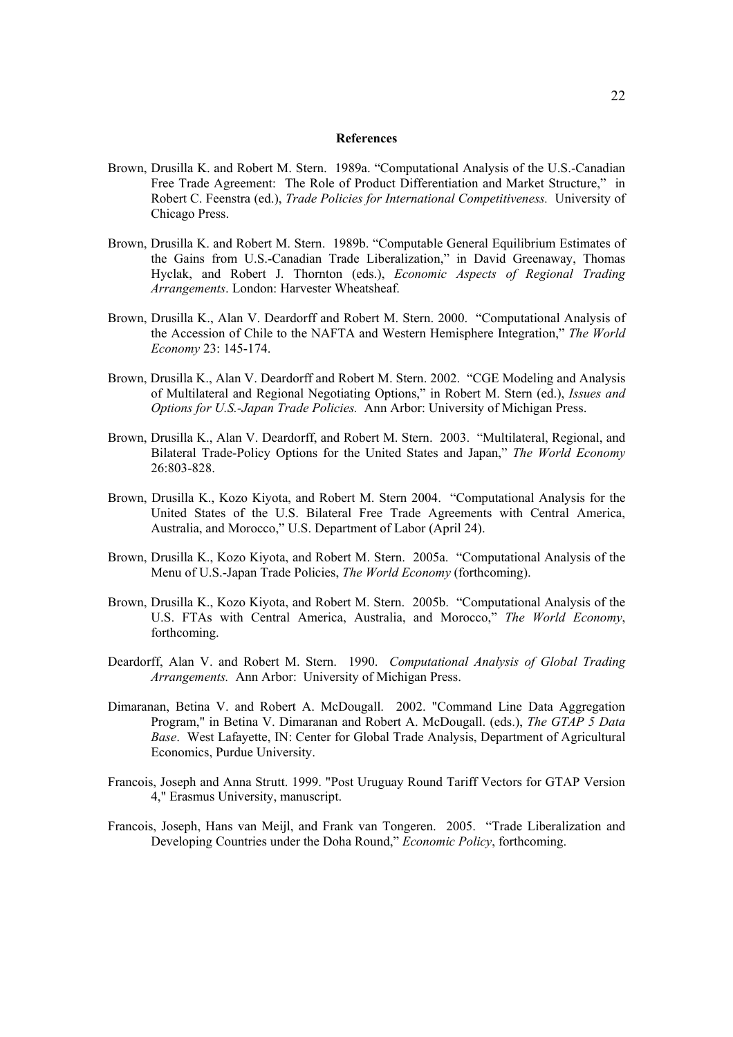## References

Brown, Drusilla K. and Robert M. Stern. 1989a. "Computational Analysis of the U.S.-Canadian Free Trade Agreement: The Role of Product Differentiation and Market Structure," in Robert C. Feenstra (ed.), *Trade Policies for International Competitiveness.* University of Chicago Press.

Brown, Drusilla K. and Robert M. Stern. 1989b. "Computable General Equilibrium Estimates of the Gains from U.S.-Canadian Trade Liberalization," in David Greenaway, Thomas Hyclak, and Robert J. Thornton (eds.), *Economic Aspects of Regional Trading Arrangements*. London: Harvester Wheatsheaf.

Brown, Drusilla K., Alan V. Deardorff and Robert M. Stern. 2000. "Computational Analysis of the Accession of Chile to the NAFTA and Western Hemisphere Integration," *The World Economy* 23: 145-174.

Brown, Drusilla K., Alan V. Deardorff and Robert M. Stern. 2002. "CGE Modeling and Analysis of Multilateral and Regional Negotiating Options," in Robert M. Stern (ed.), *Issues and Options for U.S.-Japan Trade Policies.* Ann Arbor: University of Michigan Press.

Brown, Drusilla K., Alan V. Deardorff, and Robert M. Stern. 2003. "Multilateral, Regional, and Bilateral Trade-Policy Options for the United States and Japan," *The World Economy* 26:803-828.

Brown, Drusilla K., Kozo Kiyota, and Robert M. Stern 2004. "Computational Analysis for the United States of the U.S. Bilateral Free Trade Agreements with Central America, Australia, and Morocco," U.S. Department of Labor (April 24).

Brown, Drusilla K., Kozo Kiyota, and Robert M. Stern. 2005a. "Computational Analysis of the Menu of U.S.-Japan Trade Policies, *The World Economy* (forthcoming).

Brown, Drusilla K., Kozo Kiyota, and Robert M. Stern. 2005b. "Computational Analysis of the U.S. FTAs with Central America, Australia, and Morocco," *The World Economy*, forthcoming.

Deardorff, Alan V. and Robert M. Stern. 1990. *Computational Analysis of Global Trading Arrangements.* Ann Arbor: University of Michigan Press.

Dimaranan, Betina V. and Robert A. McDougall. 2002. "Command Line Data Aggregation Program," in Betina V. Dimaranan and Robert A. McDougall. (eds.), *The GTAP 5 Data Base*. West Lafayette, IN: Center for Global Trade Analysis, Department of Agricultural Economics, Purdue University.

Francois, Joseph and Anna Strutt. 1999. "Post Uruguay Round Tariff Vectors for GTAP Version 4," Erasmus University, manuscript.

Francois, Joseph, Hans van Meijl, and Frank van Tongeren. 2005. "Trade Liberalization and Developing Countries under the Doha Round," *Economic Policy*, forthcoming.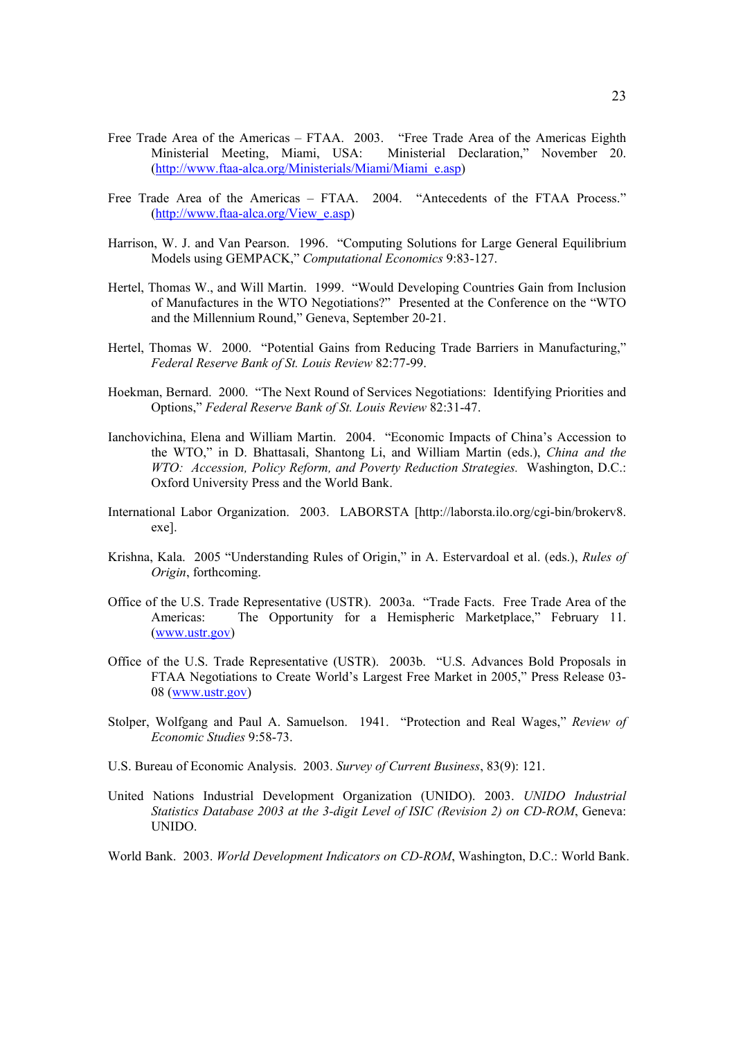Free Trade Area of the Americas – FTAA. 2003. "Free Trade Area of the Americas Eighth Ministerial Meeting, Miami, USA: Ministerial Declaration," November 20. (http://www.ftaa-alca.org/Ministerials/Miami/Miami_e.asp)

Free Trade Area of the Americas – FTAA. 2004. "Antecedents of the FTAA Process." (http://www.ftaa-alca.org/View_e.asp)

Harrison, W. J. and Van Pearson. 1996. "Computing Solutions for Large General Equilibrium Models using GEMPACK," *Computational Economics* 9:83-127.

Hertel, Thomas W., and Will Martin. 1999. "Would Developing Countries Gain from Inclusion of Manufactures in the WTO Negotiations?" Presented at the Conference on the "WTO and the Millennium Round," Geneva, September 20-21.

Hertel, Thomas W. 2000. "Potential Gains from Reducing Trade Barriers in Manufacturing," *Federal Reserve Bank of St. Louis Review* 82:77-99.

Hoekman, Bernard. 2000. "The Next Round of Services Negotiations: Identifying Priorities and Options," *Federal Reserve Bank of St. Louis Review* 82:31-47.

Ianchovichina, Elena and William Martin. 2004. "Economic Impacts of China's Accession to the WTO," in D. Bhattasali, Shantong Li, and William Martin (eds.), *China and the WTO: Accession, Policy Reform, and Poverty Reduction Strategies.* Washington, D.C.: Oxford University Press and the World Bank.

International Labor Organization. 2003. LABORSTA [http://laborsta.ilo.org/cgi-bin/brokerv8.exe].

Krishna, Kala. 2005 "Understanding Rules of Origin," in A. Estervardoal et al. (eds.), *Rules of Origin*, forthcoming.

Office of the U.S. Trade Representative (USTR). 2003a. "Trade Facts. Free Trade Area of the Americas: The Opportunity for a Hemispheric Marketplace," February 11. (www.ustr.gov)

Office of the U.S. Trade Representative (USTR). 2003b. "U.S. Advances Bold Proposals in FTAA Negotiations to Create World's Largest Free Market in 2005," Press Release 03-08 (www.ustr.gov)

Stolper, Wolfgang and Paul A. Samuelson. 1941. "Protection and Real Wages," *Review of Economic Studies* 9:58-73.

U.S. Bureau of Economic Analysis. 2003. *Survey of Current Business*, 83(9): 121.

United Nations Industrial Development Organization (UNIDO). 2003. *UNIDO Industrial Statistics Database 2003 at the 3-digit Level of ISIC (Revision 2) on CD-ROM*, Geneva: UNIDO.

World Bank. 2003. *World Development Indicators on CD-ROM*, Washington, D.C.: World Bank.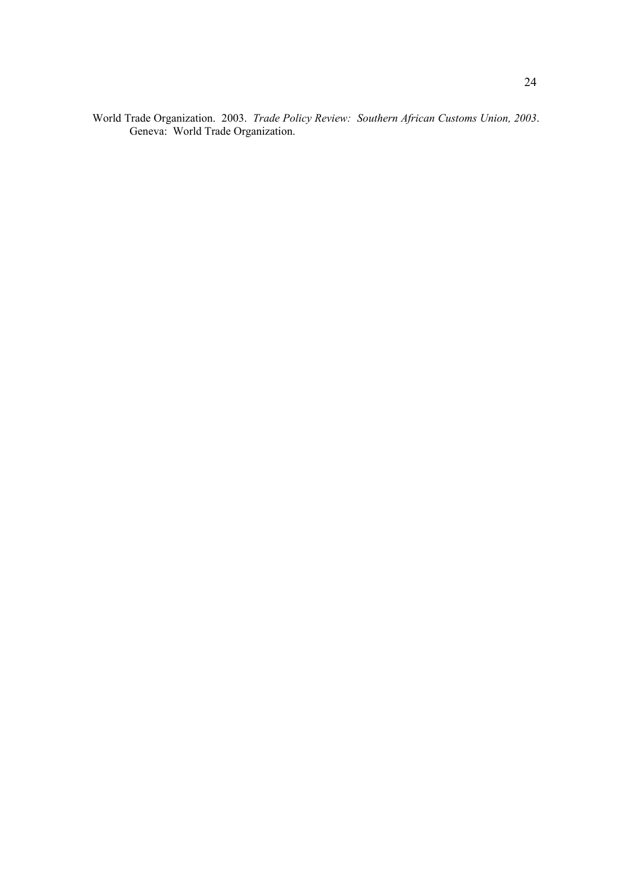World Trade Organization. 2003. *Trade Policy Review: Southern African Customs Union, 2003*. Geneva: World Trade Organization.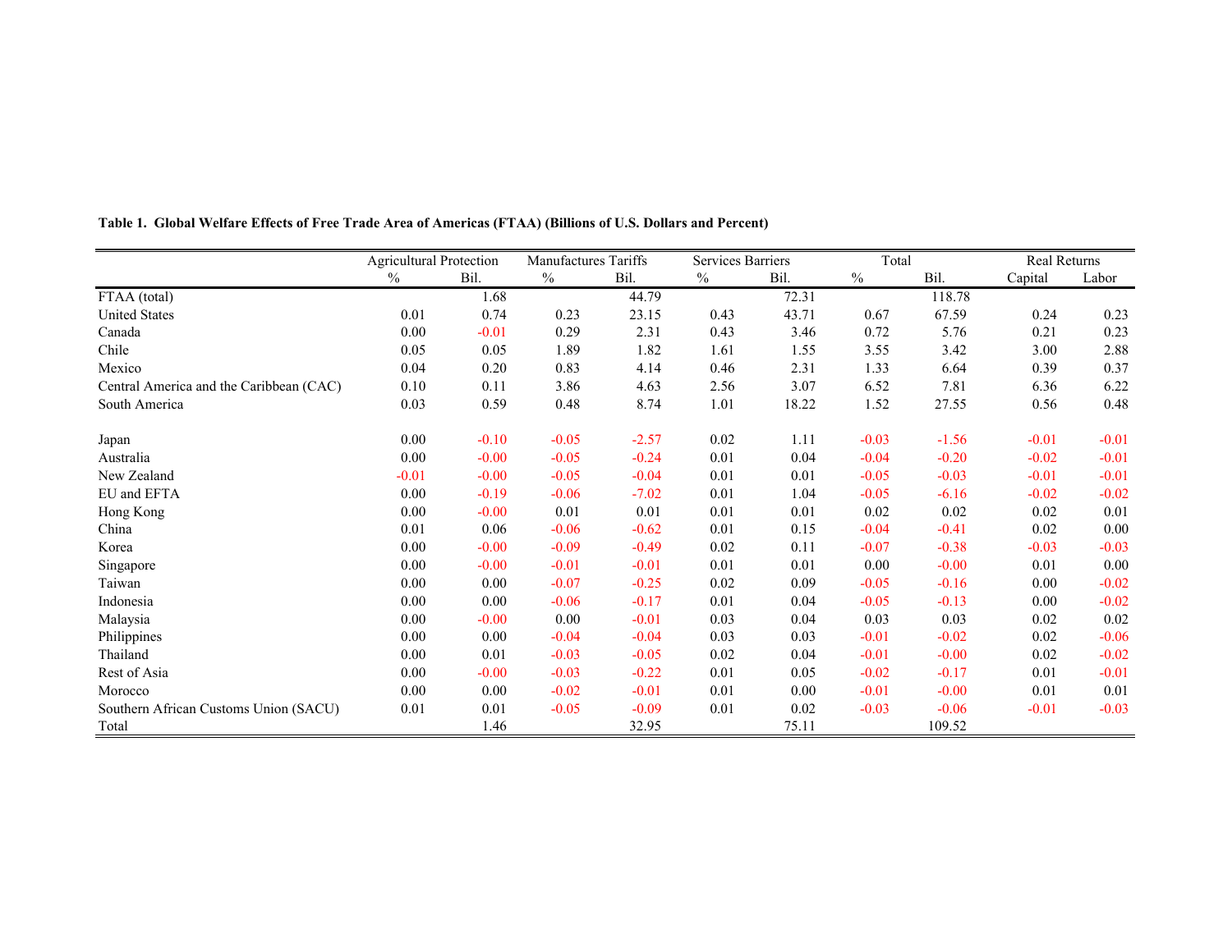**Table 1. Global Welfare Effects of Free Trade Area of Americas (FTAA) (Billions of U.S. Dollars and Percent)**

| | Agricultural Protection | | Manufactures Tariffs | | Services Barriers | | Total | | Real Returns | |
|---|---|---|---|---|---|---|---|---|---|---|
| | % | Bil. | % | Bil. | % | Bil. | % | Bil. | Capital | Labor |
| FTAA (total) | | 1.68 | | 44.79 | | 72.31 | | 118.78 | | |
| United States | 0.01 | 0.74 | 0.23 | 23.15 | 0.43 | 43.71 | 0.67 | 67.59 | 0.24 | 0.23 |
| Canada | 0.00 | -0.01 | 0.29 | 2.31 | 0.43 | 3.46 | 0.72 | 5.76 | 0.21 | 0.23 |
| Chile | 0.05 | 0.05 | 1.89 | 1.82 | 1.61 | 1.55 | 3.55 | 3.42 | 3.00 | 2.88 |
| Mexico | 0.04 | 0.20 | 0.83 | 4.14 | 0.46 | 2.31 | 1.33 | 6.64 | 0.39 | 0.37 |
| Central America and the Caribbean (CAC) | 0.10 | 0.11 | 3.86 | 4.63 | 2.56 | 3.07 | 6.52 | 7.81 | 6.36 | 6.22 |
| South America | 0.03 | 0.59 | 0.48 | 8.74 | 1.01 | 18.22 | 1.52 | 27.55 | 0.56 | 0.48 |
| | | | | | | | | | | |
| Japan | 0.00 | -0.10 | -0.05 | -2.57 | 0.02 | 1.11 | -0.03 | -1.56 | -0.01 | -0.01 |
| Australia | 0.00 | -0.00 | -0.05 | -0.24 | 0.01 | 0.04 | -0.04 | -0.20 | -0.02 | -0.01 |
| New Zealand | -0.01 | -0.00 | -0.05 | -0.04 | 0.01 | 0.01 | -0.05 | -0.03 | -0.01 | -0.01 |
| EU and EFTA | 0.00 | -0.19 | -0.06 | -7.02 | 0.01 | 1.04 | -0.05 | -6.16 | -0.02 | -0.02 |
| Hong Kong | 0.00 | -0.00 | 0.01 | 0.01 | 0.01 | 0.01 | 0.02 | 0.02 | 0.02 | 0.01 |
| China | 0.01 | 0.06 | -0.06 | -0.62 | 0.01 | 0.15 | -0.04 | -0.41 | 0.02 | 0.00 |
| Korea | 0.00 | -0.00 | -0.09 | -0.49 | 0.02 | 0.11 | -0.07 | -0.38 | -0.03 | -0.03 |
| Singapore | 0.00 | -0.00 | -0.01 | -0.01 | 0.01 | 0.01 | 0.00 | -0.00 | 0.01 | 0.00 |
| Taiwan | 0.00 | 0.00 | -0.07 | -0.25 | 0.02 | 0.09 | -0.05 | -0.16 | 0.00 | -0.02 |
| Indonesia | 0.00 | 0.00 | -0.06 | -0.17 | 0.01 | 0.04 | -0.05 | -0.13 | 0.00 | -0.02 |
| Malaysia | 0.00 | -0.00 | 0.00 | -0.01 | 0.03 | 0.04 | 0.03 | 0.03 | 0.02 | 0.02 |
| Philippines | 0.00 | 0.00 | -0.04 | -0.04 | 0.03 | 0.03 | -0.01 | -0.02 | 0.02 | -0.06 |
| Thailand | 0.00 | 0.01 | -0.03 | -0.05 | 0.02 | 0.04 | -0.01 | -0.00 | 0.02 | -0.02 |
| Rest of Asia | 0.00 | -0.00 | -0.03 | -0.22 | 0.01 | 0.05 | -0.02 | -0.17 | 0.01 | -0.01 |
| Morocco | 0.00 | 0.00 | -0.02 | -0.01 | 0.01 | 0.00 | -0.01 | -0.00 | 0.01 | 0.01 |
| Southern African Customs Union (SACU) | 0.01 | 0.01 | -0.05 | -0.09 | 0.01 | 0.02 | -0.03 | -0.06 | -0.01 | -0.03 |
| Total | | 1.46 | | 32.95 | | 75.11 | | 109.52 | | |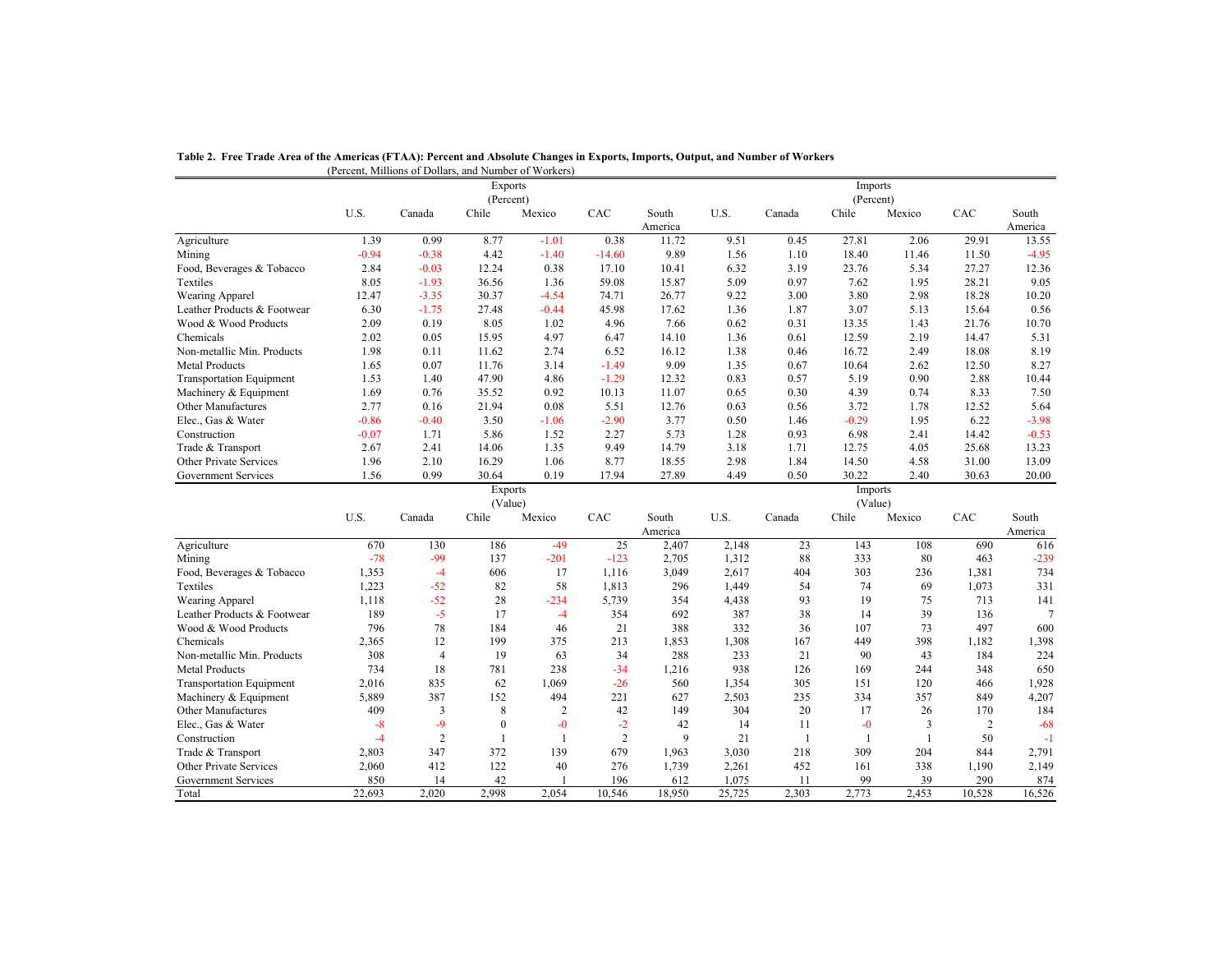**Table 2. Free Trade Area of the Americas (FTAA): Percent and Absolute Changes in Exports, Imports, Output, and Number of Workers**

(Percent, Millions of Dollars, and Number of Workers)

| | Exports (Percent) | | | | | | Imports (Percent) | | | | | |
|---|---|---|---|---|---|---|---|---|---|---|---|---|
| | U.S. | Canada | Chile | Mexico | CAC | South America | U.S. | Canada | Chile | Mexico | CAC | South America |
| Agriculture | 1.39 | 0.99 | 8.77 | -1.01 | 0.38 | 11.72 | 9.51 | 0.45 | 27.81 | 2.06 | 29.91 | 13.55 |
| Mining | -0.94 | -0.38 | 4.42 | -1.40 | -14.60 | 9.89 | 1.56 | 1.10 | 18.40 | 11.46 | 11.50 | -4.95 |
| Food, Beverages & Tobacco | 2.84 | -0.03 | 12.24 | 0.38 | 17.10 | 10.41 | 6.32 | 3.19 | 23.76 | 5.34 | 27.27 | 12.36 |
| Textiles | 8.05 | -1.93 | 36.56 | 1.36 | 59.08 | 15.87 | 5.09 | 0.97 | 7.62 | 1.95 | 28.21 | 9.05 |
| Wearing Apparel | 12.47 | -3.35 | 30.37 | -4.54 | 74.71 | 26.77 | 9.22 | 3.00 | 3.80 | 2.98 | 18.28 | 10.20 |
| Leather Products & Footwear | 6.30 | -1.75 | 27.48 | -0.44 | 45.98 | 17.62 | 1.36 | 1.87 | 3.07 | 5.13 | 15.64 | 0.56 |
| Wood & Wood Products | 2.09 | 0.19 | 8.05 | 1.02 | 4.96 | 7.66 | 0.62 | 0.31 | 13.35 | 1.43 | 21.76 | 10.70 |
| Chemicals | 2.02 | 0.05 | 15.95 | 4.97 | 6.47 | 14.10 | 1.36 | 0.61 | 12.59 | 2.19 | 14.47 | 5.31 |
| Non-metallic Min. Products | 1.98 | 0.11 | 11.62 | 2.74 | 6.52 | 16.12 | 1.38 | 0.46 | 16.72 | 2.49 | 18.08 | 8.19 |
| Metal Products | 1.65 | 0.07 | 11.76 | 3.14 | -1.49 | 9.09 | 1.35 | 0.67 | 10.64 | 2.62 | 12.50 | 8.27 |
| Transportation Equipment | 1.53 | 1.40 | 47.90 | 4.86 | -1.29 | 12.32 | 0.83 | 0.57 | 5.19 | 0.90 | 2.88 | 10.44 |
| Machinery & Equipment | 1.69 | 0.76 | 35.52 | 0.92 | 10.13 | 11.07 | 0.65 | 0.30 | 4.39 | 0.74 | 8.33 | 7.50 |
| Other Manufactures | 2.77 | 0.16 | 21.94 | 0.08 | 5.51 | 12.76 | 0.63 | 0.56 | 3.72 | 1.78 | 12.52 | 5.64 |
| Elec., Gas & Water | -0.86 | -0.40 | 3.50 | -1.06 | -2.90 | 3.77 | 0.50 | 1.46 | -0.29 | 1.95 | 6.22 | -3.98 |
| Construction | -0.07 | 1.71 | 5.86 | 1.52 | 2.27 | 5.73 | 1.28 | 0.93 | 6.98 | 2.41 | 14.42 | -0.53 |
| Trade & Transport | 2.67 | 2.41 | 14.06 | 1.35 | 9.49 | 14.79 | 3.18 | 1.71 | 12.75 | 4.05 | 25.68 | 13.23 |
| Other Private Services | 1.96 | 2.10 | 16.29 | 1.06 | 8.77 | 18.55 | 2.98 | 1.84 | 14.50 | 4.58 | 31.00 | 13.09 |
| Government Services | 1.56 | 0.99 | 30.64 | 0.19 | 17.94 | 27.89 | 4.49 | 0.50 | 30.22 | 2.40 | 30.63 | 20.00 |

| | Exports (Value) | | | | | | Imports (Value) | | | | | |
|---|---|---|---|---|---|---|---|---|---|---|---|---|
| | U.S. | Canada | Chile | Mexico | CAC | South America | U.S. | Canada | Chile | Mexico | CAC | South America |
| Agriculture | 670 | 130 | 186 | -49 | 25 | 2,407 | 2,148 | 23 | 143 | 108 | 690 | 616 |
| Mining | -78 | -99 | 137 | -201 | -123 | 2,705 | 1,312 | 88 | 333 | 80 | 463 | -239 |
| Food, Beverages & Tobacco | 1,353 | -4 | 606 | 17 | 1,116 | 3,049 | 2,617 | 404 | 303 | 236 | 1,381 | 734 |
| Textiles | 1,223 | -52 | 82 | 58 | 1,813 | 296 | 1,449 | 54 | 74 | 69 | 1,073 | 331 |
| Wearing Apparel | 1,118 | -52 | 28 | -234 | 5,739 | 354 | 4,438 | 93 | 19 | 75 | 713 | 141 |
| Leather Products & Footwear | 189 | -5 | 17 | -4 | 354 | 692 | 387 | 38 | 14 | 39 | 136 | 7 |
| Wood & Wood Products | 796 | 78 | 184 | 46 | 21 | 388 | 332 | 36 | 107 | 73 | 497 | 600 |
| Chemicals | 2,365 | 12 | 199 | 375 | 213 | 1,853 | 1,308 | 167 | 449 | 398 | 1,182 | 1,398 |
| Non-metallic Min. Products | 308 | 4 | 19 | 63 | 34 | 288 | 233 | 21 | 90 | 43 | 184 | 224 |
| Metal Products | 734 | 18 | 781 | 238 | -34 | 1,216 | 938 | 126 | 169 | 244 | 348 | 650 |
| Transportation Equipment | 2,016 | 835 | 62 | 1,069 | -26 | 560 | 1,354 | 305 | 151 | 120 | 466 | 1,928 |
| Machinery & Equipment | 5,889 | 387 | 152 | 494 | 221 | 627 | 2,503 | 235 | 334 | 357 | 849 | 4,207 |
| Other Manufactures | 409 | 3 | 8 | 2 | 42 | 149 | 304 | 20 | 17 | 26 | 170 | 184 |
| Elec., Gas & Water | -8 | -9 | 0 | -0 | -2 | 42 | 14 | 11 | -0 | 3 | 2 | -68 |
| Construction | -4 | 2 | 1 | 1 | 2 | 9 | 21 | 1 | 1 | 1 | 50 | -1 |
| Trade & Transport | 2,803 | 347 | 372 | 139 | 679 | 1,963 | 3,030 | 218 | 309 | 204 | 844 | 2,791 |
| Other Private Services | 2,060 | 412 | 122 | 40 | 276 | 1,739 | 2,261 | 452 | 161 | 338 | 1,190 | 2,149 |
| Government Services | 850 | 14 | 42 | 1 | 196 | 612 | 1,075 | 11 | 99 | 39 | 290 | 874 |
| Total | 22,693 | 2,020 | 2,998 | 2,054 | 10,546 | 18,950 | 25,725 | 2,303 | 2,773 | 2,453 | 10,528 | 16,526 |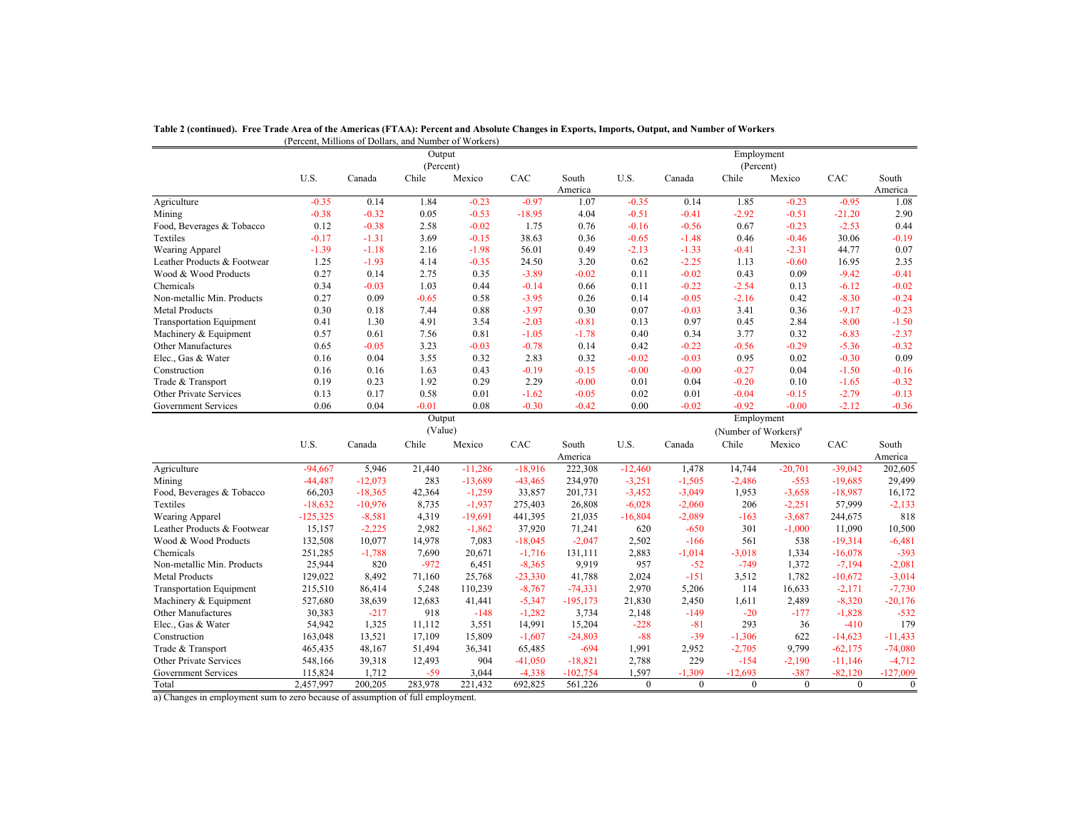**Table 2 (continued). Free Trade Area of the Americas (FTAA): Percent and Absolute Changes in Exports, Imports, Output, and Number of Workers**

(Percent, Millions of Dollars, and Number of Workers)

| | Output (Percent) | | | | | | Employment (Percent) | | | | | |
|---|---|---|---|---|---|---|---|---|---|---|---|---|
| | U.S. | Canada | Chile | Mexico | CAC | South America | U.S. | Canada | Chile | Mexico | CAC | South America |
| Agriculture | -0.35 | 0.14 | 1.84 | -0.23 | -0.97 | 1.07 | -0.35 | 0.14 | 1.85 | -0.23 | -0.95 | 1.08 |
| Mining | -0.38 | -0.32 | 0.05 | -0.53 | -18.95 | 4.04 | -0.51 | -0.41 | -2.92 | -0.51 | -21.20 | 2.90 |
| Food, Beverages & Tobacco | 0.12 | -0.38 | 2.58 | -0.02 | 1.75 | 0.76 | -0.16 | -0.56 | 0.67 | -0.23 | -2.53 | 0.44 |
| Textiles | -0.17 | -1.31 | 3.69 | -0.15 | 38.63 | 0.36 | -0.65 | -1.48 | 0.46 | -0.46 | 30.06 | -0.19 |
| Wearing Apparel | -1.39 | -1.18 | 2.16 | -1.98 | 56.01 | 0.49 | -2.13 | -1.33 | -0.41 | -2.31 | 44.77 | 0.07 |
| Leather Products & Footwear | 1.25 | -1.93 | 4.14 | -0.35 | 24.50 | 3.20 | 0.62 | -2.25 | 1.13 | -0.60 | 16.95 | 2.35 |
| Wood & Wood Products | 0.27 | 0.14 | 2.75 | 0.35 | -3.89 | -0.02 | 0.11 | -0.02 | 0.43 | 0.09 | -9.42 | -0.41 |
| Chemicals | 0.34 | -0.03 | 1.03 | 0.44 | -0.14 | 0.66 | 0.11 | -0.22 | -2.54 | 0.13 | -6.12 | -0.02 |
| Non-metallic Min. Products | 0.27 | 0.09 | -0.65 | 0.58 | -3.95 | 0.26 | 0.14 | -0.05 | -2.16 | 0.42 | -8.30 | -0.24 |
| Metal Products | 0.30 | 0.18 | 7.44 | 0.88 | -3.97 | 0.30 | 0.07 | -0.03 | 3.41 | 0.36 | -9.17 | -0.23 |
| Transportation Equipment | 0.41 | 1.30 | 4.91 | 3.54 | -2.03 | -0.81 | 0.13 | 0.97 | 0.45 | 2.84 | -8.00 | -1.50 |
| Machinery & Equipment | 0.57 | 0.61 | 7.56 | 0.81 | -1.05 | -1.78 | 0.40 | 0.34 | 3.77 | 0.32 | -6.83 | -2.37 |
| Other Manufactures | 0.65 | -0.05 | 3.23 | -0.03 | -0.78 | 0.14 | 0.42 | -0.22 | -0.56 | -0.29 | -5.36 | -0.32 |
| Elec., Gas & Water | 0.16 | 0.04 | 3.55 | 0.32 | 2.83 | 0.32 | -0.02 | -0.03 | 0.95 | 0.02 | -0.30 | 0.09 |
| Construction | 0.16 | 0.16 | 1.63 | 0.43 | -0.19 | -0.15 | -0.00 | -0.00 | -0.27 | 0.04 | -1.50 | -0.16 |
| Trade & Transport | 0.19 | 0.23 | 1.92 | 0.29 | 2.29 | -0.00 | 0.01 | 0.04 | -0.20 | 0.10 | -1.65 | -0.32 |
| Other Private Services | 0.13 | 0.17 | 0.58 | 0.01 | -1.62 | -0.05 | 0.02 | 0.01 | -0.04 | -0.15 | -2.79 | -0.13 |
| Government Services | 0.06 | 0.04 | -0.01 | 0.08 | -0.30 | -0.42 | 0.00 | -0.02 | -0.92 | -0.00 | -2.12 | -0.36 |

| | Output (Value) | | | | | | Employment (Number of Workers)[a] | | | | | |
|---|---|---|---|---|---|---|---|---|---|---|---|---|
| | U.S. | Canada | Chile | Mexico | CAC | South America | U.S. | Canada | Chile | Mexico | CAC | South America |
| Agriculture | -94,667 | 5,946 | 21,440 | -11,286 | -18,916 | 222,308 | -12,460 | 1,478 | 14,744 | -20,701 | -39,042 | 202,605 |
| Mining | -44,487 | -12,073 | 283 | -13,689 | -43,465 | 234,970 | -3,251 | -1,505 | -2,486 | -553 | -19,685 | 29,499 |
| Food, Beverages & Tobacco | 66,203 | -18,365 | 42,364 | -1,259 | 33,857 | 201,731 | -3,452 | -3,049 | 1,953 | -3,658 | -18,987 | 16,172 |
| Textiles | -18,632 | -10,976 | 8,735 | -1,937 | 275,403 | 26,808 | -6,028 | -2,060 | 206 | -2,251 | 57,999 | -2,133 |
| Wearing Apparel | -125,325 | -8,581 | 4,319 | -19,691 | 441,395 | 21,035 | -16,804 | -2,089 | -163 | -3,687 | 244,675 | 818 |
| Leather Products & Footwear | 15,157 | -2,225 | 2,982 | -1,862 | 37,920 | 71,241 | 620 | -650 | 301 | -1,000 | 11,090 | 10,500 |
| Wood & Wood Products | 132,508 | 10,077 | 14,978 | 7,083 | -18,045 | -2,047 | 2,502 | -166 | 561 | 538 | -19,314 | -6,481 |
| Chemicals | 251,285 | -1,788 | 7,690 | 20,671 | -1,716 | 131,111 | 2,883 | -1,014 | -3,018 | 1,334 | -16,078 | -393 |
| Non-metallic Min. Products | 25,944 | 820 | -972 | 6,451 | -8,365 | 9,919 | 957 | -52 | -749 | 1,372 | -7,194 | -2,081 |
| Metal Products | 129,022 | 8,492 | 71,160 | 25,768 | -23,330 | 41,788 | 2,024 | -151 | 3,512 | 1,782 | -10,672 | -3,014 |
| Transportation Equipment | 215,510 | 86,414 | 5,248 | 110,239 | -8,767 | -74,331 | 2,970 | 5,206 | 114 | 16,633 | -2,171 | -7,730 |
| Machinery & Equipment | 527,680 | 38,639 | 12,683 | 41,441 | -5,347 | -195,173 | 21,830 | 2,450 | 1,611 | 2,489 | -8,320 | -20,176 |
| Other Manufactures | 30,383 | -217 | 918 | -148 | -1,282 | 3,734 | 2,148 | -149 | -20 | -177 | -1,828 | -532 |
| Elec., Gas & Water | 54,942 | 1,325 | 11,112 | 3,551 | 14,991 | 15,204 | -228 | -81 | 293 | 36 | -410 | 179 |
| Construction | 163,048 | 13,521 | 17,109 | 15,809 | -1,607 | -24,803 | -88 | -39 | -1,306 | 622 | -14,623 | -11,433 |
| Trade & Transport | 465,435 | 48,167 | 51,494 | 36,341 | 65,485 | -694 | 1,991 | 2,952 | -2,705 | 9,799 | -62,175 | -74,080 |
| Other Private Services | 548,166 | 39,318 | 12,493 | 904 | -41,050 | -18,821 | 2,788 | 229 | -154 | -2,190 | -11,146 | -4,712 |
| Government Services | 115,824 | 1,712 | -59 | 3,044 | -4,338 | -102,754 | 1,597 | -1,309 | -12,693 | -387 | -82,120 | -127,009 |
| Total | 2,457,997 | 200,205 | 283,978 | 221,432 | 692,825 | 561,226 | 0 | 0 | 0 | 0 | 0 | 0 |

a) Changes in employment sum to zero because of assumption of full employment.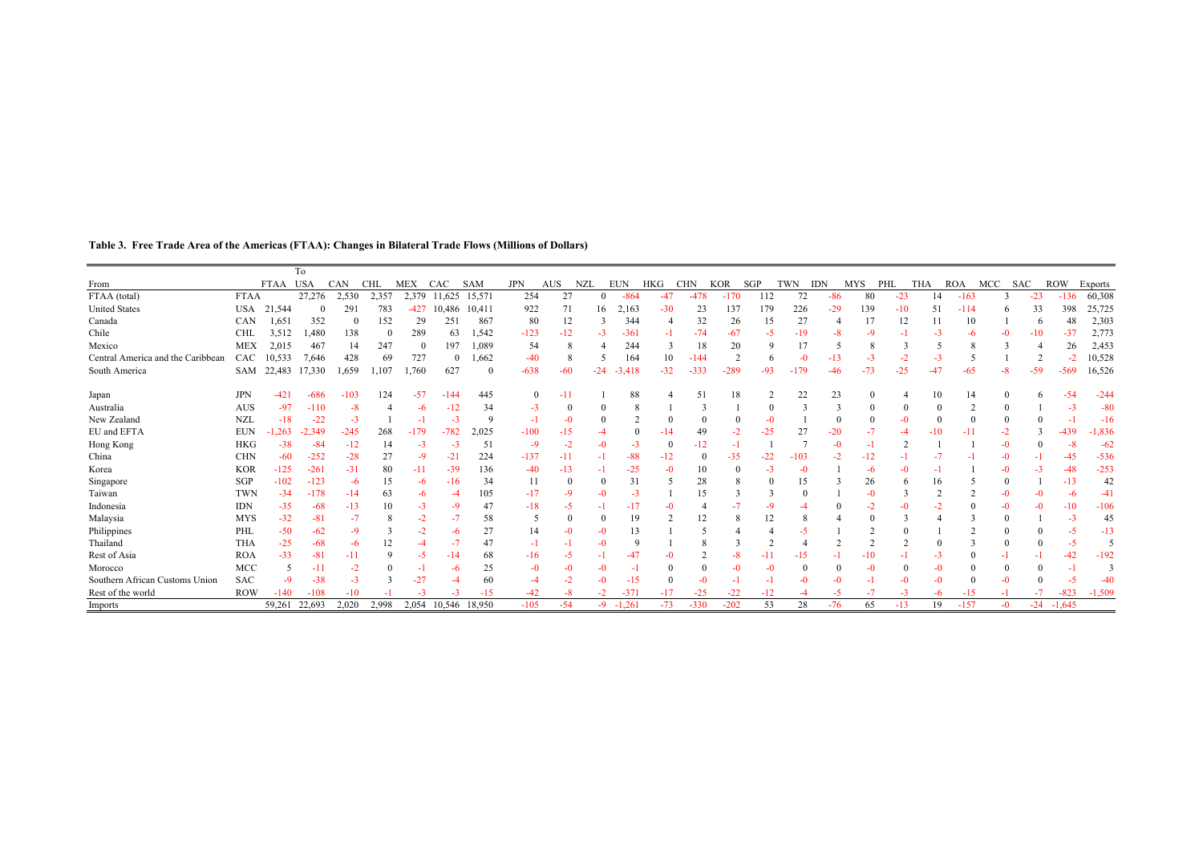**Table 3. Free Trade Area of the Americas (FTAA): Changes in Bilateral Trade Flows (Millions of Dollars)**

| From | | To FTAA | USA | CAN | CHL | MEX | CAC | SAM | JPN | AUS | NZL | EUN | HKG | CHN | KOR | SGP | TWN | IDN | MYS | PHL | THA | ROA | MCC | SAC | ROW | Exports |
|---|---|---|---|---|---|---|---|---|---|---|---|---|---|---|---|---|---|---|---|---|---|---|---|---|---|---|
| FTAA (total) | FTAA | | 27,276 | 2,530 | 2,357 | 2,379 | 11,625 | 15,571 | 254 | 27 | 0 | -864 | -47 | -478 | -170 | 112 | 72 | -86 | 80 | -23 | 14 | -163 | 3 | -23 | -136 | 60,308 |
| United States | USA | 21,544 | 0 | 291 | 783 | -427 | 10,486 | 10,411 | 922 | 71 | 16 | 2,163 | -30 | 23 | 137 | 179 | 226 | -29 | 139 | -10 | 51 | -114 | 6 | 33 | 398 | 25,725 |
| Canada | CAN | 1,651 | 352 | 0 | 152 | 29 | 251 | 867 | 80 | 12 | 3 | 344 | 4 | 32 | 26 | 15 | 27 | 4 | 17 | 12 | 11 | 10 | 1 | 6 | 48 | 2,303 |
| Chile | CHL | 3,512 | 1,480 | 138 | 0 | 289 | 63 | 1,542 | -123 | -12 | -3 | -361 | -1 | -74 | -67 | -5 | -19 | -8 | -9 | -1 | -3 | -6 | -0 | -10 | -37 | 2,773 |
| Mexico | MEX | 2,015 | 467 | 14 | 247 | 0 | 197 | 1,089 | 54 | 8 | 4 | 244 | 3 | 18 | 20 | 9 | 17 | 5 | 8 | 3 | 5 | 8 | 3 | 4 | 26 | 2,453 |
| Central America and the Caribbean | CAC | 10,533 | 7,646 | 428 | 69 | 727 | 0 | 1,662 | -40 | 8 | 5 | 164 | 10 | -144 | 2 | 6 | -0 | -13 | -3 | -2 | -3 | 5 | 1 | 2 | -2 | 10,528 |
| South America | SAM | 22,483 | 17,330 | 1,659 | 1,107 | 1,760 | 627 | 0 | -638 | -60 | -24 | -3,418 | -32 | -333 | -289 | -93 | -179 | -46 | -73 | -25 | -47 | -65 | -8 | -59 | -569 | 16,526 |
| Japan | JPN | -421 | -686 | -103 | 124 | -57 | -144 | 445 | 0 | -11 | 1 | 88 | 4 | 51 | 18 | 2 | 22 | 23 | 0 | 4 | 10 | 14 | 0 | 6 | -54 | -244 |
| Australia | AUS | -97 | -110 | -8 | 4 | -6 | -12 | 34 | -3 | 0 | 0 | 8 | 1 | 3 | 1 | 0 | 3 | 3 | 0 | 0 | 0 | 2 | 0 | 1 | -3 | -80 |
| New Zealand | NZL | -18 | -22 | -3 | 1 | -1 | -3 | 9 | -1 | -0 | 0 | 2 | 0 | 0 | 0 | -0 | 1 | 0 | 0 | -0 | 0 | 0 | 0 | 0 | -1 | -16 |
| EU and EFTA | EUN | -1,263 | -2,349 | -245 | 268 | -179 | -782 | 2,025 | -100 | -15 | -4 | 0 | -14 | 49 | -2 | -25 | 27 | -20 | -7 | -4 | -10 | -11 | -2 | 3 | -439 | -1,836 |
| Hong Kong | HKG | -38 | -84 | -12 | 14 | -3 | -3 | 51 | -9 | -2 | -0 | -3 | 0 | -12 | -1 | 1 | 7 | -0 | -1 | 2 | 1 | 1 | -0 | 0 | -8 | -62 |
| China | CHN | -60 | -252 | -28 | 27 | -9 | -21 | 224 | -137 | -11 | -1 | -88 | -12 | 0 | -35 | -22 | -103 | -2 | -12 | -1 | -7 | -1 | -0 | -1 | -45 | -536 |
| Korea | KOR | -125 | -261 | -31 | 80 | -11 | -39 | 136 | -40 | -13 | -1 | -25 | -0 | 10 | 0 | -3 | -0 | 1 | -6 | -0 | -1 | 1 | -0 | -3 | -48 | -253 |
| Singapore | SGP | -102 | -123 | -6 | 15 | -6 | -16 | 34 | 11 | 0 | 0 | 31 | 5 | 28 | 8 | 0 | 15 | 3 | 26 | 6 | 16 | 5 | 0 | 1 | -13 | 42 |
| Taiwan | TWN | -34 | -178 | -14 | 63 | -6 | -4 | 105 | -17 | -9 | -0 | -3 | 1 | 15 | 3 | 3 | 0 | 1 | -0 | 3 | 2 | 2 | -0 | -0 | -6 | -41 |
| Indonesia | IDN | -35 | -68 | -13 | 10 | -3 | -9 | 47 | -18 | -5 | -1 | -17 | -0 | 4 | -7 | -9 | -4 | 0 | -2 | -0 | -2 | 0 | -0 | -0 | -10 | -106 |
| Malaysia | MYS | -32 | -81 | -7 | 8 | -2 | -7 | 58 | 5 | 0 | 0 | 19 | 2 | 12 | 8 | 12 | 8 | 4 | 0 | 3 | 4 | 3 | 0 | 1 | -3 | 45 |
| Philippines | PHL | -50 | -62 | -9 | 3 | -2 | -6 | 27 | 14 | -0 | -0 | 13 | 1 | 5 | 4 | 4 | -5 | 1 | 2 | 0 | 1 | 2 | 0 | 0 | -5 | -13 |
| Thailand | THA | -25 | -68 | -6 | 12 | -4 | -7 | 47 | -1 | -1 | -0 | 9 | 1 | 8 | 3 | 2 | 4 | 2 | 2 | 2 | 0 | 3 | 0 | 0 | -5 | 5 |
| Rest of Asia | ROA | -33 | -81 | -11 | 9 | -5 | -14 | 68 | -16 | -5 | -1 | -47 | -0 | 2 | -8 | -11 | -15 | -1 | -10 | -1 | -3 | 0 | -1 | -1 | -42 | -192 |
| Morocco | MCC | 5 | -11 | -2 | 0 | -1 | -6 | 25 | -0 | -0 | -0 | -1 | 0 | 0 | -0 | -0 | 0 | 0 | -0 | 0 | -0 | 0 | 0 | 0 | -1 | 3 |
| Southern African Customs Union | SAC | -9 | -38 | -3 | 3 | -27 | -4 | 60 | -4 | -2 | -0 | -15 | 0 | -0 | -1 | -1 | -0 | -0 | -1 | -0 | -0 | 0 | -0 | 0 | -5 | -40 |
| Rest of the world | ROW | -140 | -108 | -10 | -1 | -3 | -3 | -15 | -42 | -8 | -2 | -371 | -17 | -25 | -22 | -12 | -4 | -5 | -7 | -3 | -6 | -15 | -1 | -7 | -823 | -1,509 |
| Imports | | 59,261 | 22,693 | 2,020 | 2,998 | 2,054 | 10,546 | 18,950 | -105 | -54 | -9 | -1,261 | -73 | -330 | -202 | 53 | 28 | -76 | 65 | -13 | 19 | -157 | -0 | -24 | -1,645 | |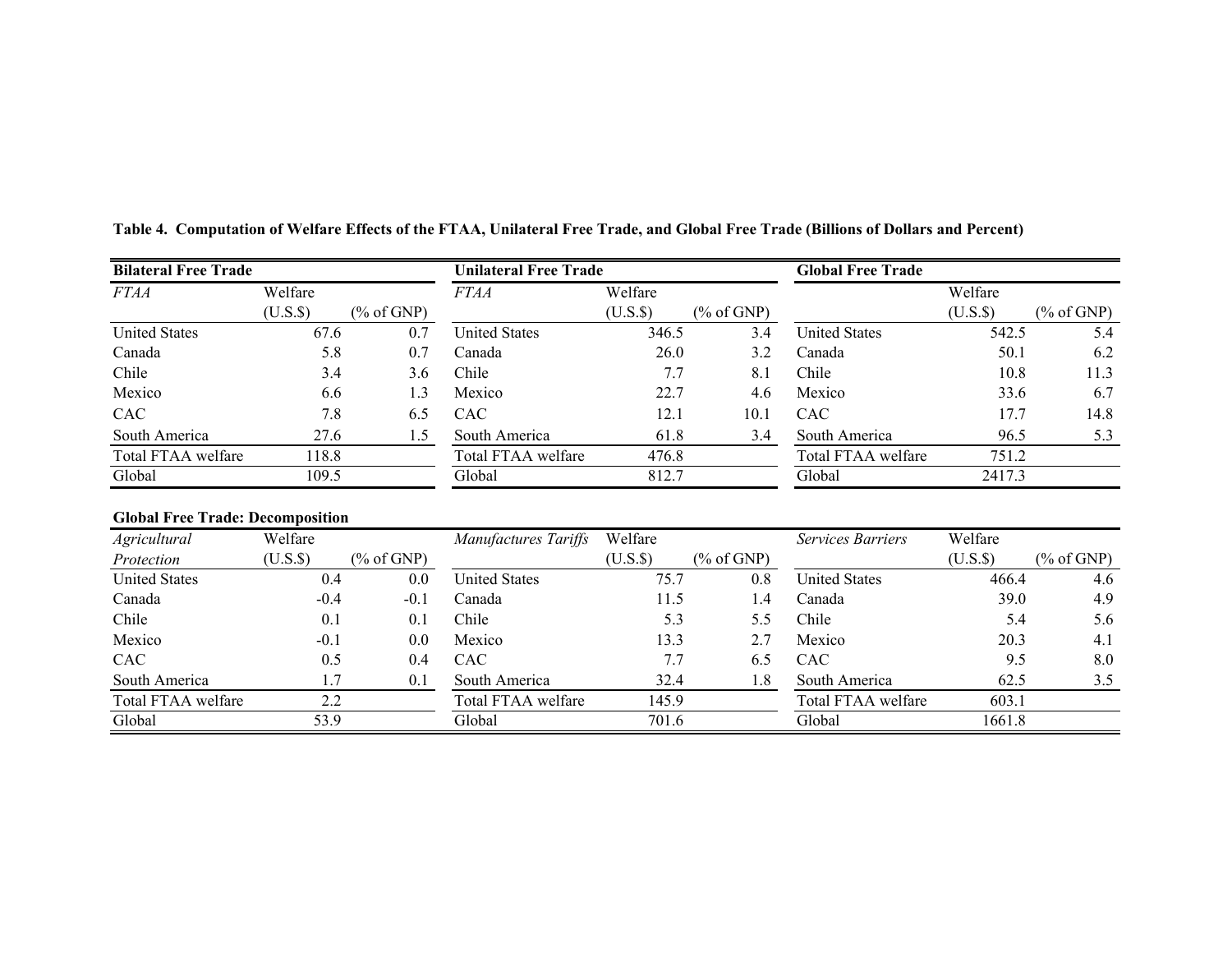**Table 4. Computation of Welfare Effects of the FTAA, Unilateral Free Trade, and Global Free Trade (Billions of Dollars and Percent)**

**Bilateral Free Trade**

| *FTAA* | Welfare (U.S.$) | (% of GNP) |
|---|---|---|
| United States | 67.6 | 0.7 |
| Canada | 5.8 | 0.7 |
| Chile | 3.4 | 3.6 |
| Mexico | 6.6 | 1.3 |
| CAC | 7.8 | 6.5 |
| South America | 27.6 | 1.5 |
| Total FTAA welfare | 118.8 | |
| Global | 109.5 | |

**Unilateral Free Trade**

| *FTAA* | Welfare (U.S.$) | (% of GNP) |
|---|---|---|
| United States | 346.5 | 3.4 |
| Canada | 26.0 | 3.2 |
| Chile | 7.7 | 8.1 |
| Mexico | 22.7 | 4.6 |
| CAC | 12.1 | 10.1 |
| South America | 61.8 | 3.4 |
| Total FTAA welfare | 476.8 | |
| Global | 812.7 | |

**Global Free Trade**

| | Welfare (U.S.$) | (% of GNP) |
|---|---|---|
| United States | 542.5 | 5.4 |
| Canada | 50.1 | 6.2 |
| Chile | 10.8 | 11.3 |
| Mexico | 33.6 | 6.7 |
| CAC | 17.7 | 14.8 |
| South America | 96.5 | 5.3 |
| Total FTAA welfare | 751.2 | |
| Global | 2417.3 | |

**Global Free Trade: Decomposition**

| *Agricultural Protection* | Welfare (U.S.$) | (% of GNP) |
|---|---|---|
| United States | 0.4 | 0.0 |
| Canada | -0.4 | -0.1 |
| Chile | 0.1 | 0.1 |
| Mexico | -0.1 | 0.0 |
| CAC | 0.5 | 0.4 |
| South America | 1.7 | 0.1 |
| Total FTAA welfare | 2.2 | |
| Global | 53.9 | |

| *Manufactures Tariffs* | Welfare (U.S.$) | (% of GNP) |
|---|---|---|
| United States | 75.7 | 0.8 |
| Canada | 11.5 | 1.4 |
| Chile | 5.3 | 5.5 |
| Mexico | 13.3 | 2.7 |
| CAC | 7.7 | 6.5 |
| South America | 32.4 | 1.8 |
| Total FTAA welfare | 145.9 | |
| Global | 701.6 | |

| *Services Barriers* | Welfare (U.S.$) | (% of GNP) |
|---|---|---|
| United States | 466.4 | 4.6 |
| Canada | 39.0 | 4.9 |
| Chile | 5.4 | 5.6 |
| Mexico | 20.3 | 4.1 |
| CAC | 9.5 | 8.0 |
| South America | 62.5 | 3.5 |
| Total FTAA welfare | 603.1 | |
| Global | 1661.8 | |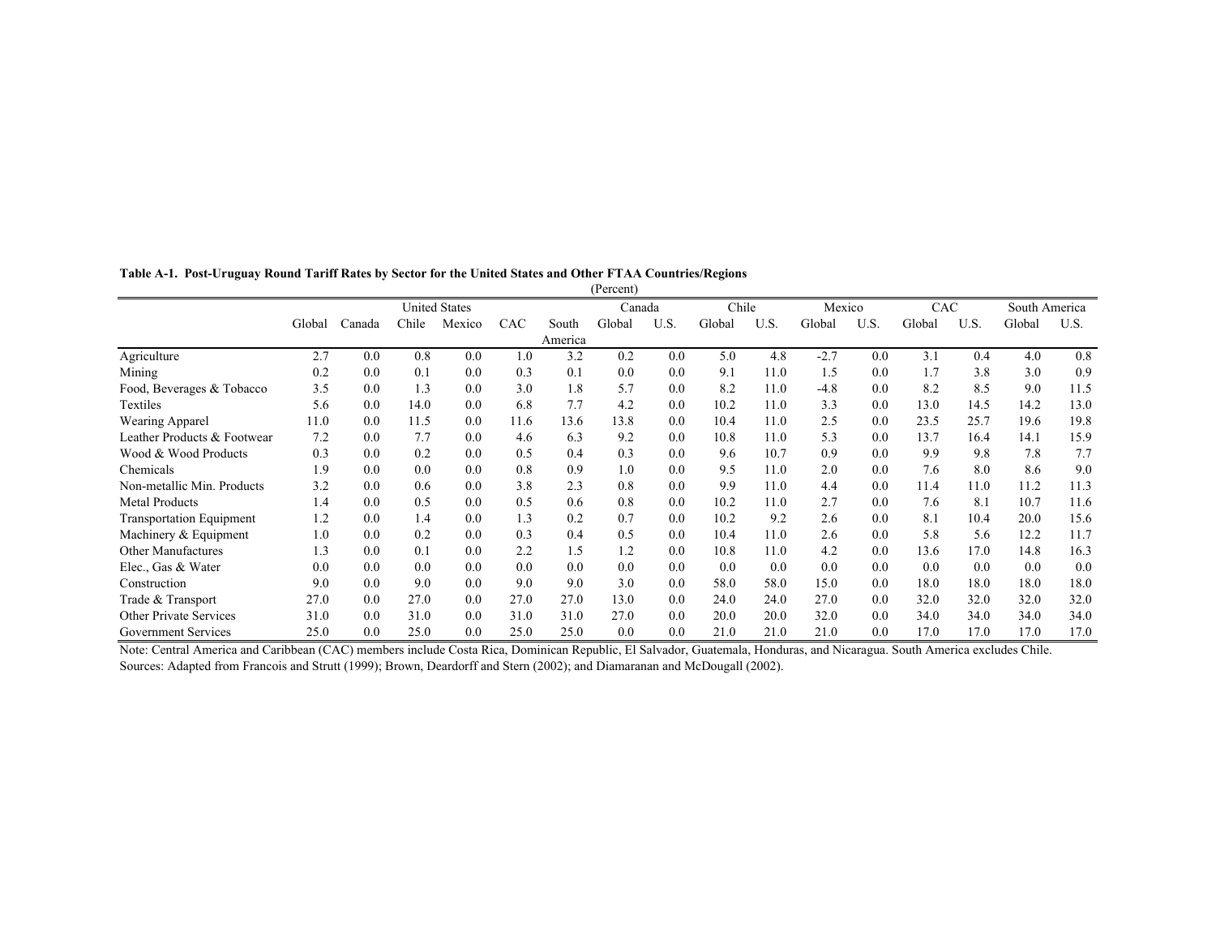**Table A-1. Post-Uruguay Round Tariff Rates by Sector for the United States and Other FTAA Countries/Regions**

(Percent)

| | United States | | | | | | Canada | | Chile | | Mexico | | CAC | | South America | |
|---|---|---|---|---|---|---|---|---|---|---|---|---|---|---|---|---|
| | Global | Canada | Chile | Mexico | CAC | South America | Global | U.S. | Global | U.S. | Global | U.S. | Global | U.S. | Global | U.S. |
| Agriculture | 2.7 | 0.0 | 0.8 | 0.0 | 1.0 | 3.2 | 0.2 | 0.0 | 5.0 | 4.8 | -2.7 | 0.0 | 3.1 | 0.4 | 4.0 | 0.8 |
| Mining | 0.2 | 0.0 | 0.1 | 0.0 | 0.3 | 0.1 | 0.0 | 0.0 | 9.1 | 11.0 | 1.5 | 0.0 | 1.7 | 3.8 | 3.0 | 0.9 |
| Food, Beverages & Tobacco | 3.5 | 0.0 | 1.3 | 0.0 | 3.0 | 1.8 | 5.7 | 0.0 | 8.2 | 11.0 | -4.8 | 0.0 | 8.2 | 8.5 | 9.0 | 11.5 |
| Textiles | 5.6 | 0.0 | 14.0 | 0.0 | 6.8 | 7.7 | 4.2 | 0.0 | 10.2 | 11.0 | 3.3 | 0.0 | 13.0 | 14.5 | 14.2 | 13.0 |
| Wearing Apparel | 11.0 | 0.0 | 11.5 | 0.0 | 11.6 | 13.6 | 13.8 | 0.0 | 10.4 | 11.0 | 2.5 | 0.0 | 23.5 | 25.7 | 19.6 | 19.8 |
| Leather Products & Footwear | 7.2 | 0.0 | 7.7 | 0.0 | 4.6 | 6.3 | 9.2 | 0.0 | 10.8 | 11.0 | 5.3 | 0.0 | 13.7 | 16.4 | 14.1 | 15.9 |
| Wood & Wood Products | 0.3 | 0.0 | 0.2 | 0.0 | 0.5 | 0.4 | 0.3 | 0.0 | 9.6 | 10.7 | 0.9 | 0.0 | 9.9 | 9.8 | 7.8 | 7.7 |
| Chemicals | 1.9 | 0.0 | 0.0 | 0.0 | 0.8 | 0.9 | 1.0 | 0.0 | 9.5 | 11.0 | 2.0 | 0.0 | 7.6 | 8.0 | 8.6 | 9.0 |
| Non-metallic Min. Products | 3.2 | 0.0 | 0.6 | 0.0 | 3.8 | 2.3 | 0.8 | 0.0 | 9.9 | 11.0 | 4.4 | 0.0 | 11.4 | 11.0 | 11.2 | 11.3 |
| Metal Products | 1.4 | 0.0 | 0.5 | 0.0 | 0.5 | 0.6 | 0.8 | 0.0 | 10.2 | 11.0 | 2.7 | 0.0 | 7.6 | 8.1 | 10.7 | 11.6 |
| Transportation Equipment | 1.2 | 0.0 | 1.4 | 0.0 | 1.3 | 0.2 | 0.7 | 0.0 | 10.2 | 9.2 | 2.6 | 0.0 | 8.1 | 10.4 | 20.0 | 15.6 |
| Machinery & Equipment | 1.0 | 0.0 | 0.2 | 0.0 | 0.3 | 0.4 | 0.5 | 0.0 | 10.4 | 11.0 | 2.6 | 0.0 | 5.8 | 5.6 | 12.2 | 11.7 |
| Other Manufactures | 1.3 | 0.0 | 0.1 | 0.0 | 2.2 | 1.5 | 1.2 | 0.0 | 10.8 | 11.0 | 4.2 | 0.0 | 13.6 | 17.0 | 14.8 | 16.3 |
| Elec., Gas & Water | 0.0 | 0.0 | 0.0 | 0.0 | 0.0 | 0.0 | 0.0 | 0.0 | 0.0 | 0.0 | 0.0 | 0.0 | 0.0 | 0.0 | 0.0 | 0.0 |
| Construction | 9.0 | 0.0 | 9.0 | 0.0 | 9.0 | 9.0 | 3.0 | 0.0 | 58.0 | 58.0 | 15.0 | 0.0 | 18.0 | 18.0 | 18.0 | 18.0 |
| Trade & Transport | 27.0 | 0.0 | 27.0 | 0.0 | 27.0 | 27.0 | 13.0 | 0.0 | 24.0 | 24.0 | 27.0 | 0.0 | 32.0 | 32.0 | 32.0 | 32.0 |
| Other Private Services | 31.0 | 0.0 | 31.0 | 0.0 | 31.0 | 31.0 | 27.0 | 0.0 | 20.0 | 20.0 | 32.0 | 0.0 | 34.0 | 34.0 | 34.0 | 34.0 |
| Government Services | 25.0 | 0.0 | 25.0 | 0.0 | 25.0 | 25.0 | 0.0 | 0.0 | 21.0 | 21.0 | 21.0 | 0.0 | 17.0 | 17.0 | 17.0 | 17.0 |

Note: Central America and Caribbean (CAC) members include Costa Rica, Dominican Republic, El Salvador, Guatemala, Honduras, and Nicaragua. South America excludes Chile.

Sources: Adapted from Francois and Strutt (1999); Brown, Deardorff and Stern (2002); and Diamaranan and McDougall (2002).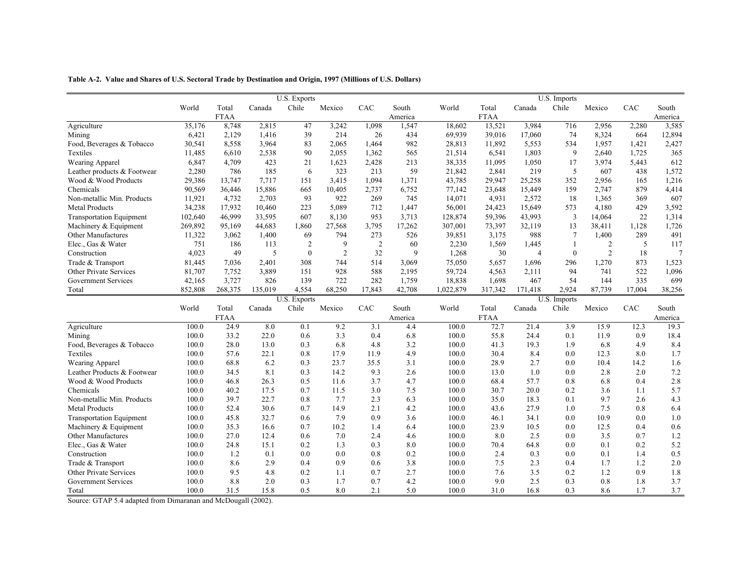**Table A-2. Value and Shares of U.S. Sectoral Trade by Destination and Origin, 1997 (Millions of U.S. Dollars)**

| | U.S. Exports | | | | | | | U.S. Imports | | | | | | |
|---|---|---|---|---|---|---|---|---|---|---|---|---|---|---|
| | World | Total FTAA | Canada | Chile | Mexico | CAC | South America | World | Total FTAA | Canada | Chile | Mexico | CAC | South America |
| Agriculture | 35,176 | 8,748 | 2,815 | 47 | 3,242 | 1,098 | 1,547 | 18,602 | 13,521 | 3,984 | 716 | 2,956 | 2,280 | 3,585 |
| Mining | 6,421 | 2,129 | 1,416 | 39 | 214 | 26 | 434 | 69,939 | 39,016 | 17,060 | 74 | 8,324 | 664 | 12,894 |
| Food, Beverages & Tobacco | 30,541 | 8,558 | 3,964 | 83 | 2,065 | 1,464 | 982 | 28,813 | 11,892 | 5,553 | 534 | 1,957 | 1,421 | 2,427 |
| Textiles | 11,485 | 6,610 | 2,538 | 90 | 2,055 | 1,362 | 565 | 21,514 | 6,541 | 1,803 | 9 | 2,640 | 1,725 | 365 |
| Wearing Apparel | 6,847 | 4,709 | 423 | 21 | 1,623 | 2,428 | 213 | 38,335 | 11,095 | 1,050 | 17 | 3,974 | 5,443 | 612 |
| Leather products & Footwear | 2,280 | 786 | 185 | 6 | 323 | 213 | 59 | 21,842 | 2,841 | 219 | 5 | 607 | 438 | 1,572 |
| Wood & Wood Products | 29,386 | 13,747 | 7,717 | 151 | 3,415 | 1,094 | 1,371 | 43,785 | 29,947 | 25,258 | 352 | 2,956 | 165 | 1,216 |
| Chemicals | 90,569 | 36,446 | 15,886 | 665 | 10,405 | 2,737 | 6,752 | 77,142 | 23,648 | 15,449 | 159 | 2,747 | 879 | 4,414 |
| Non-metallic Min. Products | 11,921 | 4,732 | 2,703 | 93 | 922 | 269 | 745 | 14,071 | 4,931 | 2,572 | 18 | 1,365 | 369 | 607 |
| Metal Products | 34,238 | 17,932 | 10,460 | 223 | 5,089 | 712 | 1,447 | 56,001 | 24,423 | 15,649 | 573 | 4,180 | 429 | 3,592 |
| Transportation Equipment | 102,640 | 46,999 | 33,595 | 607 | 8,130 | 953 | 3,713 | 128,874 | 59,396 | 43,993 | 3 | 14,064 | 22 | 1,314 |
| Machinery & Equipment | 269,892 | 95,169 | 44,683 | 1,860 | 27,568 | 3,795 | 17,262 | 307,001 | 73,397 | 32,119 | 13 | 38,411 | 1,128 | 1,726 |
| Other Manufactures | 11,322 | 3,062 | 1,400 | 69 | 794 | 273 | 526 | 39,851 | 3,175 | 988 | 7 | 1,400 | 289 | 491 |
| Elec., Gas & Water | 751 | 186 | 113 | 2 | 9 | 2 | 60 | 2,230 | 1,569 | 1,445 | 1 | 2 | 5 | 117 |
| Construction | 4,023 | 49 | 5 | 0 | 2 | 32 | 9 | 1,268 | 30 | 4 | 0 | 2 | 18 | 7 |
| Trade & Transport | 81,445 | 7,036 | 2,401 | 308 | 744 | 514 | 3,069 | 75,050 | 5,657 | 1,696 | 296 | 1,270 | 873 | 1,523 |
| Other Private Services | 81,707 | 7,752 | 3,889 | 151 | 928 | 588 | 2,195 | 59,724 | 4,563 | 2,111 | 94 | 741 | 522 | 1,096 |
| Government Services | 42,165 | 3,727 | 826 | 139 | 722 | 282 | 1,759 | 18,838 | 1,698 | 467 | 54 | 144 | 335 | 699 |
| Total | 852,808 | 268,375 | 135,019 | 4,554 | 68,250 | 17,843 | 42,708 | 1,022,879 | 317,342 | 171,418 | 2,924 | 87,739 | 17,004 | 38,256 |

| | U.S. Exports | | | | | | | U.S. Imports | | | | | | |
|---|---|---|---|---|---|---|---|---|---|---|---|---|---|---|
| | World | Total FTAA | Canada | Chile | Mexico | CAC | South America | World | Total FTAA | Canada | Chile | Mexico | CAC | South America |
| Agriculture | 100.0 | 24.9 | 8.0 | 0.1 | 9.2 | 3.1 | 4.4 | 100.0 | 72.7 | 21.4 | 3.9 | 15.9 | 12.3 | 19.3 |
| Mining | 100.0 | 33.2 | 22.0 | 0.6 | 3.3 | 0.4 | 6.8 | 100.0 | 55.8 | 24.4 | 0.1 | 11.9 | 0.9 | 18.4 |
| Food, Beverages & Tobacco | 100.0 | 28.0 | 13.0 | 0.3 | 6.8 | 4.8 | 3.2 | 100.0 | 41.3 | 19.3 | 1.9 | 6.8 | 4.9 | 8.4 |
| Textiles | 100.0 | 57.6 | 22.1 | 0.8 | 17.9 | 11.9 | 4.9 | 100.0 | 30.4 | 8.4 | 0.0 | 12.3 | 8.0 | 1.7 |
| Wearing Apparel | 100.0 | 68.8 | 6.2 | 0.3 | 23.7 | 35.5 | 3.1 | 100.0 | 28.9 | 2.7 | 0.0 | 10.4 | 14.2 | 1.6 |
| Leather Products & Footwear | 100.0 | 34.5 | 8.1 | 0.3 | 14.2 | 9.3 | 2.6 | 100.0 | 13.0 | 1.0 | 0.0 | 2.8 | 2.0 | 7.2 |
| Wood & Wood Products | 100.0 | 46.8 | 26.3 | 0.5 | 11.6 | 3.7 | 4.7 | 100.0 | 68.4 | 57.7 | 0.8 | 6.8 | 0.4 | 2.8 |
| Chemicals | 100.0 | 40.2 | 17.5 | 0.7 | 11.5 | 3.0 | 7.5 | 100.0 | 30.7 | 20.0 | 0.2 | 3.6 | 1.1 | 5.7 |
| Non-metallic Min. Products | 100.0 | 39.7 | 22.7 | 0.8 | 7.7 | 2.3 | 6.3 | 100.0 | 35.0 | 18.3 | 0.1 | 9.7 | 2.6 | 4.3 |
| Metal Products | 100.0 | 52.4 | 30.6 | 0.7 | 14.9 | 2.1 | 4.2 | 100.0 | 43.6 | 27.9 | 1.0 | 7.5 | 0.8 | 6.4 |
| Transportation Equipment | 100.0 | 45.8 | 32.7 | 0.6 | 7.9 | 0.9 | 3.6 | 100.0 | 46.1 | 34.1 | 0.0 | 10.9 | 0.0 | 1.0 |
| Machinery & Equipment | 100.0 | 35.3 | 16.6 | 0.7 | 10.2 | 1.4 | 6.4 | 100.0 | 23.9 | 10.5 | 0.0 | 12.5 | 0.4 | 0.6 |
| Other Manufactures | 100.0 | 27.0 | 12.4 | 0.6 | 7.0 | 2.4 | 4.6 | 100.0 | 8.0 | 2.5 | 0.0 | 3.5 | 0.7 | 1.2 |
| Elec., Gas & Water | 100.0 | 24.8 | 15.1 | 0.2 | 1.3 | 0.3 | 8.0 | 100.0 | 70.4 | 64.8 | 0.0 | 0.1 | 0.2 | 5.2 |
| Construction | 100.0 | 1.2 | 0.1 | 0.0 | 0.0 | 0.8 | 0.2 | 100.0 | 2.4 | 0.3 | 0.0 | 0.1 | 1.4 | 0.5 |
| Trade & Transport | 100.0 | 8.6 | 2.9 | 0.4 | 0.9 | 0.6 | 3.8 | 100.0 | 7.5 | 2.3 | 0.4 | 1.7 | 1.2 | 2.0 |
| Other Private Services | 100.0 | 9.5 | 4.8 | 0.2 | 1.1 | 0.7 | 2.7 | 100.0 | 7.6 | 3.5 | 0.2 | 1.2 | 0.9 | 1.8 |
| Government Services | 100.0 | 8.8 | 2.0 | 0.3 | 1.7 | 0.7 | 4.2 | 100.0 | 9.0 | 2.5 | 0.3 | 0.8 | 1.8 | 3.7 |
| Total | 100.0 | 31.5 | 15.8 | 0.5 | 8.0 | 2.1 | 5.0 | 100.0 | 31.0 | 16.8 | 0.3 | 8.6 | 1.7 | 3.7 |

Source: GTAP 5.4 adapted from Dimaranan and McDougall (2002).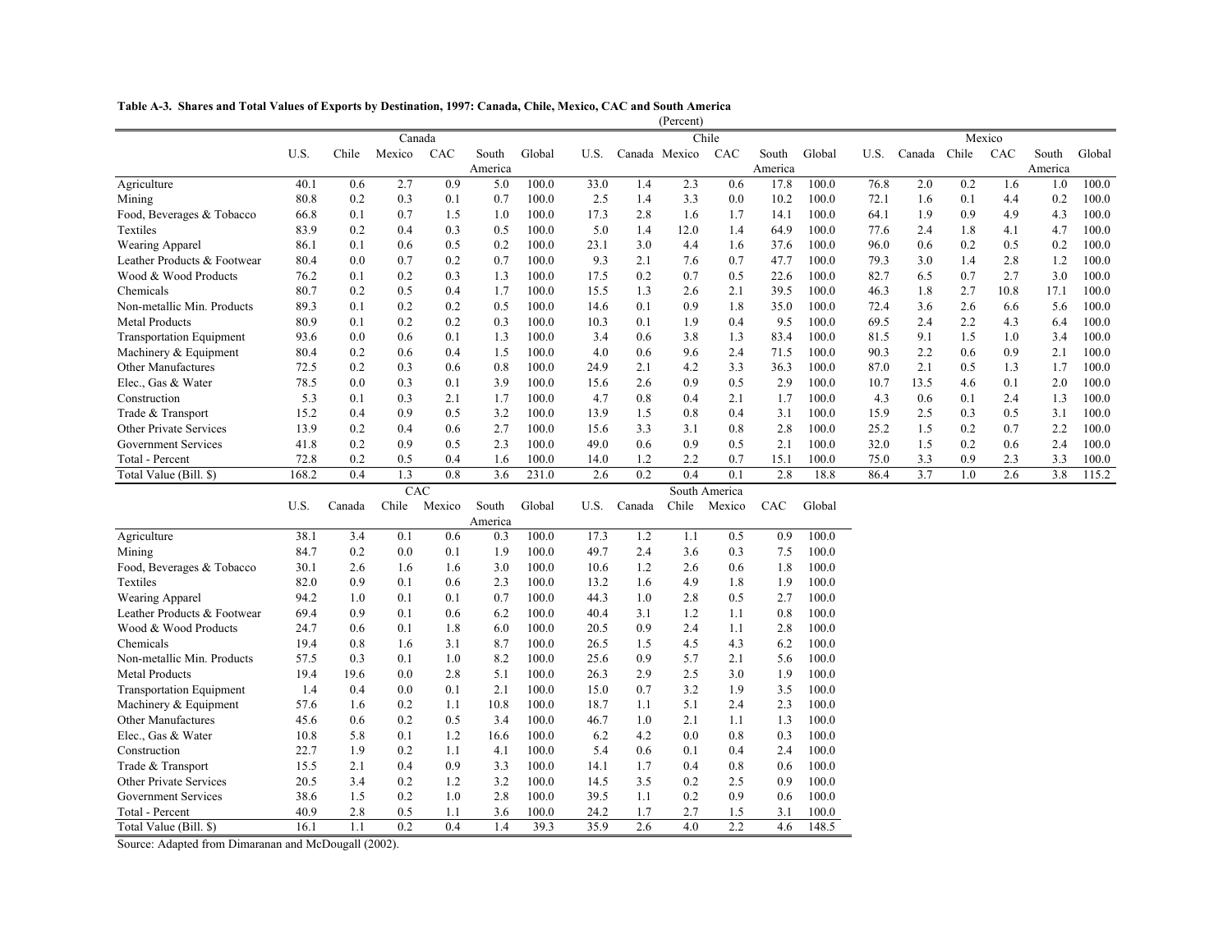**Table A-3. Shares and Total Values of Exports by Destination, 1997: Canada, Chile, Mexico, CAC and South America**

(Percent)

| | Canada | | | | | | Chile | | | | | | Mexico | | | | | |
|---|---|---|---|---|---|---|---|---|---|---|---|---|---|---|---|---|---|---|
| | U.S. | Chile | Mexico | CAC | South America | Global | U.S. | Canada | Mexico | CAC | South America | Global | U.S. | Canada | Chile | CAC | South America | Global |
| Agriculture | 40.1 | 0.6 | 2.7 | 0.9 | 5.0 | 100.0 | 33.0 | 1.4 | 2.3 | 0.6 | 17.8 | 100.0 | 76.8 | 2.0 | 0.2 | 1.6 | 1.0 | 100.0 |
| Mining | 80.8 | 0.2 | 0.3 | 0.1 | 0.7 | 100.0 | 2.5 | 1.4 | 3.3 | 0.0 | 10.2 | 100.0 | 72.1 | 1.6 | 0.1 | 4.4 | 0.2 | 100.0 |
| Food, Beverages & Tobacco | 66.8 | 0.1 | 0.7 | 1.5 | 1.0 | 100.0 | 17.3 | 2.8 | 1.6 | 1.7 | 14.1 | 100.0 | 64.1 | 1.9 | 0.9 | 4.9 | 4.3 | 100.0 |
| Textiles | 83.9 | 0.2 | 0.4 | 0.3 | 0.5 | 100.0 | 5.0 | 1.4 | 12.0 | 1.4 | 64.9 | 100.0 | 77.6 | 2.4 | 1.8 | 4.1 | 4.7 | 100.0 |
| Wearing Apparel | 86.1 | 0.1 | 0.6 | 0.5 | 0.2 | 100.0 | 23.1 | 3.0 | 4.4 | 1.6 | 37.6 | 100.0 | 96.0 | 0.6 | 0.2 | 0.5 | 0.2 | 100.0 |
| Leather Products & Footwear | 80.4 | 0.0 | 0.7 | 0.2 | 0.7 | 100.0 | 9.3 | 2.1 | 7.6 | 0.7 | 47.7 | 100.0 | 79.3 | 3.0 | 1.4 | 2.8 | 1.2 | 100.0 |
| Wood & Wood Products | 76.2 | 0.1 | 0.2 | 0.3 | 1.3 | 100.0 | 17.5 | 0.2 | 0.7 | 0.5 | 22.6 | 100.0 | 82.7 | 6.5 | 0.7 | 2.7 | 3.0 | 100.0 |
| Chemicals | 80.7 | 0.2 | 0.5 | 0.4 | 1.7 | 100.0 | 15.5 | 1.3 | 2.6 | 2.1 | 39.5 | 100.0 | 46.3 | 1.8 | 2.7 | 10.8 | 17.1 | 100.0 |
| Non-metallic Min. Products | 89.3 | 0.1 | 0.2 | 0.2 | 0.5 | 100.0 | 14.6 | 0.1 | 0.9 | 1.8 | 35.0 | 100.0 | 72.4 | 3.6 | 2.6 | 6.6 | 5.6 | 100.0 |
| Metal Products | 80.9 | 0.1 | 0.2 | 0.2 | 0.3 | 100.0 | 10.3 | 0.1 | 1.9 | 0.4 | 9.5 | 100.0 | 69.5 | 2.4 | 2.2 | 4.3 | 6.4 | 100.0 |
| Transportation Equipment | 93.6 | 0.0 | 0.6 | 0.1 | 1.3 | 100.0 | 3.4 | 0.6 | 3.8 | 1.3 | 83.4 | 100.0 | 81.5 | 9.1 | 1.5 | 1.0 | 3.4 | 100.0 |
| Machinery & Equipment | 80.4 | 0.2 | 0.6 | 0.4 | 1.5 | 100.0 | 4.0 | 0.6 | 9.6 | 2.4 | 71.5 | 100.0 | 90.3 | 2.2 | 0.6 | 0.9 | 2.1 | 100.0 |
| Other Manufactures | 72.5 | 0.2 | 0.3 | 0.6 | 0.8 | 100.0 | 24.9 | 2.1 | 4.2 | 3.3 | 36.3 | 100.0 | 87.0 | 2.1 | 0.5 | 1.3 | 1.7 | 100.0 |
| Elec., Gas & Water | 78.5 | 0.0 | 0.3 | 0.1 | 3.9 | 100.0 | 15.6 | 2.6 | 0.9 | 0.5 | 2.9 | 100.0 | 10.7 | 13.5 | 4.6 | 0.1 | 2.0 | 100.0 |
| Construction | 5.3 | 0.1 | 0.3 | 2.1 | 1.7 | 100.0 | 4.7 | 0.8 | 0.4 | 2.1 | 1.7 | 100.0 | 4.3 | 0.6 | 0.1 | 2.4 | 1.3 | 100.0 |
| Trade & Transport | 15.2 | 0.4 | 0.9 | 0.5 | 3.2 | 100.0 | 13.9 | 1.5 | 0.8 | 0.4 | 3.1 | 100.0 | 15.9 | 2.5 | 0.3 | 0.5 | 3.1 | 100.0 |
| Other Private Services | 13.9 | 0.2 | 0.4 | 0.6 | 2.7 | 100.0 | 15.6 | 3.3 | 3.1 | 0.8 | 2.8 | 100.0 | 25.2 | 1.5 | 0.2 | 0.7 | 2.2 | 100.0 |
| Government Services | 41.8 | 0.2 | 0.9 | 0.5 | 2.3 | 100.0 | 49.0 | 0.6 | 0.9 | 0.5 | 2.1 | 100.0 | 32.0 | 1.5 | 0.2 | 0.6 | 2.4 | 100.0 |
| Total - Percent | 72.8 | 0.2 | 0.5 | 0.4 | 1.6 | 100.0 | 14.0 | 1.2 | 2.2 | 0.7 | 15.1 | 100.0 | 75.0 | 3.3 | 0.9 | 2.3 | 3.3 | 100.0 |
| Total Value (Bill. $) | 168.2 | 0.4 | 1.3 | 0.8 | 3.6 | 231.0 | 2.6 | 0.2 | 0.4 | 0.1 | 2.8 | 18.8 | 86.4 | 3.7 | 1.0 | 2.6 | 3.8 | 115.2 |

| | CAC | | | | | | South America | | | | | |
|---|---|---|---|---|---|---|---|---|---|---|---|---|
| | U.S. | Canada | Chile | Mexico | South America | Global | U.S. | Canada | Chile | Mexico | CAC | Global |
| Agriculture | 38.1 | 3.4 | 0.1 | 0.6 | 0.3 | 100.0 | 17.3 | 1.2 | 1.1 | 0.5 | 0.9 | 100.0 |
| Mining | 84.7 | 0.2 | 0.0 | 0.1 | 1.9 | 100.0 | 49.7 | 2.4 | 3.6 | 0.3 | 7.5 | 100.0 |
| Food, Beverages & Tobacco | 30.1 | 2.6 | 1.6 | 1.6 | 3.0 | 100.0 | 10.6 | 1.2 | 2.6 | 0.6 | 1.8 | 100.0 |
| Textiles | 82.0 | 0.9 | 0.1 | 0.6 | 2.3 | 100.0 | 13.2 | 1.6 | 4.9 | 1.8 | 1.9 | 100.0 |
| Wearing Apparel | 94.2 | 1.0 | 0.1 | 0.1 | 0.7 | 100.0 | 44.3 | 1.0 | 2.8 | 0.5 | 2.7 | 100.0 |
| Leather Products & Footwear | 69.4 | 0.9 | 0.1 | 0.6 | 6.2 | 100.0 | 40.4 | 3.1 | 1.2 | 1.1 | 0.8 | 100.0 |
| Wood & Wood Products | 24.7 | 0.6 | 0.1 | 1.8 | 6.0 | 100.0 | 20.5 | 0.9 | 2.4 | 1.1 | 2.8 | 100.0 |
| Chemicals | 19.4 | 0.8 | 1.6 | 3.1 | 8.7 | 100.0 | 26.5 | 1.5 | 4.5 | 4.3 | 6.2 | 100.0 |
| Non-metallic Min. Products | 57.5 | 0.3 | 0.1 | 1.0 | 8.2 | 100.0 | 25.6 | 0.9 | 5.7 | 2.1 | 5.6 | 100.0 |
| Metal Products | 19.4 | 19.6 | 0.0 | 2.8 | 5.1 | 100.0 | 26.3 | 2.9 | 2.5 | 3.0 | 1.9 | 100.0 |
| Transportation Equipment | 1.4 | 0.4 | 0.0 | 0.1 | 2.1 | 100.0 | 15.0 | 0.7 | 3.2 | 1.9 | 3.5 | 100.0 |
| Machinery & Equipment | 57.6 | 1.6 | 0.2 | 1.1 | 10.8 | 100.0 | 18.7 | 1.1 | 5.1 | 2.4 | 2.3 | 100.0 |
| Other Manufactures | 45.6 | 0.6 | 0.2 | 0.5 | 3.4 | 100.0 | 46.7 | 1.0 | 2.1 | 1.1 | 1.3 | 100.0 |
| Elec., Gas & Water | 10.8 | 5.8 | 0.1 | 1.2 | 16.6 | 100.0 | 6.2 | 4.2 | 0.0 | 0.8 | 0.3 | 100.0 |
| Construction | 22.7 | 1.9 | 0.2 | 1.1 | 4.1 | 100.0 | 5.4 | 0.6 | 0.1 | 0.4 | 2.4 | 100.0 |
| Trade & Transport | 15.5 | 2.1 | 0.4 | 0.9 | 3.3 | 100.0 | 14.1 | 1.7 | 0.4 | 0.8 | 0.6 | 100.0 |
| Other Private Services | 20.5 | 3.4 | 0.2 | 1.2 | 3.2 | 100.0 | 14.5 | 3.5 | 0.2 | 2.5 | 0.9 | 100.0 |
| Government Services | 38.6 | 1.5 | 0.2 | 1.0 | 2.8 | 100.0 | 39.5 | 1.1 | 0.2 | 0.9 | 0.6 | 100.0 |
| Total - Percent | 40.9 | 2.8 | 0.5 | 1.1 | 3.6 | 100.0 | 24.2 | 1.7 | 2.7 | 1.5 | 3.1 | 100.0 |
| Total Value (Bill. $) | 16.1 | 1.1 | 0.2 | 0.4 | 1.4 | 39.3 | 35.9 | 2.6 | 4.0 | 2.2 | 4.6 | 148.5 |

Source: Adapted from Dimaranan and McDougall (2002).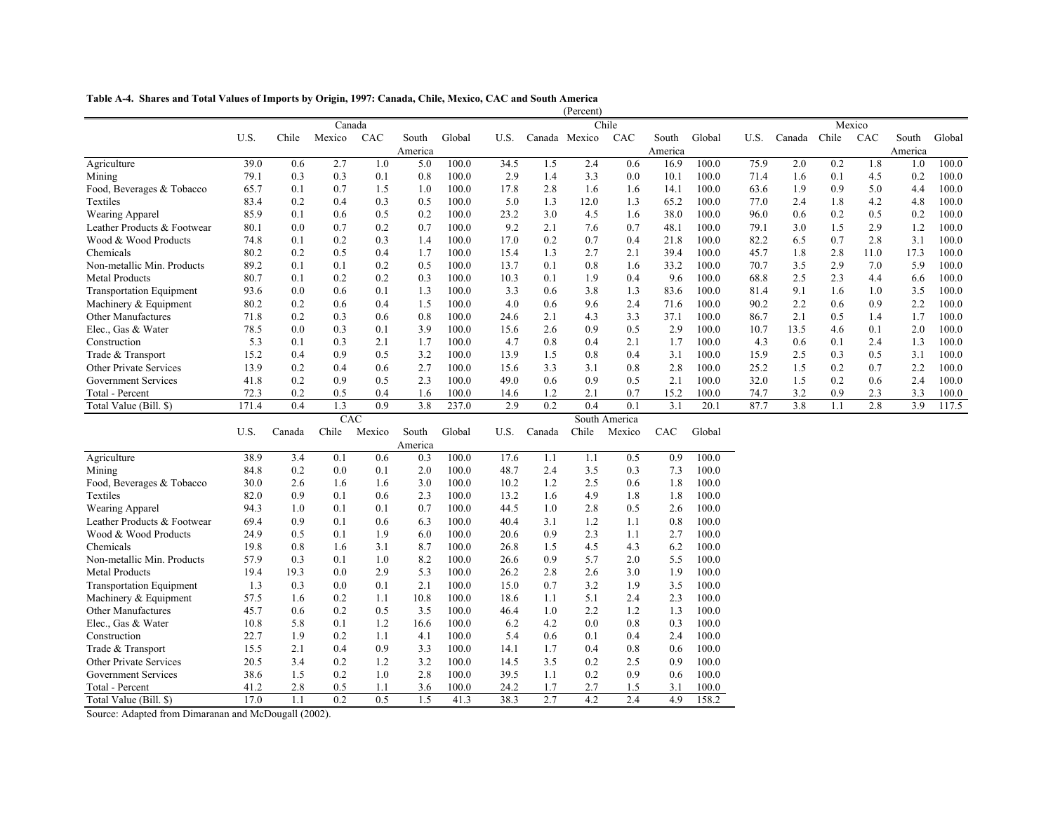**Table A-4. Shares and Total Values of Imports by Origin, 1997: Canada, Chile, Mexico, CAC and South America**

(Percent)

| | Canada | | | | | | Chile | | | | | | Mexico | | | | | |
|---|---|---|---|---|---|---|---|---|---|---|---|---|---|---|---|---|---|---|
| | U.S. | Chile | Mexico | CAC | South America | Global | U.S. | Canada | Mexico | CAC | South America | Global | U.S. | Canada | Chile | CAC | South America | Global |
| Agriculture | 39.0 | 0.6 | 2.7 | 1.0 | 5.0 | 100.0 | 34.5 | 1.5 | 2.4 | 0.6 | 16.9 | 100.0 | 75.9 | 2.0 | 0.2 | 1.8 | 1.0 | 100.0 |
| Mining | 79.1 | 0.3 | 0.3 | 0.1 | 0.8 | 100.0 | 2.9 | 1.4 | 3.3 | 0.0 | 10.1 | 100.0 | 71.4 | 1.6 | 0.1 | 4.5 | 0.2 | 100.0 |
| Food, Beverages & Tobacco | 65.7 | 0.1 | 0.7 | 1.5 | 1.0 | 100.0 | 17.8 | 2.8 | 1.6 | 1.6 | 14.1 | 100.0 | 63.6 | 1.9 | 0.9 | 5.0 | 4.4 | 100.0 |
| Textiles | 83.4 | 0.2 | 0.4 | 0.3 | 0.5 | 100.0 | 5.0 | 1.3 | 12.0 | 1.3 | 65.2 | 100.0 | 77.0 | 2.4 | 1.8 | 4.2 | 4.8 | 100.0 |
| Wearing Apparel | 85.9 | 0.1 | 0.6 | 0.5 | 0.2 | 100.0 | 23.2 | 3.0 | 4.5 | 1.6 | 38.0 | 100.0 | 96.0 | 0.6 | 0.2 | 0.5 | 0.2 | 100.0 |
| Leather Products & Footwear | 80.1 | 0.0 | 0.7 | 0.2 | 0.7 | 100.0 | 9.2 | 2.1 | 7.6 | 0.7 | 48.1 | 100.0 | 79.1 | 3.0 | 1.5 | 2.9 | 1.2 | 100.0 |
| Wood & Wood Products | 74.8 | 0.1 | 0.2 | 0.3 | 1.4 | 100.0 | 17.0 | 0.2 | 0.7 | 0.4 | 21.8 | 100.0 | 82.2 | 6.5 | 0.7 | 2.8 | 3.1 | 100.0 |
| Chemicals | 80.2 | 0.2 | 0.5 | 0.4 | 1.7 | 100.0 | 15.4 | 1.3 | 2.7 | 2.1 | 39.4 | 100.0 | 45.7 | 1.8 | 2.8 | 11.0 | 17.3 | 100.0 |
| Non-metallic Min. Products | 89.2 | 0.1 | 0.1 | 0.2 | 0.5 | 100.0 | 13.7 | 0.1 | 0.8 | 1.6 | 33.2 | 100.0 | 70.7 | 3.5 | 2.9 | 7.0 | 5.9 | 100.0 |
| Metal Products | 80.7 | 0.1 | 0.2 | 0.2 | 0.3 | 100.0 | 10.3 | 0.1 | 1.9 | 0.4 | 9.6 | 100.0 | 68.8 | 2.5 | 2.3 | 4.4 | 6.6 | 100.0 |
| Transportation Equipment | 93.6 | 0.0 | 0.6 | 0.1 | 1.3 | 100.0 | 3.3 | 0.6 | 3.8 | 1.3 | 83.6 | 100.0 | 81.4 | 9.1 | 1.6 | 1.0 | 3.5 | 100.0 |
| Machinery & Equipment | 80.2 | 0.2 | 0.6 | 0.4 | 1.5 | 100.0 | 4.0 | 0.6 | 9.6 | 2.4 | 71.6 | 100.0 | 90.2 | 2.2 | 0.6 | 0.9 | 2.2 | 100.0 |
| Other Manufactures | 71.8 | 0.2 | 0.3 | 0.6 | 0.8 | 100.0 | 24.6 | 2.1 | 4.3 | 3.3 | 37.1 | 100.0 | 86.7 | 2.1 | 0.5 | 1.4 | 1.7 | 100.0 |
| Elec., Gas & Water | 78.5 | 0.0 | 0.3 | 0.1 | 3.9 | 100.0 | 15.6 | 2.6 | 0.9 | 0.5 | 2.9 | 100.0 | 10.7 | 13.5 | 4.6 | 0.1 | 2.0 | 100.0 |
| Construction | 5.3 | 0.1 | 0.3 | 2.1 | 1.7 | 100.0 | 4.7 | 0.8 | 0.4 | 2.1 | 1.7 | 100.0 | 4.3 | 0.6 | 0.1 | 2.4 | 1.3 | 100.0 |
| Trade & Transport | 15.2 | 0.4 | 0.9 | 0.5 | 3.2 | 100.0 | 13.9 | 1.5 | 0.8 | 0.4 | 3.1 | 100.0 | 15.9 | 2.5 | 0.3 | 0.5 | 3.1 | 100.0 |
| Other Private Services | 13.9 | 0.2 | 0.4 | 0.6 | 2.7 | 100.0 | 15.6 | 3.3 | 3.1 | 0.8 | 2.8 | 100.0 | 25.2 | 1.5 | 0.2 | 0.7 | 2.2 | 100.0 |
| Government Services | 41.8 | 0.2 | 0.9 | 0.5 | 2.3 | 100.0 | 49.0 | 0.6 | 0.9 | 0.5 | 2.1 | 100.0 | 32.0 | 1.5 | 0.2 | 0.6 | 2.4 | 100.0 |
| Total - Percent | 72.3 | 0.2 | 0.5 | 0.4 | 1.6 | 100.0 | 14.6 | 1.2 | 2.1 | 0.7 | 15.2 | 100.0 | 74.7 | 3.2 | 0.9 | 2.3 | 3.3 | 100.0 |
| Total Value (Bill. $) | 171.4 | 0.4 | 1.3 | 0.9 | 3.8 | 237.0 | 2.9 | 0.2 | 0.4 | 0.1 | 3.1 | 20.1 | 87.7 | 3.8 | 1.1 | 2.8 | 3.9 | 117.5 |

| | CAC | | | | | | South America | | | | | |
|---|---|---|---|---|---|---|---|---|---|---|---|---|
| | U.S. | Canada | Chile | Mexico | South America | Global | U.S. | Canada | Chile | Mexico | CAC | Global |
| Agriculture | 38.9 | 3.4 | 0.1 | 0.6 | 0.3 | 100.0 | 17.6 | 1.1 | 1.1 | 0.5 | 0.9 | 100.0 |
| Mining | 84.8 | 0.2 | 0.0 | 0.1 | 2.0 | 100.0 | 48.7 | 2.4 | 3.5 | 0.3 | 7.3 | 100.0 |
| Food, Beverages & Tobacco | 30.0 | 2.6 | 1.6 | 1.6 | 3.0 | 100.0 | 10.2 | 1.2 | 2.5 | 0.6 | 1.8 | 100.0 |
| Textiles | 82.0 | 0.9 | 0.1 | 0.6 | 2.3 | 100.0 | 13.2 | 1.6 | 4.9 | 1.8 | 1.8 | 100.0 |
| Wearing Apparel | 94.3 | 1.0 | 0.1 | 0.1 | 0.7 | 100.0 | 44.5 | 1.0 | 2.8 | 0.5 | 2.6 | 100.0 |
| Leather Products & Footwear | 69.4 | 0.9 | 0.1 | 0.6 | 6.3 | 100.0 | 40.4 | 3.1 | 1.2 | 1.1 | 0.8 | 100.0 |
| Wood & Wood Products | 24.9 | 0.5 | 0.1 | 1.9 | 6.0 | 100.0 | 20.6 | 0.9 | 2.3 | 1.1 | 2.7 | 100.0 |
| Chemicals | 19.8 | 0.8 | 1.6 | 3.1 | 8.7 | 100.0 | 26.8 | 1.5 | 4.5 | 4.3 | 6.2 | 100.0 |
| Non-metallic Min. Products | 57.9 | 0.3 | 0.1 | 1.0 | 8.2 | 100.0 | 26.6 | 0.9 | 5.7 | 2.0 | 5.5 | 100.0 |
| Metal Products | 19.4 | 19.3 | 0.0 | 2.9 | 5.3 | 100.0 | 26.2 | 2.8 | 2.6 | 3.0 | 1.9 | 100.0 |
| Transportation Equipment | 1.3 | 0.3 | 0.0 | 0.1 | 2.1 | 100.0 | 15.0 | 0.7 | 3.2 | 1.9 | 3.5 | 100.0 |
| Machinery & Equipment | 57.5 | 1.6 | 0.2 | 1.1 | 10.8 | 100.0 | 18.6 | 1.1 | 5.1 | 2.4 | 2.3 | 100.0 |
| Other Manufactures | 45.7 | 0.6 | 0.2 | 0.5 | 3.5 | 100.0 | 46.4 | 1.0 | 2.2 | 1.2 | 1.3 | 100.0 |
| Elec., Gas & Water | 10.8 | 5.8 | 0.1 | 1.2 | 16.6 | 100.0 | 6.2 | 4.2 | 0.0 | 0.8 | 0.3 | 100.0 |
| Construction | 22.7 | 1.9 | 0.2 | 1.1 | 4.1 | 100.0 | 5.4 | 0.6 | 0.1 | 0.4 | 2.4 | 100.0 |
| Trade & Transport | 15.5 | 2.1 | 0.4 | 0.9 | 3.3 | 100.0 | 14.1 | 1.7 | 0.4 | 0.8 | 0.6 | 100.0 |
| Other Private Services | 20.5 | 3.4 | 0.2 | 1.2 | 3.2 | 100.0 | 14.5 | 3.5 | 0.2 | 2.5 | 0.9 | 100.0 |
| Government Services | 38.6 | 1.5 | 0.2 | 1.0 | 2.8 | 100.0 | 39.5 | 1.1 | 0.2 | 0.9 | 0.6 | 100.0 |
| Total - Percent | 41.2 | 2.8 | 0.5 | 1.1 | 3.6 | 100.0 | 24.2 | 1.7 | 2.7 | 1.5 | 3.1 | 100.0 |
| Total Value (Bill. $) | 17.0 | 1.1 | 0.2 | 0.5 | 1.5 | 41.3 | 38.3 | 2.7 | 4.2 | 2.4 | 4.9 | 158.2 |

Source: Adapted from Dimaranan and McDougall (2002).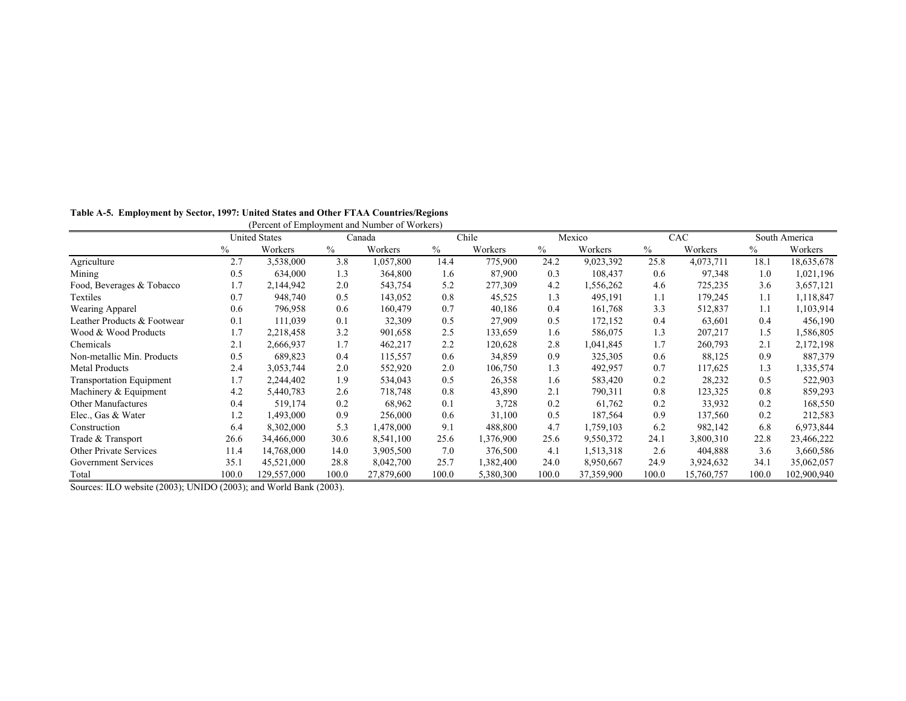**Table A-5. Employment by Sector, 1997: United States and Other FTAA Countries/Regions**

(Percent of Employment and Number of Workers)

| | United States | | Canada | | Chile | | Mexico | | CAC | | South America | |
|---|---|---|---|---|---|---|---|---|---|---|---|---|
| | % | Workers | % | Workers | % | Workers | % | Workers | % | Workers | % | Workers |
| Agriculture | 2.7 | 3,538,000 | 3.8 | 1,057,800 | 14.4 | 775,900 | 24.2 | 9,023,392 | 25.8 | 4,073,711 | 18.1 | 18,635,678 |
| Mining | 0.5 | 634,000 | 1.3 | 364,800 | 1.6 | 87,900 | 0.3 | 108,437 | 0.6 | 97,348 | 1.0 | 1,021,196 |
| Food, Beverages & Tobacco | 1.7 | 2,144,942 | 2.0 | 543,754 | 5.2 | 277,309 | 4.2 | 1,556,262 | 4.6 | 725,235 | 3.6 | 3,657,121 |
| Textiles | 0.7 | 948,740 | 0.5 | 143,052 | 0.8 | 45,525 | 1.3 | 495,191 | 1.1 | 179,245 | 1.1 | 1,118,847 |
| Wearing Apparel | 0.6 | 796,958 | 0.6 | 160,479 | 0.7 | 40,186 | 0.4 | 161,768 | 3.3 | 512,837 | 1.1 | 1,103,914 |
| Leather Products & Footwear | 0.1 | 111,039 | 0.1 | 32,309 | 0.5 | 27,909 | 0.5 | 172,152 | 0.4 | 63,601 | 0.4 | 456,190 |
| Wood & Wood Products | 1.7 | 2,218,458 | 3.2 | 901,658 | 2.5 | 133,659 | 1.6 | 586,075 | 1.3 | 207,217 | 1.5 | 1,586,805 |
| Chemicals | 2.1 | 2,666,937 | 1.7 | 462,217 | 2.2 | 120,628 | 2.8 | 1,041,845 | 1.7 | 260,793 | 2.1 | 2,172,198 |
| Non-metallic Min. Products | 0.5 | 689,823 | 0.4 | 115,557 | 0.6 | 34,859 | 0.9 | 325,305 | 0.6 | 88,125 | 0.9 | 887,379 |
| Metal Products | 2.4 | 3,053,744 | 2.0 | 552,920 | 2.0 | 106,750 | 1.3 | 492,957 | 0.7 | 117,625 | 1.3 | 1,335,574 |
| Transportation Equipment | 1.7 | 2,244,402 | 1.9 | 534,043 | 0.5 | 26,358 | 1.6 | 583,420 | 0.2 | 28,232 | 0.5 | 522,903 |
| Machinery & Equipment | 4.2 | 5,440,783 | 2.6 | 718,748 | 0.8 | 43,890 | 2.1 | 790,311 | 0.8 | 123,325 | 0.8 | 859,293 |
| Other Manufactures | 0.4 | 519,174 | 0.2 | 68,962 | 0.1 | 3,728 | 0.2 | 61,762 | 0.2 | 33,932 | 0.2 | 168,550 |
| Elec., Gas & Water | 1.2 | 1,493,000 | 0.9 | 256,000 | 0.6 | 31,100 | 0.5 | 187,564 | 0.9 | 137,560 | 0.2 | 212,583 |
| Construction | 6.4 | 8,302,000 | 5.3 | 1,478,000 | 9.1 | 488,800 | 4.7 | 1,759,103 | 6.2 | 982,142 | 6.8 | 6,973,844 |
| Trade & Transport | 26.6 | 34,466,000 | 30.6 | 8,541,100 | 25.6 | 1,376,900 | 25.6 | 9,550,372 | 24.1 | 3,800,310 | 22.8 | 23,466,222 |
| Other Private Services | 11.4 | 14,768,000 | 14.0 | 3,905,500 | 7.0 | 376,500 | 4.1 | 1,513,318 | 2.6 | 404,888 | 3.6 | 3,660,586 |
| Government Services | 35.1 | 45,521,000 | 28.8 | 8,042,700 | 25.7 | 1,382,400 | 24.0 | 8,950,667 | 24.9 | 3,924,632 | 34.1 | 35,062,057 |
| Total | 100.0 | 129,557,000 | 100.0 | 27,879,600 | 100.0 | 5,380,300 | 100.0 | 37,359,900 | 100.0 | 15,760,757 | 100.0 | 102,900,940 |

Sources: ILO website (2003); UNIDO (2003); and World Bank (2003).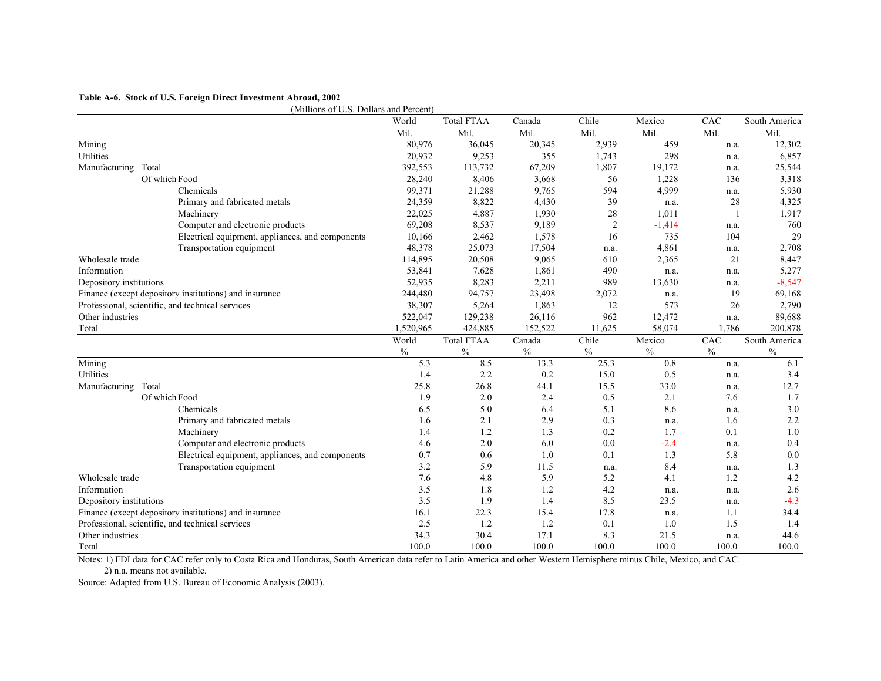**Table A-6. Stock of U.S. Foreign Direct Investment Abroad, 2002**

(Millions of U.S. Dollars and Percent)

| | World | Total FTAA | Canada | Chile | Mexico | CAC | South America |
|---|---|---|---|---|---|---|---|
| | Mil. | Mil. | Mil. | Mil. | Mil. | Mil. | Mil. |
| Mining | 80,976 | 36,045 | 20,345 | 2,939 | 459 | n.a. | 12,302 |
| Utilities | 20,932 | 9,253 | 355 | 1,743 | 298 | n.a. | 6,857 |
| Manufacturing Total | 392,553 | 113,732 | 67,209 | 1,807 | 19,172 | n.a. | 25,544 |
| Of which Food | 28,240 | 8,406 | 3,668 | 56 | 1,228 | 136 | 3,318 |
| Chemicals | 99,371 | 21,288 | 9,765 | 594 | 4,999 | n.a. | 5,930 |
| Primary and fabricated metals | 24,359 | 8,822 | 4,430 | 39 | n.a. | 28 | 4,325 |
| Machinery | 22,025 | 4,887 | 1,930 | 28 | 1,011 | 1 | 1,917 |
| Computer and electronic products | 69,208 | 8,537 | 9,189 | 2 | -1,414 | n.a. | 760 |
| Electrical equipment, appliances, and components | 10,166 | 2,462 | 1,578 | 16 | 735 | 104 | 29 |
| Transportation equipment | 48,378 | 25,073 | 17,504 | n.a. | 4,861 | n.a. | 2,708 |
| Wholesale trade | 114,895 | 20,508 | 9,065 | 610 | 2,365 | 21 | 8,447 |
| Information | 53,841 | 7,628 | 1,861 | 490 | n.a. | n.a. | 5,277 |
| Depository institutions | 52,935 | 8,283 | 2,211 | 989 | 13,630 | n.a. | -8,547 |
| Finance (except depository institutions) and insurance | 244,480 | 94,757 | 23,498 | 2,072 | n.a. | 19 | 69,168 |
| Professional, scientific, and technical services | 38,307 | 5,264 | 1,863 | 12 | 573 | 26 | 2,790 |
| Other industries | 522,047 | 129,238 | 26,116 | 962 | 12,472 | n.a. | 89,688 |
| Total | 1,520,965 | 424,885 | 152,522 | 11,625 | 58,074 | 1,786 | 200,878 |
| | World | Total FTAA | Canada | Chile | Mexico | CAC | South America |
| | % | % | % | % | % | % | % |
| Mining | 5.3 | 8.5 | 13.3 | 25.3 | 0.8 | n.a. | 6.1 |
| Utilities | 1.4 | 2.2 | 0.2 | 15.0 | 0.5 | n.a. | 3.4 |
| Manufacturing Total | 25.8 | 26.8 | 44.1 | 15.5 | 33.0 | n.a. | 12.7 |
| Of which Food | 1.9 | 2.0 | 2.4 | 0.5 | 2.1 | 7.6 | 1.7 |
| Chemicals | 6.5 | 5.0 | 6.4 | 5.1 | 8.6 | n.a. | 3.0 |
| Primary and fabricated metals | 1.6 | 2.1 | 2.9 | 0.3 | n.a. | 1.6 | 2.2 |
| Machinery | 1.4 | 1.2 | 1.3 | 0.2 | 1.7 | 0.1 | 1.0 |
| Computer and electronic products | 4.6 | 2.0 | 6.0 | 0.0 | -2.4 | n.a. | 0.4 |
| Electrical equipment, appliances, and components | 0.7 | 0.6 | 1.0 | 0.1 | 1.3 | 5.8 | 0.0 |
| Transportation equipment | 3.2 | 5.9 | 11.5 | n.a. | 8.4 | n.a. | 1.3 |
| Wholesale trade | 7.6 | 4.8 | 5.9 | 5.2 | 4.1 | 1.2 | 4.2 |
| Information | 3.5 | 1.8 | 1.2 | 4.2 | n.a. | n.a. | 2.6 |
| Depository institutions | 3.5 | 1.9 | 1.4 | 8.5 | 23.5 | n.a. | -4.3 |
| Finance (except depository institutions) and insurance | 16.1 | 22.3 | 15.4 | 17.8 | n.a. | 1.1 | 34.4 |
| Professional, scientific, and technical services | 2.5 | 1.2 | 1.2 | 0.1 | 1.0 | 1.5 | 1.4 |
| Other industries | 34.3 | 30.4 | 17.1 | 8.3 | 21.5 | n.a. | 44.6 |
| Total | 100.0 | 100.0 | 100.0 | 100.0 | 100.0 | 100.0 | 100.0 |

Notes: 1) FDI data for CAC refer only to Costa Rica and Honduras, South American data refer to Latin America and other Western Hemisphere minus Chile, Mexico, and CAC.
2) n.a. means not available.

Source: Adapted from U.S. Bureau of Economic Analysis (2003).